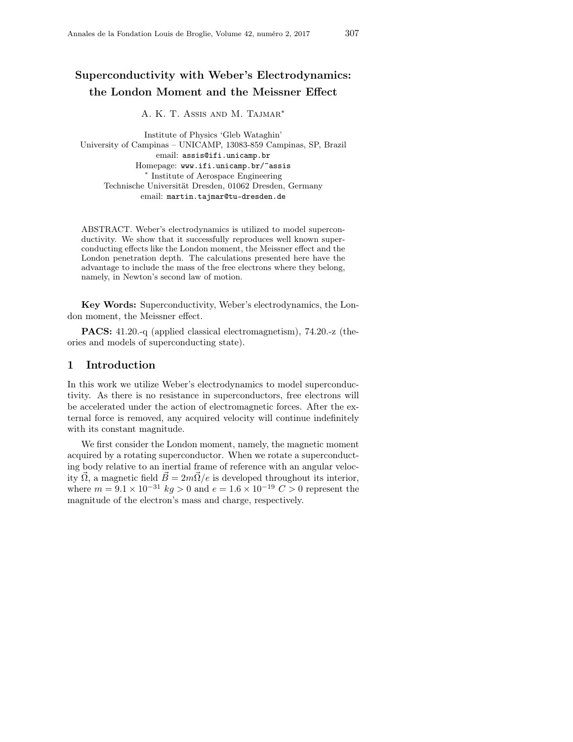# Superconductivity with Weber's Electrodynamics: the London Moment and the Meissner Effect

A. K. T. Assis and M. Tajmar*

Institute of Physics 'Gleb Wataghin'
University of Campinas – UNICAMP, 13083-859 Campinas, SP, Brazil
email: assis@ifi.unicamp.br
Homepage: www.ifi.unicamp.br/~assis
* Institute of Aerospace Engineering
Technische Universität Dresden, 01062 Dresden, Germany
email: martin.tajmar@tu-dresden.de

ABSTRACT. Weber's electrodynamics is utilized to model superconductivity. We show that it successfully reproduces well known superconducting effects like the London moment, the Meissner effect and the London penetration depth. The calculations presented here have the advantage to include the mass of the free electrons where they belong, namely, in Newton's second law of motion.

**Key Words:** Superconductivity, Weber's electrodynamics, the London moment, the Meissner effect.

**PACS:** 41.20.-q (applied classical electromagnetism), 74.20.-z (theories and models of superconducting state).

## 1 Introduction

In this work we utilize Weber's electrodynamics to model superconductivity. As there is no resistance in superconductors, free electrons will be accelerated under the action of electromagnetic forces. After the external force is removed, any acquired velocity will continue indefinitely with its constant magnitude.

We first consider the London moment, namely, the magnetic moment acquired by a rotating superconductor. When we rotate a superconducting body relative to an inertial frame of reference with an angular velocity $\vec{\Omega}$, a magnetic field $\vec{B} = 2m\vec{\Omega}/e$ is developed throughout its interior, where $m = 9.1 \times 10^{-31}\ kg > 0$ and $e = 1.6 \times 10^{-19}\ C > 0$ represent the magnitude of the electron's mass and charge, respectively.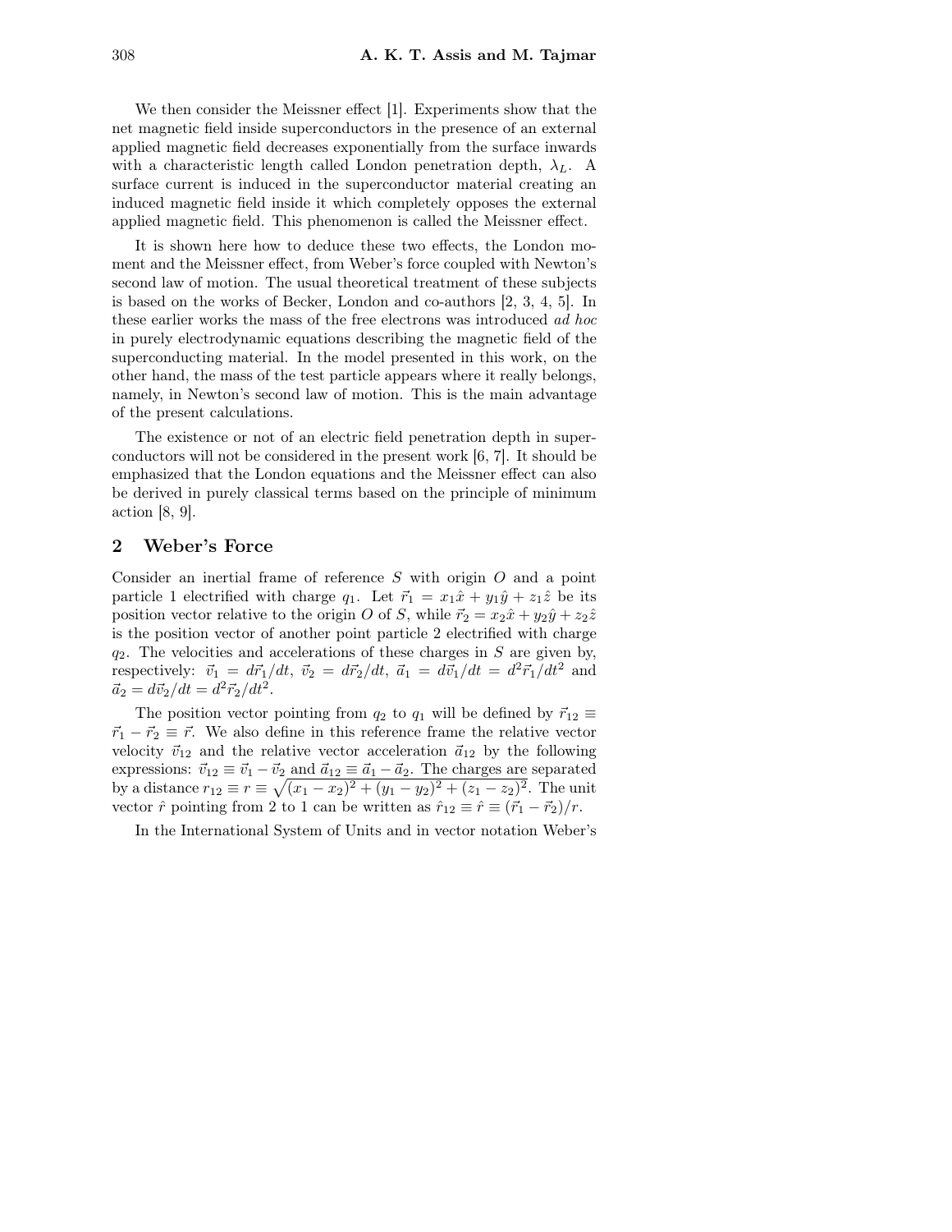We then consider the Meissner effect [1]. Experiments show that the net magnetic field inside superconductors in the presence of an external applied magnetic field decreases exponentially from the surface inwards with a characteristic length called London penetration depth, $\lambda_L$. A surface current is induced in the superconductor material creating an induced magnetic field inside it which completely opposes the external applied magnetic field. This phenomenon is called the Meissner effect.

It is shown here how to deduce these two effects, the London moment and the Meissner effect, from Weber's force coupled with Newton's second law of motion. The usual theoretical treatment of these subjects is based on the works of Becker, London and co-authors [2, 3, 4, 5]. In these earlier works the mass of the free electrons was introduced *ad hoc* in purely electrodynamic equations describing the magnetic field of the superconducting material. In the model presented in this work, on the other hand, the mass of the test particle appears where it really belongs, namely, in Newton's second law of motion. This is the main advantage of the present calculations.

The existence or not of an electric field penetration depth in superconductors will not be considered in the present work [6, 7]. It should be emphasized that the London equations and the Meissner effect can also be derived in purely classical terms based on the principle of minimum action [8, 9].

## 2 Weber's Force

Consider an inertial frame of reference $S$ with origin $O$ and a point particle 1 electrified with charge $q_1$. Let $\vec{r}_1 = x_1\hat{x} + y_1\hat{y} + z_1\hat{z}$ be its position vector relative to the origin $O$ of $S$, while $\vec{r}_2 = x_2\hat{x} + y_2\hat{y} + z_2\hat{z}$ is the position vector of another point particle 2 electrified with charge $q_2$. The velocities and accelerations of these charges in $S$ are given by, respectively: $\vec{v}_1 = d\vec{r}_1/dt$, $\vec{v}_2 = d\vec{r}_2/dt$, $\vec{a}_1 = d\vec{v}_1/dt = d^2\vec{r}_1/dt^2$ and $\vec{a}_2 = d\vec{v}_2/dt = d^2\vec{r}_2/dt^2$.

The position vector pointing from $q_2$ to $q_1$ will be defined by $\vec{r}_{12} \equiv \vec{r}_1 - \vec{r}_2 \equiv \vec{r}$. We also define in this reference frame the relative vector velocity $\vec{v}_{12}$ and the relative vector acceleration $\vec{a}_{12}$ by the following expressions: $\vec{v}_{12} \equiv \vec{v}_1 - \vec{v}_2$ and $\vec{a}_{12} \equiv \vec{a}_1 - \vec{a}_2$. The charges are separated by a distance $r_{12} \equiv r \equiv \sqrt{(x_1 - x_2)^2 + (y_1 - y_2)^2 + (z_1 - z_2)^2}$. The unit vector $\hat{r}$ pointing from 2 to 1 can be written as $\hat{r}_{12} \equiv \hat{r} \equiv (\vec{r}_1 - \vec{r}_2)/r$.

In the International System of Units and in vector notation Weber's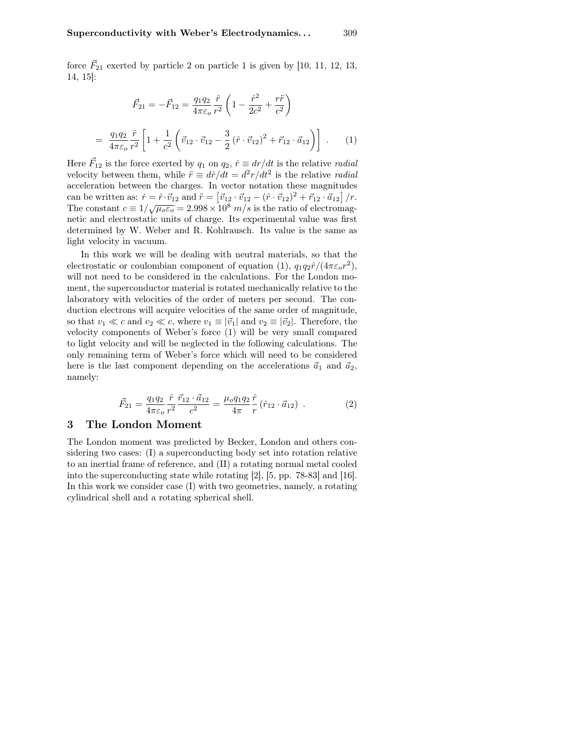force $\vec{F}_{21}$ exerted by particle 2 on particle 1 is given by [10, 11, 12, 13, 14, 15]:

$$\vec{F}_{21} = -\vec{F}_{12} = \frac{q_1 q_2}{4\pi\varepsilon_o}\frac{\hat{r}}{r^2}\left(1 - \frac{\dot{r}^2}{2c^2} + \frac{r\ddot{r}}{c^2}\right)$$

$$= \frac{q_1 q_2}{4\pi\varepsilon_o}\frac{\hat{r}}{r^2}\left[1 + \frac{1}{c^2}\left(\vec{v}_{12}\cdot\vec{v}_{12} - \frac{3}{2}\left(\hat{r}\cdot\vec{v}_{12}\right)^2 + \vec{r}_{12}\cdot\vec{a}_{12}\right)\right] \ . \qquad (1)$$

Here $\vec{F}_{12}$ is the force exerted by $q_1$ on $q_2$, $\dot{r} \equiv dr/dt$ is the relative *radial* velocity between them, while $\ddot{r} \equiv d\dot{r}/dt = d^2r/dt^2$ is the relative *radial* acceleration between the charges. In vector notation these magnitudes can be written as: $\dot{r} = \hat{r}\cdot\vec{v}_{12}$ and $\ddot{r} = \left[\vec{v}_{12}\cdot\vec{v}_{12} - (\hat{r}\cdot\vec{v}_{12})^2 + \vec{r}_{12}\cdot\vec{a}_{12}\right]/r$. The constant $c \equiv 1/\sqrt{\mu_o\varepsilon_o} = 2.998\times 10^8\ m/s$ is the ratio of electromagnetic and electrostatic units of charge. Its experimental value was first determined by W. Weber and R. Kohlrausch. Its value is the same as light velocity in vacuum.

In this work we will be dealing with neutral materials, so that the electrostatic or coulombian component of equation (1), $q_1q_2\hat{r}/(4\pi\varepsilon_o r^2)$, will not need to be considered in the calculations. For the London moment, the superconductor material is rotated mechanically relative to the laboratory with velocities of the order of meters per second. The conduction electrons will acquire velocities of the same order of magnitude, so that $v_1 \ll c$ and $v_2 \ll c$, where $v_1 \equiv |\vec{v}_1|$ and $v_2 \equiv |\vec{v}_2|$. Therefore, the velocity components of Weber's force (1) will be very small compared to light velocity and will be neglected in the following calculations. The only remaining term of Weber's force which will need to be considered here is the last component depending on the accelerations $\vec{a}_1$ and $\vec{a}_2$, namely:

$$\vec{F}_{21} = \frac{q_1 q_2}{4\pi\varepsilon_o}\frac{\hat{r}}{r^2}\frac{\vec{r}_{12}\cdot\vec{a}_{12}}{c^2} = \frac{\mu_o q_1 q_2}{4\pi}\frac{\hat{r}}{r}\left(\hat{r}_{12}\cdot\vec{a}_{12}\right) \ . \qquad (2)$$

## 3 The London Moment

The London moment was predicted by Becker, London and others considering two cases: (I) a superconducting body set into rotation relative to an inertial frame of reference, and (II) a rotating normal metal cooled into the superconducting state while rotating [2], [5, pp. 78-83] and [16]. In this work we consider case (I) with two geometries, namely, a rotating cylindrical shell and a rotating spherical shell.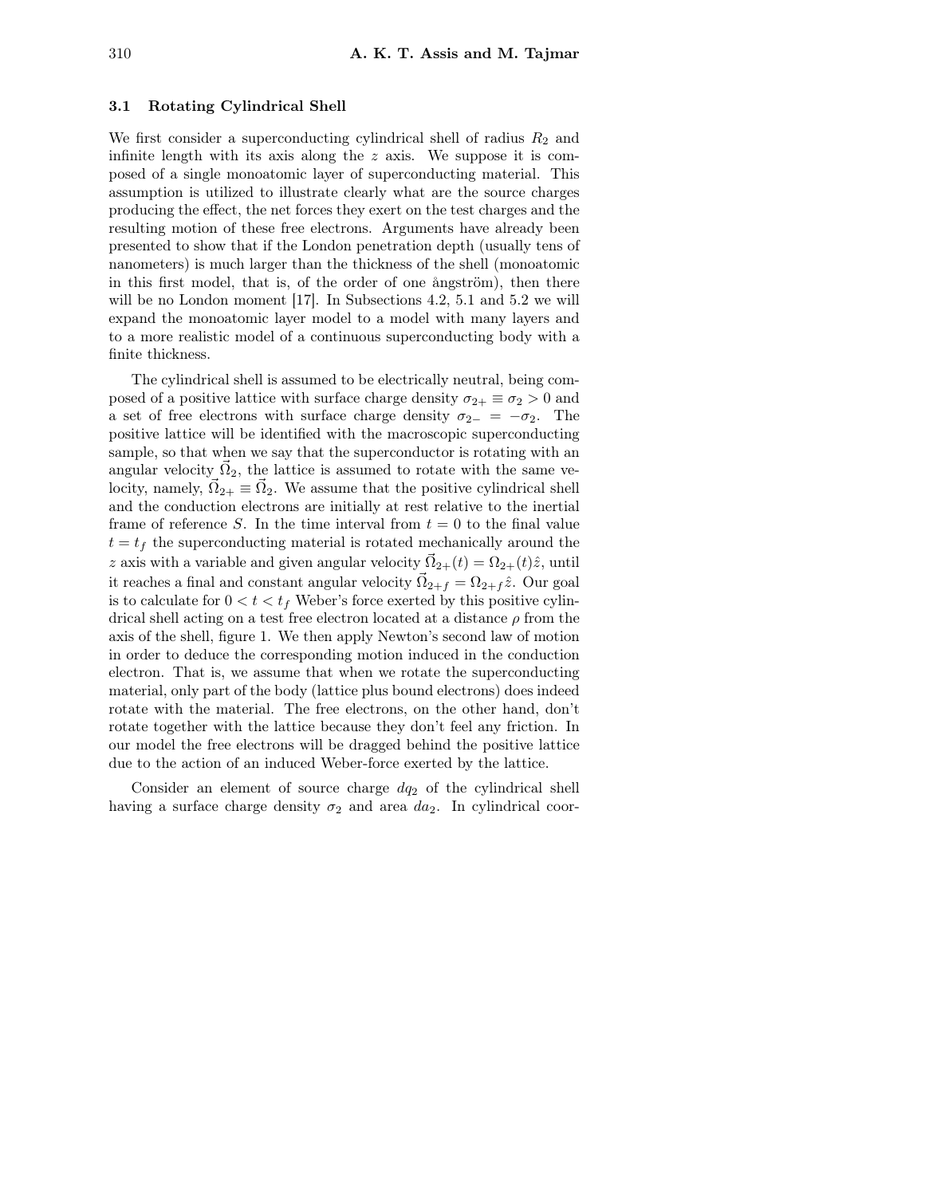### 3.1 Rotating Cylindrical Shell

We first consider a superconducting cylindrical shell of radius $R_2$ and infinite length with its axis along the $z$ axis. We suppose it is composed of a single monoatomic layer of superconducting material. This assumption is utilized to illustrate clearly what are the source charges producing the effect, the net forces they exert on the test charges and the resulting motion of these free electrons. Arguments have already been presented to show that if the London penetration depth (usually tens of nanometers) is much larger than the thickness of the shell (monoatomic in this first model, that is, of the order of one ångström), then there will be no London moment [17]. In Subsections 4.2, 5.1 and 5.2 we will expand the monoatomic layer model to a model with many layers and to a more realistic model of a continuous superconducting body with a finite thickness.

The cylindrical shell is assumed to be electrically neutral, being composed of a positive lattice with surface charge density $\sigma_{2+} \equiv \sigma_2 > 0$ and a set of free electrons with surface charge density $\sigma_{2-} = -\sigma_2$. The positive lattice will be identified with the macroscopic superconducting sample, so that when we say that the superconductor is rotating with an angular velocity $\vec{\Omega}_2$, the lattice is assumed to rotate with the same velocity, namely, $\vec{\Omega}_{2+} \equiv \vec{\Omega}_2$. We assume that the positive cylindrical shell and the conduction electrons are initially at rest relative to the inertial frame of reference $S$. In the time interval from $t = 0$ to the final value $t = t_f$ the superconducting material is rotated mechanically around the $z$ axis with a variable and given angular velocity $\vec{\Omega}_{2+}(t) = \Omega_{2+}(t)\hat{z}$, until it reaches a final and constant angular velocity $\vec{\Omega}_{2+f} = \Omega_{2+f}\hat{z}$. Our goal is to calculate for $0 < t < t_f$ Weber's force exerted by this positive cylindrical shell acting on a test free electron located at a distance $\rho$ from the axis of the shell, figure 1. We then apply Newton's second law of motion in order to deduce the corresponding motion induced in the conduction electron. That is, we assume that when we rotate the superconducting material, only part of the body (lattice plus bound electrons) does indeed rotate with the material. The free electrons, on the other hand, don't rotate together with the lattice because they don't feel any friction. In our model the free electrons will be dragged behind the positive lattice due to the action of an induced Weber-force exerted by the lattice.

Consider an element of source charge $dq_2$ of the cylindrical shell having a surface charge density $\sigma_2$ and area $da_2$. In cylindrical coor-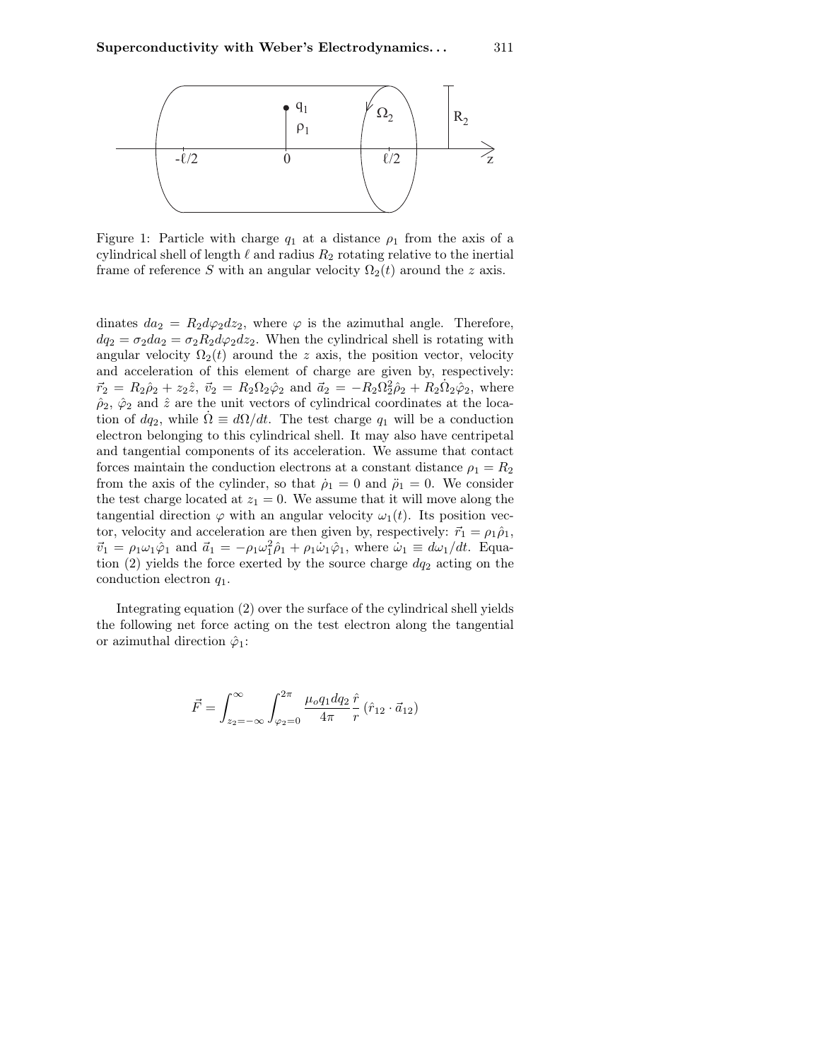Figure 1: Particle with charge $q_1$ at a distance $\rho_1$ from the axis of a cylindrical shell of length $\ell$ and radius $R_2$ rotating relative to the inertial frame of reference $S$ with an angular velocity $\Omega_2(t)$ around the $z$ axis.

dinates $da_2 = R_2 d\varphi_2 dz_2$, where $\varphi$ is the azimuthal angle. Therefore, $dq_2 = \sigma_2 da_2 = \sigma_2 R_2 d\varphi_2 dz_2$. When the cylindrical shell is rotating with angular velocity $\Omega_2(t)$ around the $z$ axis, the position vector, velocity and acceleration of this element of charge are given by, respectively: $\vec{r}_2 = R_2\hat{\rho}_2 + z_2\hat{z}$, $\vec{v}_2 = R_2\Omega_2\hat{\varphi}_2$ and $\vec{a}_2 = -R_2\Omega_2^2\hat{\rho}_2 + R_2\dot{\Omega}_2\hat{\varphi}_2$, where $\hat{\rho}_2$, $\hat{\varphi}_2$ and $\hat{z}$ are the unit vectors of cylindrical coordinates at the location of $dq_2$, while $\dot{\Omega} \equiv d\Omega/dt$. The test charge $q_1$ will be a conduction electron belonging to this cylindrical shell. It may also have centripetal and tangential components of its acceleration. We assume that contact forces maintain the conduction electrons at a constant distance $\rho_1 = R_2$ from the axis of the cylinder, so that $\dot{\rho}_1 = 0$ and $\ddot{\rho}_1 = 0$. We consider the test charge located at $z_1 = 0$. We assume that it will move along the tangential direction $\varphi$ with an angular velocity $\omega_1(t)$. Its position vector, velocity and acceleration are then given by, respectively: $\vec{r}_1 = \rho_1\hat{\rho}_1$, $\vec{v}_1 = \rho_1\omega_1\hat{\varphi}_1$ and $\vec{a}_1 = -\rho_1\omega_1^2\hat{\rho}_1 + \rho_1\dot{\omega}_1\hat{\varphi}_1$, where $\dot{\omega}_1 \equiv d\omega_1/dt$. Equation (2) yields the force exerted by the source charge $dq_2$ acting on the conduction electron $q_1$.

Integrating equation (2) over the surface of the cylindrical shell yields the following net force acting on the test electron along the tangential or azimuthal direction $\hat{\varphi}_1$:

$$\vec{F} = \int_{z_2=-\infty}^{\infty} \int_{\varphi_2=0}^{2\pi} \frac{\mu_o q_1 dq_2}{4\pi} \frac{\hat{r}}{r} (\hat{r}_{12} \cdot \vec{a}_{12})$$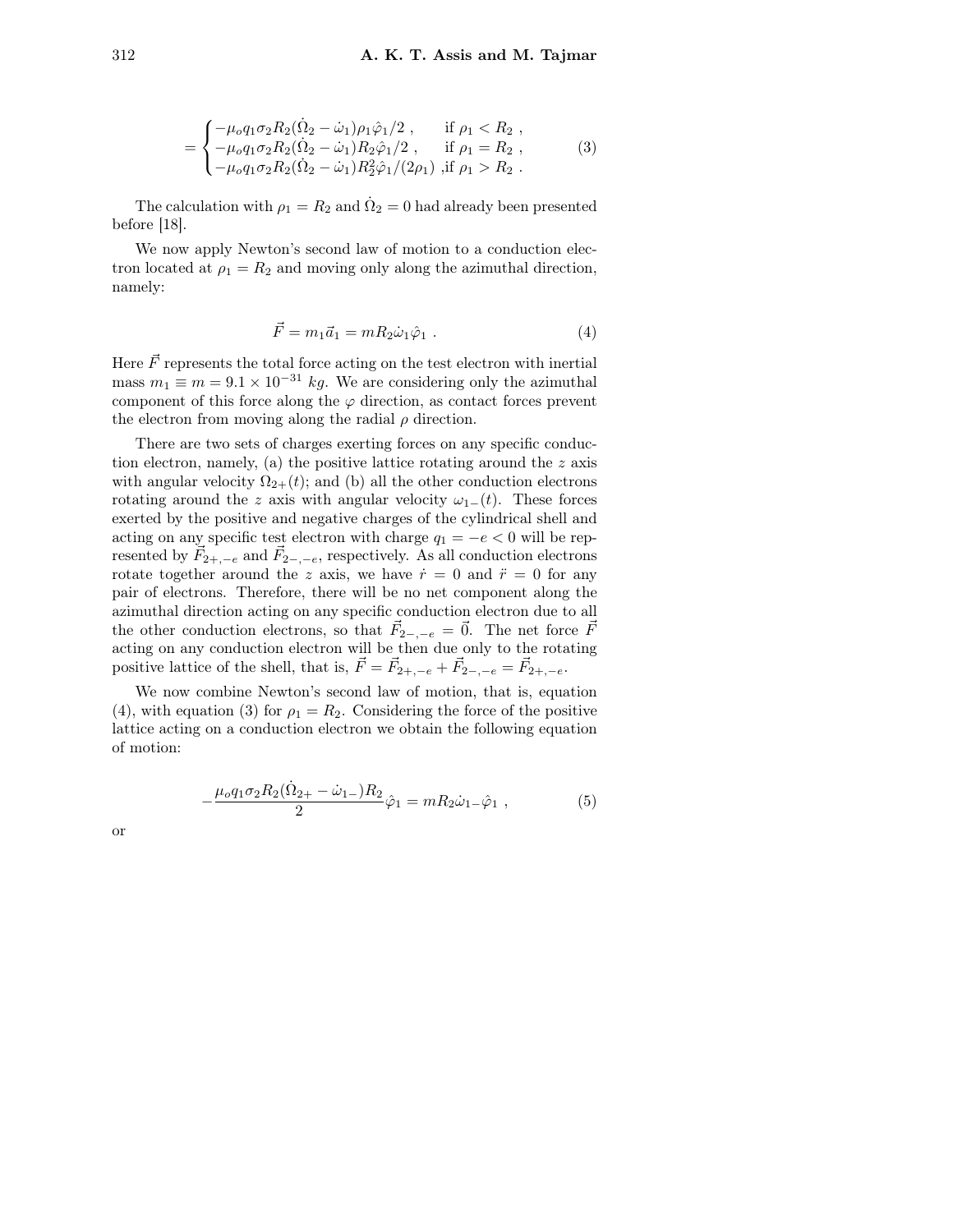$$
= \begin{cases} -\mu_o q_1 \sigma_2 R_2 (\dot{\Omega}_2 - \dot{\omega}_1) \rho_1 \hat{\varphi}_1 / 2 \ , & \text{if } \rho_1 < R_2 \ , \\ -\mu_o q_1 \sigma_2 R_2 (\dot{\Omega}_2 - \dot{\omega}_1) R_2 \hat{\varphi}_1 / 2 \ , & \text{if } \rho_1 = R_2 \ , \\ -\mu_o q_1 \sigma_2 R_2 (\dot{\Omega}_2 - \dot{\omega}_1) R_2^2 \hat{\varphi}_1 / (2\rho_1) \ , & \text{if } \rho_1 > R_2 \ . \end{cases} \tag{3}
$$

The calculation with $\rho_1 = R_2$ and $\dot{\Omega}_2 = 0$ had already been presented before [18].

We now apply Newton's second law of motion to a conduction electron located at $\rho_1 = R_2$ and moving only along the azimuthal direction, namely:

$$
\vec{F} = m_1 \vec{a}_1 = m R_2 \dot{\omega}_1 \hat{\varphi}_1 \ . \tag{4}
$$

Here $\vec{F}$ represents the total force acting on the test electron with inertial mass $m_1 \equiv m = 9.1 \times 10^{-31}$ $kg$. We are considering only the azimuthal component of this force along the $\varphi$ direction, as contact forces prevent the electron from moving along the radial $\rho$ direction.

There are two sets of charges exerting forces on any specific conduction electron, namely, (a) the positive lattice rotating around the $z$ axis with angular velocity $\Omega_{2+}(t)$; and (b) all the other conduction electrons rotating around the $z$ axis with angular velocity $\omega_{1-}(t)$. These forces exerted by the positive and negative charges of the cylindrical shell and acting on any specific test electron with charge $q_1 = -e < 0$ will be represented by $\vec{F}_{2+,-e}$ and $\vec{F}_{2-,-e}$, respectively. As all conduction electrons rotate together around the $z$ axis, we have $\dot{r} = 0$ and $\ddot{r} = 0$ for any pair of electrons. Therefore, there will be no net component along the azimuthal direction acting on any specific conduction electron due to all the other conduction electrons, so that $\vec{F}_{2-,-e} = \vec{0}$. The net force $\vec{F}$ acting on any conduction electron will be then due only to the rotating positive lattice of the shell, that is, $\vec{F} = \vec{F}_{2+,-e} + \vec{F}_{2-,-e} = \vec{F}_{2+,-e}$.

We now combine Newton's second law of motion, that is, equation (4), with equation (3) for $\rho_1 = R_2$. Considering the force of the positive lattice acting on a conduction electron we obtain the following equation of motion:

$$
-\frac{\mu_o q_1 \sigma_2 R_2 (\dot{\Omega}_{2+} - \dot{\omega}_{1-}) R_2}{2} \hat{\varphi}_1 = m R_2 \dot{\omega}_{1-} \hat{\varphi}_1 \ , \tag{5}
$$

or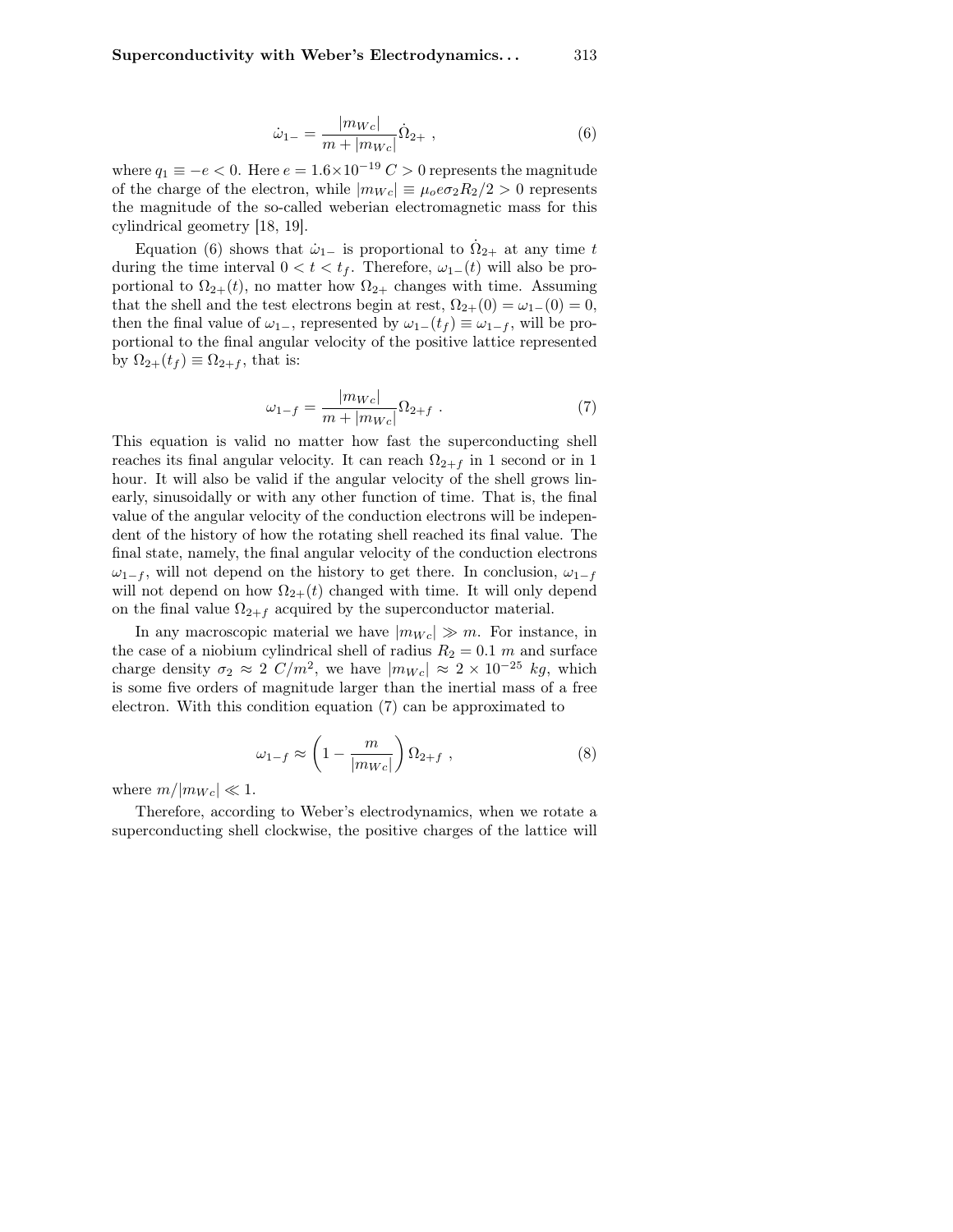$$\dot{\omega}_{1-} = \frac{|m_{Wc}|}{m + |m_{Wc}|}\dot{\Omega}_{2+} \ , \tag{6}$$

where $q_1 \equiv -e < 0$. Here $e = 1.6 \times 10^{-19}\ C > 0$ represents the magnitude of the charge of the electron, while $|m_{Wc}| \equiv \mu_o e \sigma_2 R_2 / 2 > 0$ represents the magnitude of the so-called weberian electromagnetic mass for this cylindrical geometry [18, 19].

Equation (6) shows that $\dot{\omega}_{1-}$ is proportional to $\dot{\Omega}_{2+}$ at any time $t$ during the time interval $0 < t < t_f$. Therefore, $\omega_{1-}(t)$ will also be proportional to $\Omega_{2+}(t)$, no matter how $\Omega_{2+}$ changes with time. Assuming that the shell and the test electrons begin at rest, $\Omega_{2+}(0) = \omega_{1-}(0) = 0$, then the final value of $\omega_{1-}$, represented by $\omega_{1-}(t_f) \equiv \omega_{1-f}$, will be proportional to the final angular velocity of the positive lattice represented by $\Omega_{2+}(t_f) \equiv \Omega_{2+f}$, that is:

$$\omega_{1-f} = \frac{|m_{Wc}|}{m + |m_{Wc}|}\Omega_{2+f} \ . \tag{7}$$

This equation is valid no matter how fast the superconducting shell reaches its final angular velocity. It can reach $\Omega_{2+f}$ in 1 second or in 1 hour. It will also be valid if the angular velocity of the shell grows linearly, sinusoidally or with any other function of time. That is, the final value of the angular velocity of the conduction electrons will be independent of the history of how the rotating shell reached its final value. The final state, namely, the final angular velocity of the conduction electrons $\omega_{1-f}$, will not depend on the history to get there. In conclusion, $\omega_{1-f}$ will not depend on how $\Omega_{2+}(t)$ changed with time. It will only depend on the final value $\Omega_{2+f}$ acquired by the superconductor material.

In any macroscopic material we have $|m_{Wc}| \gg m$. For instance, in the case of a niobium cylindrical shell of radius $R_2 = 0.1\ m$ and surface charge density $\sigma_2 \approx 2\ C/m^2$, we have $|m_{Wc}| \approx 2 \times 10^{-25}\ kg$, which is some five orders of magnitude larger than the inertial mass of a free electron. With this condition equation (7) can be approximated to

$$\omega_{1-f} \approx \left(1 - \frac{m}{|m_{Wc}|}\right)\Omega_{2+f} \ , \tag{8}$$

where $m/|m_{Wc}| \ll 1$.

Therefore, according to Weber's electrodynamics, when we rotate a superconducting shell clockwise, the positive charges of the lattice will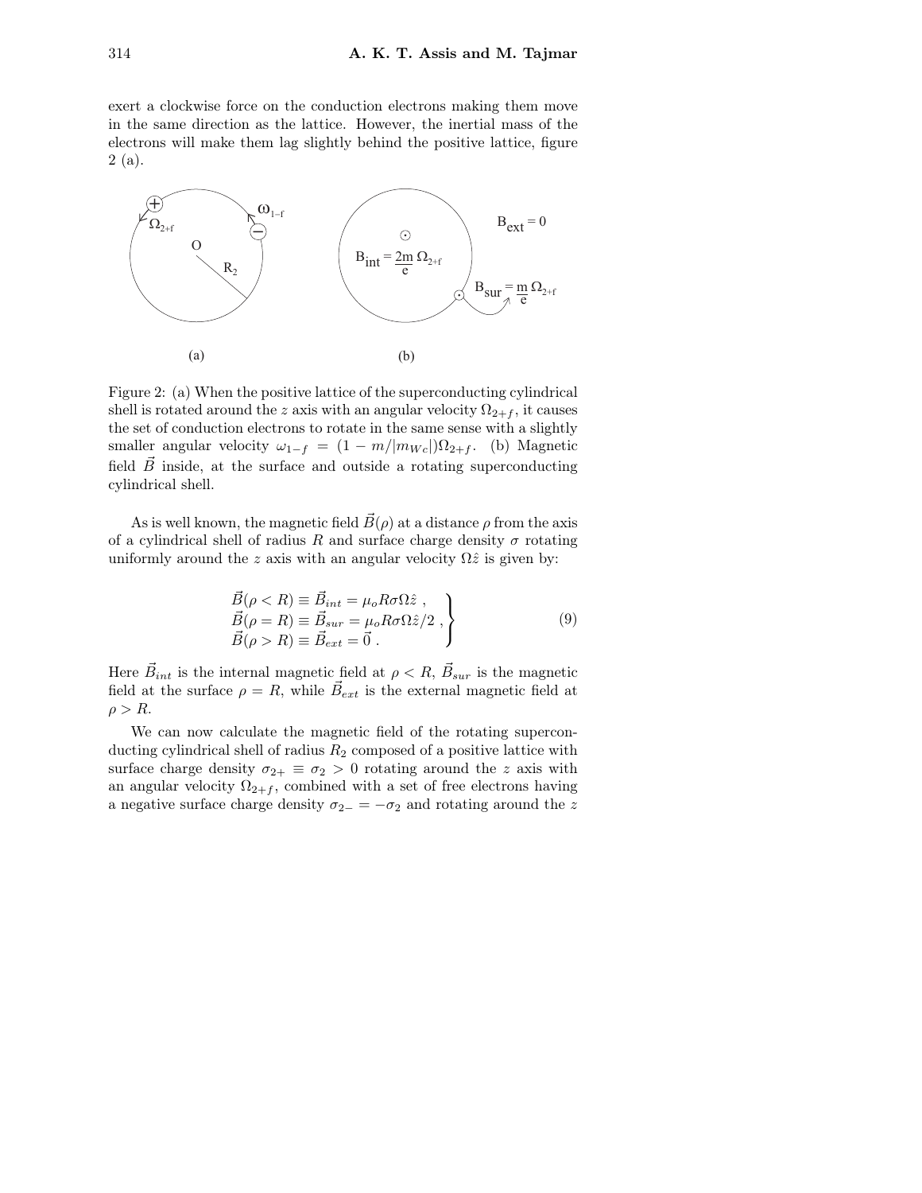exert a clockwise force on the conduction electrons making them move in the same direction as the lattice. However, the inertial mass of the electrons will make them lag slightly behind the positive lattice, figure 2 (a).

Figure 2: (a) When the positive lattice of the superconducting cylindrical shell is rotated around the $z$ axis with an angular velocity $\Omega_{2+f}$, it causes the set of conduction electrons to rotate in the same sense with a slightly smaller angular velocity $\omega_{1-f} = (1 - m/|m_{Wc}|)\Omega_{2+f}$. (b) Magnetic field $\vec{B}$ inside, at the surface and outside a rotating superconducting cylindrical shell.

As is well known, the magnetic field $\vec{B}(\rho)$ at a distance $\rho$ from the axis of a cylindrical shell of radius $R$ and surface charge density $\sigma$ rotating uniformly around the $z$ axis with an angular velocity $\Omega\hat{z}$ is given by:

$$\left.\begin{array}{l} \vec{B}(\rho < R) \equiv \vec{B}_{int} = \mu_o R\sigma\Omega\hat{z} \ , \\ \vec{B}(\rho = R) \equiv \vec{B}_{sur} = \mu_o R\sigma\Omega\hat{z}/2 \ , \\ \vec{B}(\rho > R) \equiv \vec{B}_{ext} = \vec{0} \ . \end{array}\right\} \tag{9}$$

Here $\vec{B}_{int}$ is the internal magnetic field at $\rho < R$, $\vec{B}_{sur}$ is the magnetic field at the surface $\rho = R$, while $\vec{B}_{ext}$ is the external magnetic field at $\rho > R$.

We can now calculate the magnetic field of the rotating superconducting cylindrical shell of radius $R_2$ composed of a positive lattice with surface charge density $\sigma_{2+} \equiv \sigma_2 > 0$ rotating around the $z$ axis with an angular velocity $\Omega_{2+f}$, combined with a set of free electrons having a negative surface charge density $\sigma_{2-} = -\sigma_2$ and rotating around the $z$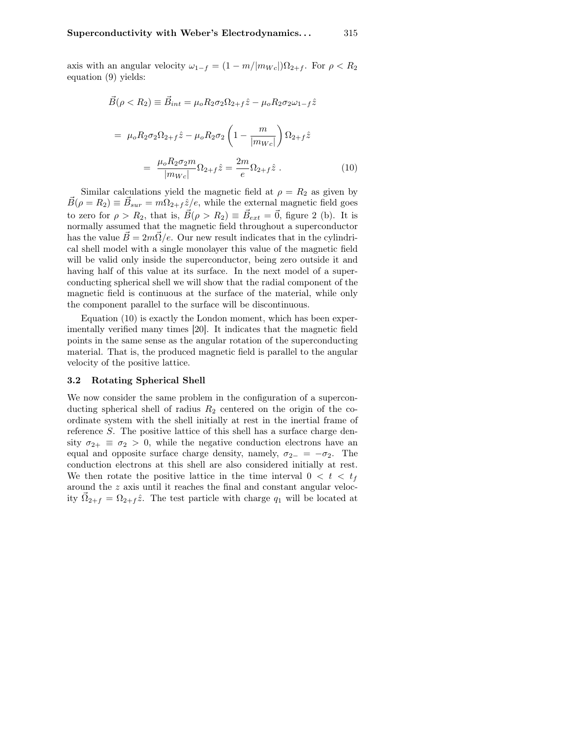axis with an angular velocity $\omega_{1-f} = (1 - m/|m_{Wc}|)\Omega_{2+f}$. For $\rho < R_2$ equation (9) yields:

$$\vec{B}(\rho < R_2) \equiv \vec{B}_{int} = \mu_o R_2 \sigma_2 \Omega_{2+f} \hat{z} - \mu_o R_2 \sigma_2 \omega_{1-f} \hat{z}$$

$$= \mu_o R_2 \sigma_2 \Omega_{2+f} \hat{z} - \mu_o R_2 \sigma_2 \left(1 - \frac{m}{|m_{Wc}|}\right) \Omega_{2+f} \hat{z}$$

$$= \frac{\mu_o R_2 \sigma_2 m}{|m_{Wc}|} \Omega_{2+f} \hat{z} = \frac{2m}{e} \Omega_{2+f} \hat{z} \ . \tag{10}$$

Similar calculations yield the magnetic field at $\rho = R_2$ as given by $\vec{B}(\rho = R_2) \equiv \vec{B}_{sur} = m\Omega_{2+f}\hat{z}/e$, while the external magnetic field goes to zero for $\rho > R_2$, that is, $\vec{B}(\rho > R_2) \equiv \vec{B}_{ext} = \vec{0}$, figure 2 (b). It is normally assumed that the magnetic field throughout a superconductor has the value $\vec{B} = 2m\vec{\Omega}/e$. Our new result indicates that in the cylindrical shell model with a single monolayer this value of the magnetic field will be valid only inside the superconductor, being zero outside it and having half of this value at its surface. In the next model of a superconducting spherical shell we will show that the radial component of the magnetic field is continuous at the surface of the material, while only the component parallel to the surface will be discontinuous.

Equation (10) is exactly the London moment, which has been experimentally verified many times [20]. It indicates that the magnetic field points in the same sense as the angular rotation of the superconducting material. That is, the produced magnetic field is parallel to the angular velocity of the positive lattice.

### 3.2 Rotating Spherical Shell

We now consider the same problem in the configuration of a superconducting spherical shell of radius $R_2$ centered on the origin of the coordinate system with the shell initially at rest in the inertial frame of reference $S$. The positive lattice of this shell has a surface charge density $\sigma_{2+} \equiv \sigma_2 > 0$, while the negative conduction electrons have an equal and opposite surface charge density, namely, $\sigma_{2-} = -\sigma_2$. The conduction electrons at this shell are also considered initially at rest. We then rotate the positive lattice in the time interval $0 < t < t_f$ around the $z$ axis until it reaches the final and constant angular velocity $\vec{\Omega}_{2+f} = \Omega_{2+f}\hat{z}$. The test particle with charge $q_1$ will be located at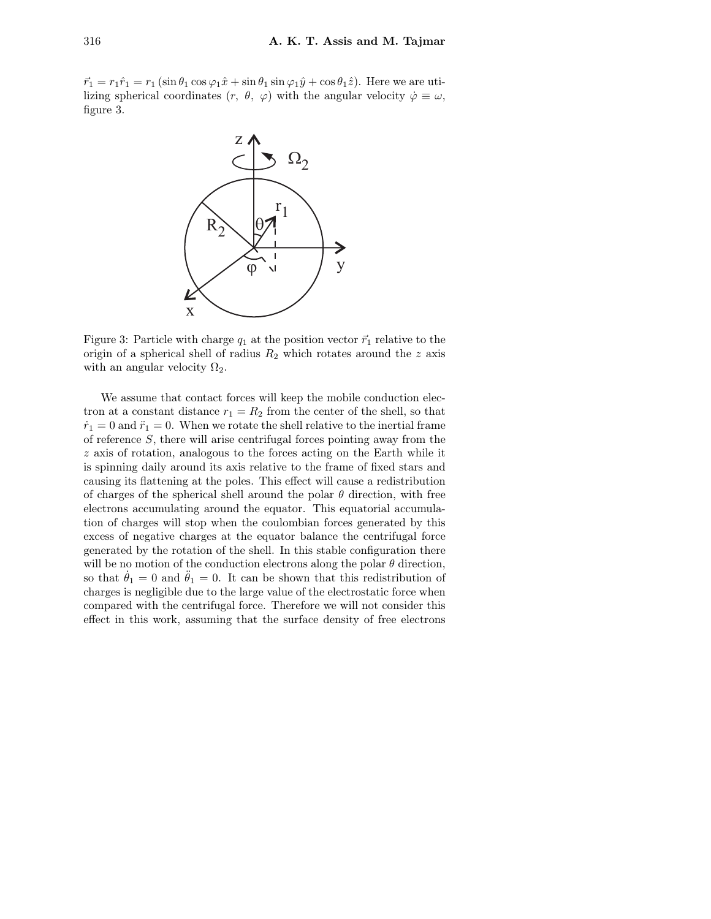$\vec{r}_1 = r_1\hat{r}_1 = r_1(\sin\theta_1\cos\varphi_1\hat{x} + \sin\theta_1\sin\varphi_1\hat{y} + \cos\theta_1\hat{z})$. Here we are utilizing spherical coordinates $(r,\ \theta,\ \varphi)$ with the angular velocity $\dot{\varphi} \equiv \omega$, figure 3.

Figure 3: Particle with charge $q_1$ at the position vector $\vec{r}_1$ relative to the origin of a spherical shell of radius $R_2$ which rotates around the $z$ axis with an angular velocity $\Omega_2$.

We assume that contact forces will keep the mobile conduction electron at a constant distance $r_1 = R_2$ from the center of the shell, so that $\dot{r}_1 = 0$ and $\ddot{r}_1 = 0$. When we rotate the shell relative to the inertial frame of reference $S$, there will arise centrifugal forces pointing away from the $z$ axis of rotation, analogous to the forces acting on the Earth while it is spinning daily around its axis relative to the frame of fixed stars and causing its flattening at the poles. This effect will cause a redistribution of charges of the spherical shell around the polar $\theta$ direction, with free electrons accumulating around the equator. This equatorial accumulation of charges will stop when the coulombian forces generated by this excess of negative charges at the equator balance the centrifugal force generated by the rotation of the shell. In this stable configuration there will be no motion of the conduction electrons along the polar $\theta$ direction, so that $\dot{\theta}_1 = 0$ and $\ddot{\theta}_1 = 0$. It can be shown that this redistribution of charges is negligible due to the large value of the electrostatic force when compared with the centrifugal force. Therefore we will not consider this effect in this work, assuming that the surface density of free electrons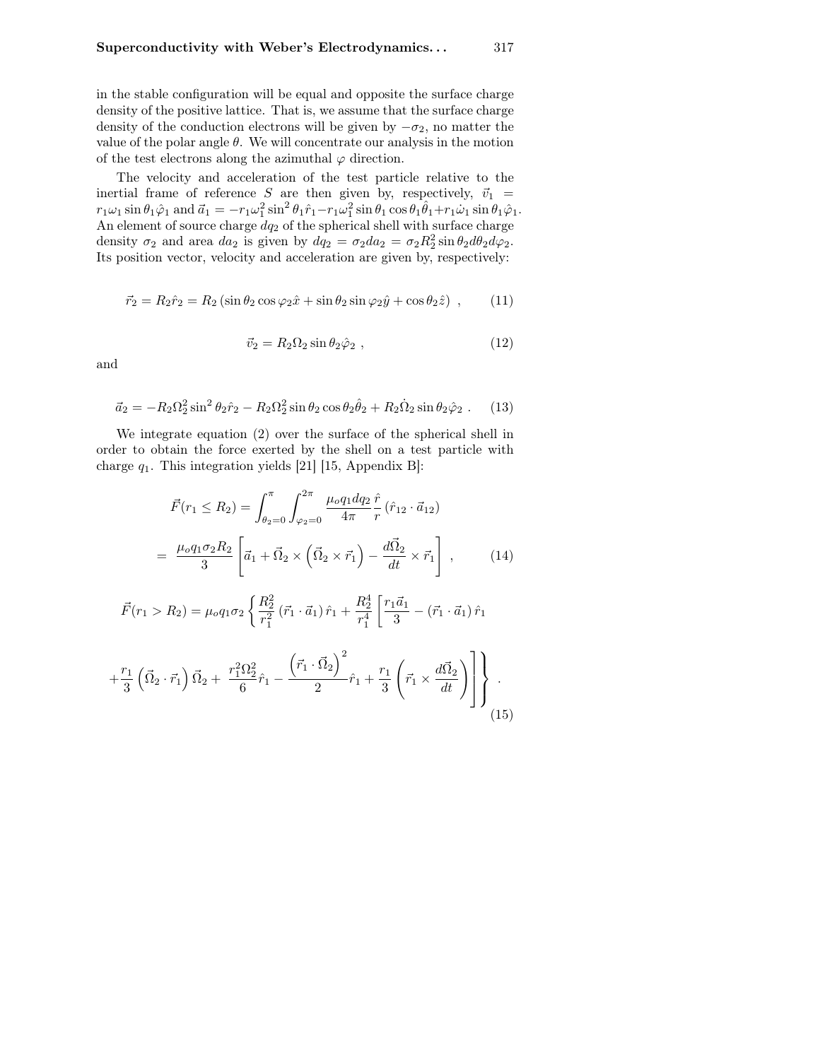in the stable configuration will be equal and opposite the surface charge density of the positive lattice. That is, we assume that the surface charge density of the conduction electrons will be given by $-\sigma_2$, no matter the value of the polar angle $\theta$. We will concentrate our analysis in the motion of the test electrons along the azimuthal $\varphi$ direction.

The velocity and acceleration of the test particle relative to the inertial frame of reference $S$ are then given by, respectively, $\vec{v}_1 = r_1\omega_1 \sin\theta_1 \hat{\varphi}_1$ and $\vec{a}_1 = -r_1\omega_1^2 \sin^2\theta_1 \hat{r}_1 - r_1\omega_1^2 \sin\theta_1 \cos\theta_1 \hat{\theta}_1 + r_1\dot{\omega}_1 \sin\theta_1 \hat{\varphi}_1$. An element of source charge $dq_2$ of the spherical shell with surface charge density $\sigma_2$ and area $da_2$ is given by $dq_2 = \sigma_2 da_2 = \sigma_2 R_2^2 \sin\theta_2 d\theta_2 d\varphi_2$. Its position vector, velocity and acceleration are given by, respectively:

$$\vec{r}_2 = R_2 \hat{r}_2 = R_2 \left(\sin\theta_2 \cos\varphi_2 \hat{x} + \sin\theta_2 \sin\varphi_2 \hat{y} + \cos\theta_2 \hat{z}\right) \ , \tag{11}$$

$$\vec{v}_2 = R_2 \Omega_2 \sin\theta_2 \hat{\varphi}_2 \ , \tag{12}$$

and

$$\vec{a}_2 = -R_2 \Omega_2^2 \sin^2\theta_2 \hat{r}_2 - R_2 \Omega_2^2 \sin\theta_2 \cos\theta_2 \hat{\theta}_2 + R_2 \dot{\Omega}_2 \sin\theta_2 \hat{\varphi}_2 \ . \tag{13}$$

We integrate equation (2) over the surface of the spherical shell in order to obtain the force exerted by the shell on a test particle with charge $q_1$. This integration yields [21] [15, Appendix B]:

$$\vec{F}(r_1 \leq R_2) = \int_{\theta_2=0}^{\pi} \int_{\varphi_2=0}^{2\pi} \frac{\mu_o q_1 dq_2}{4\pi} \frac{\hat{r}}{r} \left(\hat{r}_{12} \cdot \vec{a}_{12}\right)$$

$$= \frac{\mu_o q_1 \sigma_2 R_2}{3} \left[\vec{a}_1 + \vec{\Omega}_2 \times \left(\vec{\Omega}_2 \times \vec{r}_1\right) - \frac{d\vec{\Omega}_2}{dt} \times \vec{r}_1\right] \ , \tag{14}$$

$$\vec{F}(r_1 > R_2) = \mu_o q_1 \sigma_2 \left\{ \frac{R_2^2}{r_1^2} \left(\vec{r}_1 \cdot \vec{a}_1\right) \hat{r}_1 + \frac{R_2^4}{r_1^4} \left[ \frac{r_1 \vec{a}_1}{3} - \left(\vec{r}_1 \cdot \vec{a}_1\right) \hat{r}_1 \right. \right.$$

$$\left. \left. + \frac{r_1}{3} \left(\vec{\Omega}_2 \cdot \vec{r}_1\right) \vec{\Omega}_2 + \frac{r_1^2 \Omega_2^2}{6} \hat{r}_1 - \frac{\left(\vec{r}_1 \cdot \vec{\Omega}_2\right)^2}{2} \hat{r}_1 + \frac{r_1}{3} \left( \vec{r}_1 \times \frac{d\vec{\Omega}_2}{dt} \right) \right] \right\} \ . \tag{15}$$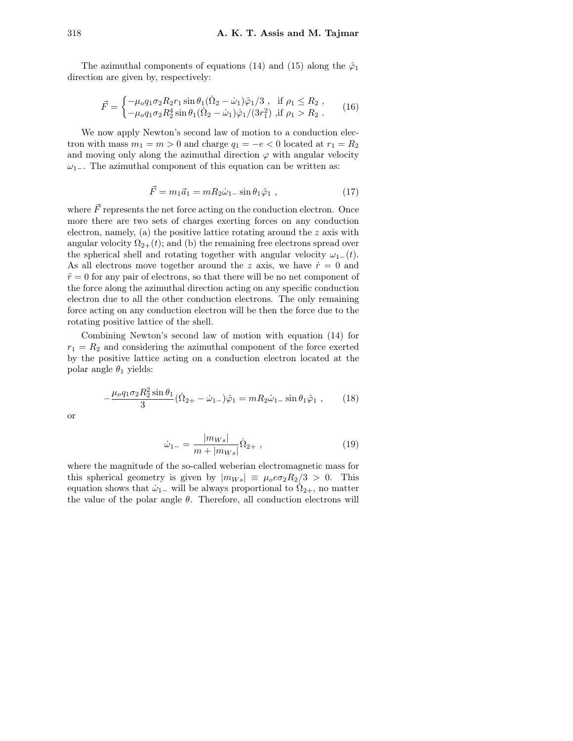The azimuthal components of equations (14) and (15) along the $\hat{\varphi}_1$ direction are given by, respectively:

$$\vec{F} = \begin{cases} -\mu_o q_1 \sigma_2 R_2 r_1 \sin\theta_1 (\dot{\Omega}_2 - \dot{\omega}_1)\hat{\varphi}_1/3 \ , & \text{if } \rho_1 \leq R_2 \ , \\ -\mu_o q_1 \sigma_2 R_2^4 \sin\theta_1 (\dot{\Omega}_2 - \dot{\omega}_1)\hat{\varphi}_1/(3r_1^2) \ , & \text{if } \rho_1 > R_2 \ . \end{cases} \tag{16}$$

We now apply Newton's second law of motion to a conduction electron with mass $m_1 = m > 0$ and charge $q_1 = -e < 0$ located at $r_1 = R_2$ and moving only along the azimuthal direction $\varphi$ with angular velocity $\omega_{1-}$. The azimuthal component of this equation can be written as:

$$\vec{F} = m_1 \vec{a}_1 = m R_2 \dot{\omega}_{1-} \sin\theta_1 \hat{\varphi}_1 \ , \tag{17}$$

where $\vec{F}$ represents the net force acting on the conduction electron. Once more there are two sets of charges exerting forces on any conduction electron, namely, (a) the positive lattice rotating around the $z$ axis with angular velocity $\Omega_{2+}(t)$; and (b) the remaining free electrons spread over the spherical shell and rotating together with angular velocity $\omega_{1-}(t)$. As all electrons move together around the $z$ axis, we have $\dot{r} = 0$ and $\ddot{r} = 0$ for any pair of electrons, so that there will be no net component of the force along the azimuthal direction acting on any specific conduction electron due to all the other conduction electrons. The only remaining force acting on any conduction electron will be then the force due to the rotating positive lattice of the shell.

Combining Newton's second law of motion with equation (14) for $r_1 = R_2$ and considering the azimuthal component of the force exerted by the positive lattice acting on a conduction electron located at the polar angle $\theta_1$ yields:

$$-\frac{\mu_o q_1 \sigma_2 R_2^2 \sin\theta_1}{3}(\dot{\Omega}_{2+} - \dot{\omega}_{1-})\hat{\varphi}_1 = m R_2 \dot{\omega}_{1-} \sin\theta_1 \hat{\varphi}_1 \ , \tag{18}$$

or

$$\dot{\omega}_{1-} = \frac{|m_{Ws}|}{m + |m_{Ws}|}\dot{\Omega}_{2+} \ , \tag{19}$$

where the magnitude of the so-called weberian electromagnetic mass for this spherical geometry is given by $|m_{Ws}| \equiv \mu_o e \sigma_2 R_2/3 > 0$. This equation shows that $\dot{\omega}_{1-}$ will be always proportional to $\dot{\Omega}_{2+}$, no matter the value of the polar angle $\theta$. Therefore, all conduction electrons will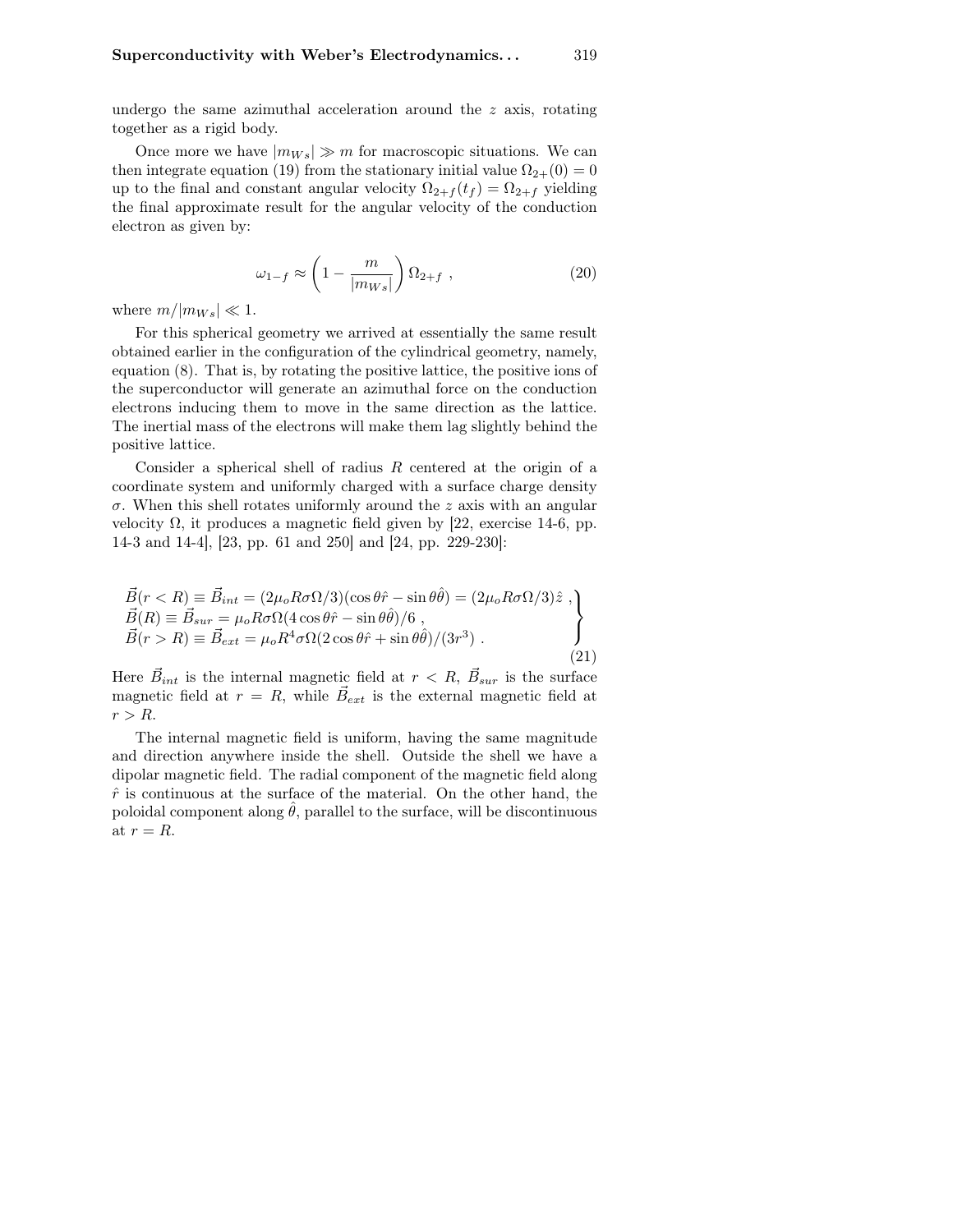undergo the same azimuthal acceleration around the $z$ axis, rotating together as a rigid body.

Once more we have $|m_{Ws}| \gg m$ for macroscopic situations. We can then integrate equation (19) from the stationary initial value $\Omega_{2+}(0) = 0$ up to the final and constant angular velocity $\Omega_{2+f}(t_f) = \Omega_{2+f}$ yielding the final approximate result for the angular velocity of the conduction electron as given by:

$$\omega_{1-f} \approx \left(1 - \frac{m}{|m_{Ws}|}\right)\Omega_{2+f} \ , \tag{20}$$

where $m/|m_{Ws}| \ll 1$.

For this spherical geometry we arrived at essentially the same result obtained earlier in the configuration of the cylindrical geometry, namely, equation (8). That is, by rotating the positive lattice, the positive ions of the superconductor will generate an azimuthal force on the conduction electrons inducing them to move in the same direction as the lattice. The inertial mass of the electrons will make them lag slightly behind the positive lattice.

Consider a spherical shell of radius $R$ centered at the origin of a coordinate system and uniformly charged with a surface charge density $\sigma$. When this shell rotates uniformly around the $z$ axis with an angular velocity $\Omega$, it produces a magnetic field given by [22, exercise 14-6, pp. 14-3 and 14-4], [23, pp. 61 and 250] and [24, pp. 229-230]:

$$\left.\begin{array}{l}
\vec{B}(r < R) \equiv \vec{B}_{int} = (2\mu_o R\sigma\Omega/3)(\cos\theta\hat{r} - \sin\theta\hat{\theta}) = (2\mu_o R\sigma\Omega/3)\hat{z} \ , \\
\vec{B}(R) \equiv \vec{B}_{sur} = \mu_o R\sigma\Omega(4\cos\theta\hat{r} - \sin\theta\hat{\theta})/6 \ , \\
\vec{B}(r > R) \equiv \vec{B}_{ext} = \mu_o R^4\sigma\Omega(2\cos\theta\hat{r} + \sin\theta\hat{\theta})/(3r^3) \ .
\end{array}\right\} \tag{21}$$

Here $\vec{B}_{int}$ is the internal magnetic field at $r < R$, $\vec{B}_{sur}$ is the surface magnetic field at $r = R$, while $\vec{B}_{ext}$ is the external magnetic field at $r > R$.

The internal magnetic field is uniform, having the same magnitude and direction anywhere inside the shell. Outside the shell we have a dipolar magnetic field. The radial component of the magnetic field along $\hat{r}$ is continuous at the surface of the material. On the other hand, the poloidal component along $\hat{\theta}$, parallel to the surface, will be discontinuous at $r = R$.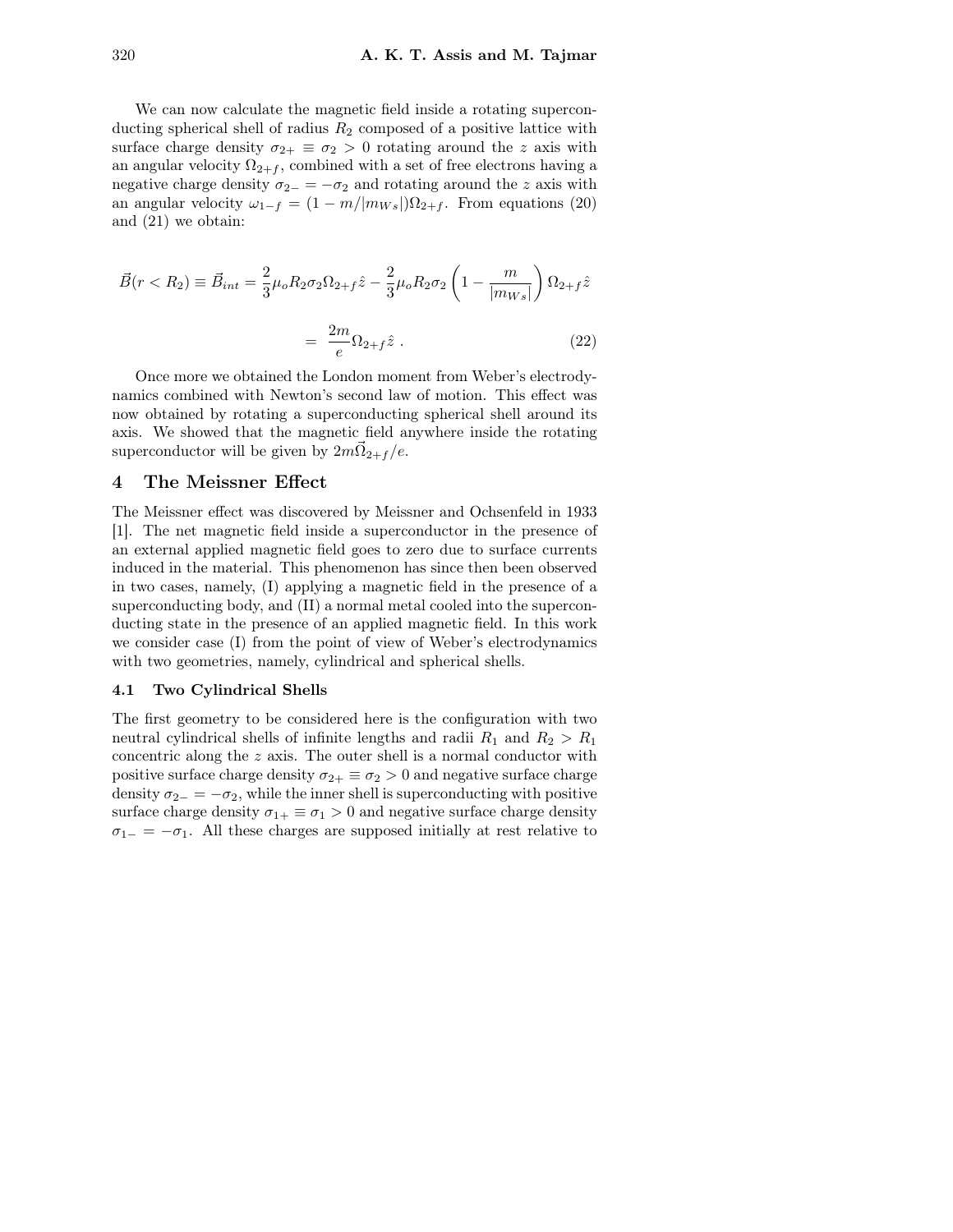We can now calculate the magnetic field inside a rotating superconducting spherical shell of radius $R_2$ composed of a positive lattice with surface charge density $\sigma_{2+} \equiv \sigma_2 > 0$ rotating around the $z$ axis with an angular velocity $\Omega_{2+f}$, combined with a set of free electrons having a negative charge density $\sigma_{2-} = -\sigma_2$ and rotating around the $z$ axis with an angular velocity $\omega_{1-f} = (1 - m/|m_{Ws}|)\Omega_{2+f}$. From equations (20) and (21) we obtain:

$$\vec{B}(r < R_2) \equiv \vec{B}_{int} = \frac{2}{3}\mu_o R_2 \sigma_2 \Omega_{2+f}\hat{z} - \frac{2}{3}\mu_o R_2 \sigma_2 \left(1 - \frac{m}{|m_{Ws}|}\right)\Omega_{2+f}\hat{z}$$

$$= \frac{2m}{e}\Omega_{2+f}\hat{z} \ . \quad (22)$$

Once more we obtained the London moment from Weber's electrodynamics combined with Newton's second law of motion. This effect was now obtained by rotating a superconducting spherical shell around its axis. We showed that the magnetic field anywhere inside the rotating superconductor will be given by $2m\vec{\Omega}_{2+f}/e$.

## 4 The Meissner Effect

The Meissner effect was discovered by Meissner and Ochsenfeld in 1933 [1]. The net magnetic field inside a superconductor in the presence of an external applied magnetic field goes to zero due to surface currents induced in the material. This phenomenon has since then been observed in two cases, namely, (I) applying a magnetic field in the presence of a superconducting body, and (II) a normal metal cooled into the superconducting state in the presence of an applied magnetic field. In this work we consider case (I) from the point of view of Weber's electrodynamics with two geometries, namely, cylindrical and spherical shells.

### 4.1 Two Cylindrical Shells

The first geometry to be considered here is the configuration with two neutral cylindrical shells of infinite lengths and radii $R_1$ and $R_2 > R_1$ concentric along the $z$ axis. The outer shell is a normal conductor with positive surface charge density $\sigma_{2+} \equiv \sigma_2 > 0$ and negative surface charge density $\sigma_{2-} = -\sigma_2$, while the inner shell is superconducting with positive surface charge density $\sigma_{1+} \equiv \sigma_1 > 0$ and negative surface charge density $\sigma_{1-} = -\sigma_1$. All these charges are supposed initially at rest relative to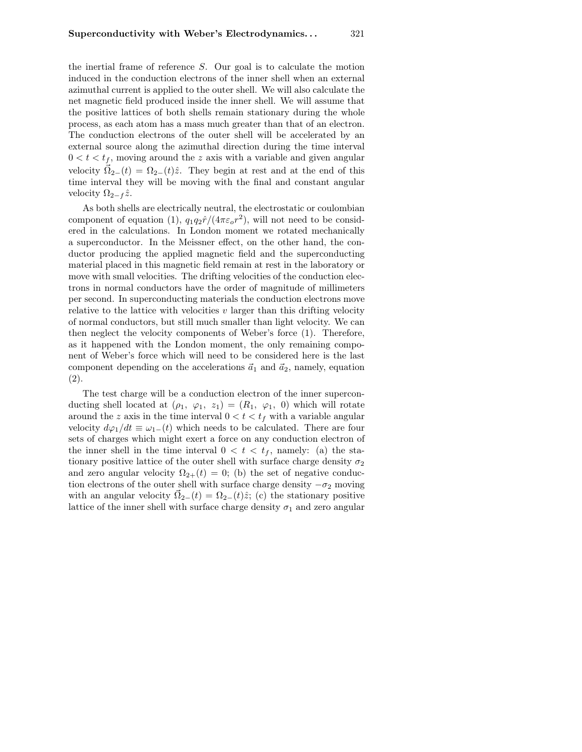the inertial frame of reference $S$. Our goal is to calculate the motion induced in the conduction electrons of the inner shell when an external azimuthal current is applied to the outer shell. We will also calculate the net magnetic field produced inside the inner shell. We will assume that the positive lattices of both shells remain stationary during the whole process, as each atom has a mass much greater than that of an electron. The conduction electrons of the outer shell will be accelerated by an external source along the azimuthal direction during the time interval $0 < t < t_f$, moving around the $z$ axis with a variable and given angular velocity $\vec{\Omega}_{2-}(t) = \Omega_{2-}(t)\hat{z}$. They begin at rest and at the end of this time interval they will be moving with the final and constant angular velocity $\Omega_{2-f}\hat{z}$.

As both shells are electrically neutral, the electrostatic or coulombian component of equation (1), $q_1 q_2 \hat{r}/(4\pi\varepsilon_o r^2)$, will not need to be considered in the calculations. In London moment we rotated mechanically a superconductor. In the Meissner effect, on the other hand, the conductor producing the applied magnetic field and the superconducting material placed in this magnetic field remain at rest in the laboratory or move with small velocities. The drifting velocities of the conduction electrons in normal conductors have the order of magnitude of millimeters per second. In superconducting materials the conduction electrons move relative to the lattice with velocities $v$ larger than this drifting velocity of normal conductors, but still much smaller than light velocity. We can then neglect the velocity components of Weber's force (1). Therefore, as it happened with the London moment, the only remaining component of Weber's force which will need to be considered here is the last component depending on the accelerations $\vec{a}_1$ and $\vec{a}_2$, namely, equation (2).

The test charge will be a conduction electron of the inner superconducting shell located at $(\rho_1,\ \varphi_1,\ z_1) = (R_1,\ \varphi_1,\ 0)$ which will rotate around the $z$ axis in the time interval $0 < t < t_f$ with a variable angular velocity $d\varphi_1/dt \equiv \omega_{1-}(t)$ which needs to be calculated. There are four sets of charges which might exert a force on any conduction electron of the inner shell in the time interval $0 < t < t_f$, namely: (a) the stationary positive lattice of the outer shell with surface charge density $\sigma_2$ and zero angular velocity $\Omega_{2+}(t) = 0$; (b) the set of negative conduction electrons of the outer shell with surface charge density $-\sigma_2$ moving with an angular velocity $\vec{\Omega}_{2-}(t) = \Omega_{2-}(t)\hat{z}$; (c) the stationary positive lattice of the inner shell with surface charge density $\sigma_1$ and zero angular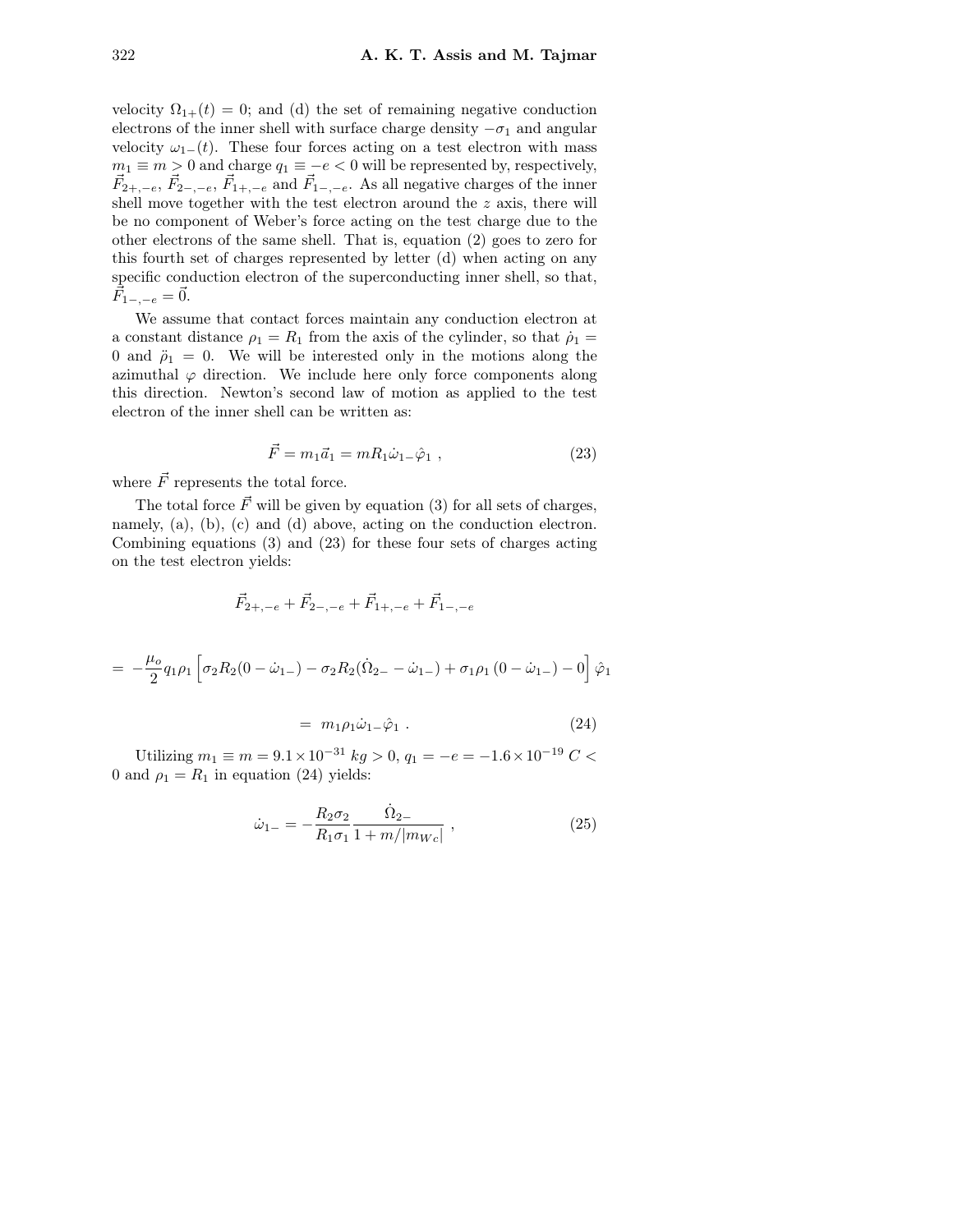velocity $\Omega_{1+}(t) = 0$; and (d) the set of remaining negative conduction electrons of the inner shell with surface charge density $-\sigma_1$ and angular velocity $\omega_{1-}(t)$. These four forces acting on a test electron with mass $m_1 \equiv m > 0$ and charge $q_1 \equiv -e < 0$ will be represented by, respectively, $\vec{F}_{2+,-e}$, $\vec{F}_{2-,-e}$, $\vec{F}_{1+,-e}$ and $\vec{F}_{1-,-e}$. As all negative charges of the inner shell move together with the test electron around the $z$ axis, there will be no component of Weber's force acting on the test charge due to the other electrons of the same shell. That is, equation (2) goes to zero for this fourth set of charges represented by letter (d) when acting on any specific conduction electron of the superconducting inner shell, so that, $\vec{F}_{1-,-e} = \vec{0}$.

We assume that contact forces maintain any conduction electron at a constant distance $\rho_1 = R_1$ from the axis of the cylinder, so that $\dot{\rho}_1 = 0$ and $\ddot{\rho}_1 = 0$. We will be interested only in the motions along the azimuthal $\varphi$ direction. We include here only force components along this direction. Newton's second law of motion as applied to the test electron of the inner shell can be written as:

$$\vec{F} = m_1 \vec{a}_1 = m R_1 \dot{\omega}_{1-} \hat{\varphi}_1 \ , \tag{23}$$

where $\vec{F}$ represents the total force.

The total force $\vec{F}$ will be given by equation (3) for all sets of charges, namely, (a), (b), (c) and (d) above, acting on the conduction electron. Combining equations (3) and (23) for these four sets of charges acting on the test electron yields:

$$\vec{F}_{2+,-e} + \vec{F}_{2-,-e} + \vec{F}_{1+,-e} + \vec{F}_{1-,-e}$$

$$= -\frac{\mu_o}{2} q_1 \rho_1 \left[ \sigma_2 R_2 (0 - \dot{\omega}_{1-}) - \sigma_2 R_2 (\dot{\Omega}_{2-} - \dot{\omega}_{1-}) + \sigma_1 \rho_1 (0 - \dot{\omega}_{1-}) - 0 \right] \hat{\varphi}_1$$

$$= m_1 \rho_1 \dot{\omega}_{1-} \hat{\varphi}_1 \ . \tag{24}$$

Utilizing $m_1 \equiv m = 9.1 \times 10^{-31}\ kg > 0$, $q_1 = -e = -1.6 \times 10^{-19}\ C < 0$ and $\rho_1 = R_1$ in equation (24) yields:

$$\dot{\omega}_{1-} = -\frac{R_2 \sigma_2}{R_1 \sigma_1} \frac{\dot{\Omega}_{2-}}{1 + m/|m_{Wc}|} \ , \tag{25}$$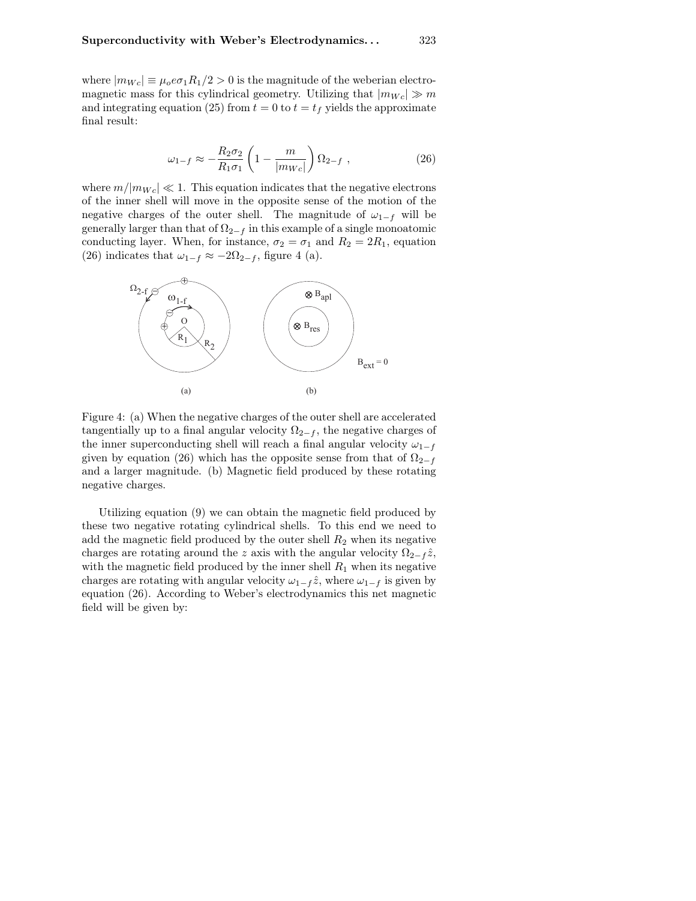where $|m_{Wc}| \equiv \mu_o e \sigma_1 R_1/2 > 0$ is the magnitude of the weberian electromagnetic mass for this cylindrical geometry. Utilizing that $|m_{Wc}| \gg m$ and integrating equation (25) from $t = 0$ to $t = t_f$ yields the approximate final result:

$$\omega_{1-f} \approx -\frac{R_2 \sigma_2}{R_1 \sigma_1} \left( 1 - \frac{m}{|m_{Wc}|} \right) \Omega_{2-f} \ , \tag{26}$$

where $m/|m_{Wc}| \ll 1$. This equation indicates that the negative electrons of the inner shell will move in the opposite sense of the motion of the negative charges of the outer shell. The magnitude of $\omega_{1-f}$ will be generally larger than that of $\Omega_{2-f}$ in this example of a single monoatomic conducting layer. When, for instance, $\sigma_2 = \sigma_1$ and $R_2 = 2R_1$, equation (26) indicates that $\omega_{1-f} \approx -2\Omega_{2-f}$, figure 4 (a).

Figure 4: (a) When the negative charges of the outer shell are accelerated tangentially up to a final angular velocity $\Omega_{2-f}$, the negative charges of the inner superconducting shell will reach a final angular velocity $\omega_{1-f}$ given by equation (26) which has the opposite sense from that of $\Omega_{2-f}$ and a larger magnitude. (b) Magnetic field produced by these rotating negative charges.

Utilizing equation (9) we can obtain the magnetic field produced by these two negative rotating cylindrical shells. To this end we need to add the magnetic field produced by the outer shell $R_2$ when its negative charges are rotating around the $z$ axis with the angular velocity $\Omega_{2-f}\hat{z}$, with the magnetic field produced by the inner shell $R_1$ when its negative charges are rotating with angular velocity $\omega_{1-f}\hat{z}$, where $\omega_{1-f}$ is given by equation (26). According to Weber's electrodynamics this net magnetic field will be given by: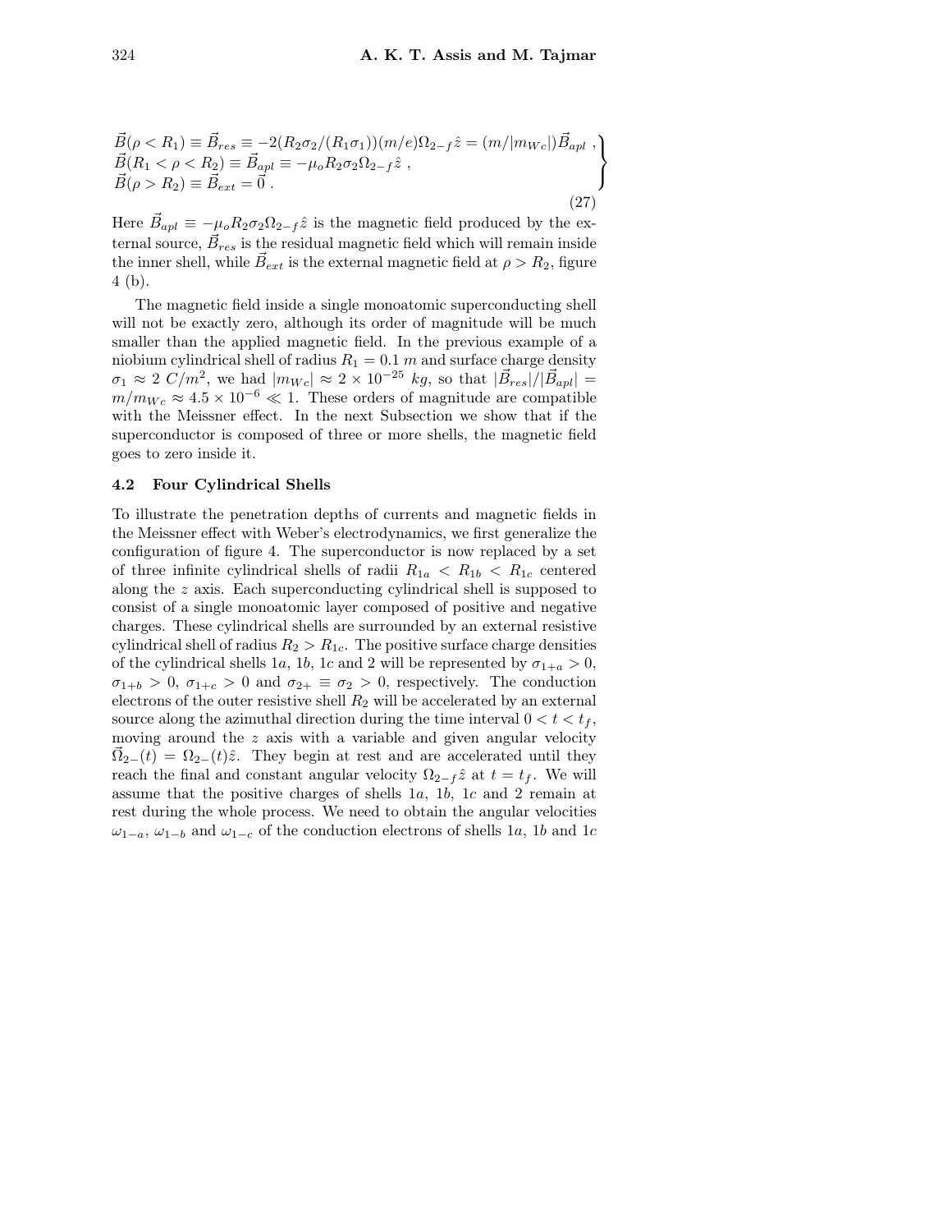$$\left.\begin{array}{l}\vec{B}(\rho < R_1) \equiv \vec{B}_{res} \equiv -2(R_2\sigma_2/(R_1\sigma_1))(m/e)\Omega_{2-f}\hat{z} = (m/|m_{Wc}|)\vec{B}_{apl} \ , \\ \vec{B}(R_1 < \rho < R_2) \equiv \vec{B}_{apl} \equiv -\mu_o R_2 \sigma_2 \Omega_{2-f}\hat{z} \ , \\ \vec{B}(\rho > R_2) \equiv \vec{B}_{ext} = \vec{0} \ . \end{array}\right\} \tag{27}$$

Here $\vec{B}_{apl} \equiv -\mu_o R_2 \sigma_2 \Omega_{2-f}\hat{z}$ is the magnetic field produced by the external source, $\vec{B}_{res}$ is the residual magnetic field which will remain inside the inner shell, while $\vec{B}_{ext}$ is the external magnetic field at $\rho > R_2$, figure 4 (b).

The magnetic field inside a single monoatomic superconducting shell will not be exactly zero, although its order of magnitude will be much smaller than the applied magnetic field. In the previous example of a niobium cylindrical shell of radius $R_1 = 0.1\ m$ and surface charge density $\sigma_1 \approx 2\ C/m^2$, we had $|m_{Wc}| \approx 2 \times 10^{-25}\ kg$, so that $|\vec{B}_{res}|/|\vec{B}_{apl}| = m/m_{Wc} \approx 4.5 \times 10^{-6} \ll 1$. These orders of magnitude are compatible with the Meissner effect. In the next Subsection we show that if the superconductor is composed of three or more shells, the magnetic field goes to zero inside it.

### 4.2 Four Cylindrical Shells

To illustrate the penetration depths of currents and magnetic fields in the Meissner effect with Weber's electrodynamics, we first generalize the configuration of figure 4. The superconductor is now replaced by a set of three infinite cylindrical shells of radii $R_{1a} < R_{1b} < R_{1c}$ centered along the $z$ axis. Each superconducting cylindrical shell is supposed to consist of a single monoatomic layer composed of positive and negative charges. These cylindrical shells are surrounded by an external resistive cylindrical shell of radius $R_2 > R_{1c}$. The positive surface charge densities of the cylindrical shells $1a$, $1b$, $1c$ and 2 will be represented by $\sigma_{1+a} > 0$, $\sigma_{1+b} > 0$, $\sigma_{1+c} > 0$ and $\sigma_{2+} \equiv \sigma_2 > 0$, respectively. The conduction electrons of the outer resistive shell $R_2$ will be accelerated by an external source along the azimuthal direction during the time interval $0 < t < t_f$, moving around the $z$ axis with a variable and given angular velocity $\vec{\Omega}_{2-}(t) = \Omega_{2-}(t)\hat{z}$. They begin at rest and are accelerated until they reach the final and constant angular velocity $\Omega_{2-f}\hat{z}$ at $t = t_f$. We will assume that the positive charges of shells $1a$, $1b$, $1c$ and 2 remain at rest during the whole process. We need to obtain the angular velocities $\omega_{1-a}$, $\omega_{1-b}$ and $\omega_{1-c}$ of the conduction electrons of shells $1a$, $1b$ and $1c$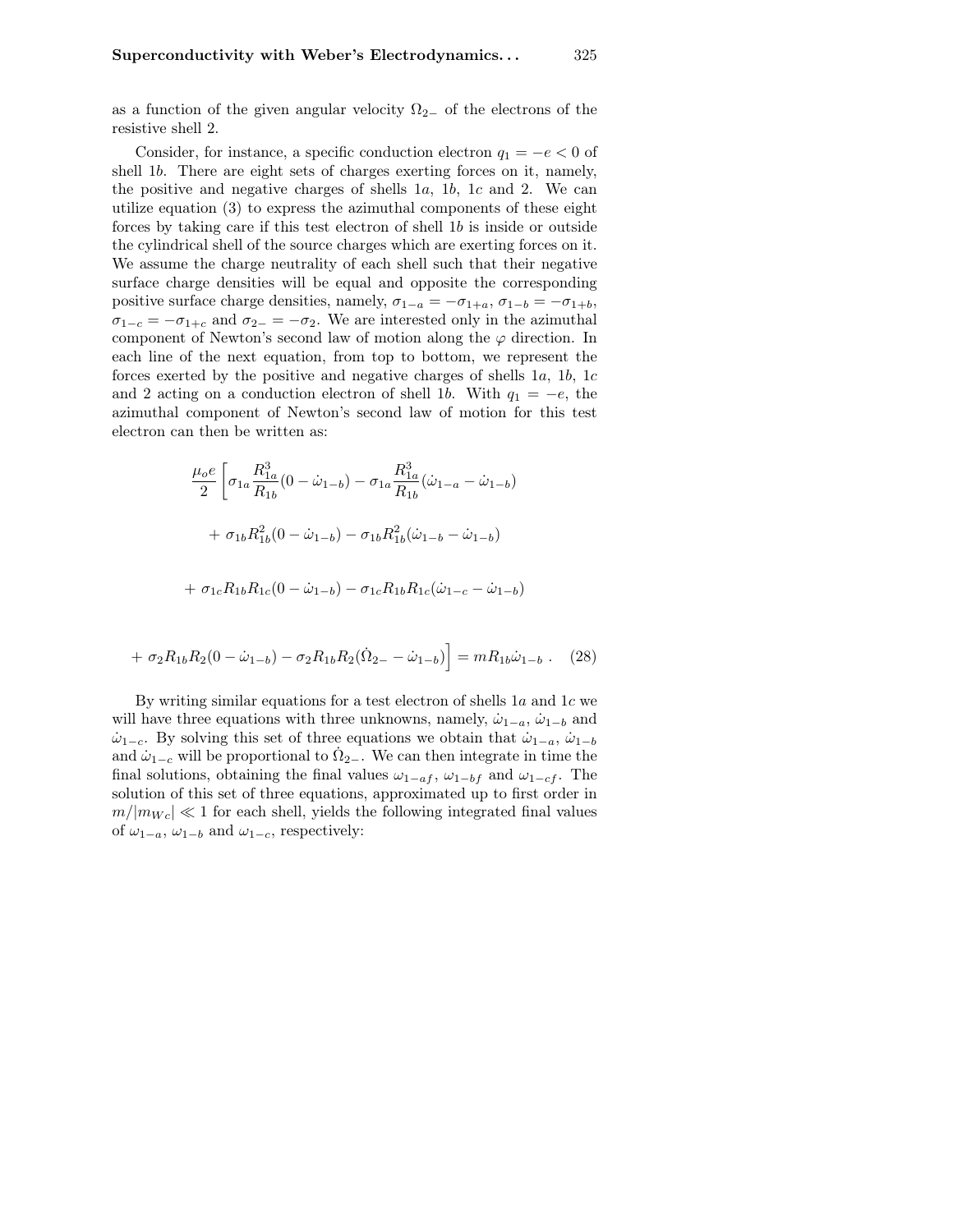as a function of the given angular velocity $\Omega_{2-}$ of the electrons of the resistive shell 2.

Consider, for instance, a specific conduction electron $q_1 = -e < 0$ of shell $1b$. There are eight sets of charges exerting forces on it, namely, the positive and negative charges of shells $1a$, $1b$, $1c$ and 2. We can utilize equation (3) to express the azimuthal components of these eight forces by taking care if this test electron of shell $1b$ is inside or outside the cylindrical shell of the source charges which are exerting forces on it. We assume the charge neutrality of each shell such that their negative surface charge densities will be equal and opposite the corresponding positive surface charge densities, namely, $\sigma_{1-a} = -\sigma_{1+a}$, $\sigma_{1-b} = -\sigma_{1+b}$, $\sigma_{1-c} = -\sigma_{1+c}$ and $\sigma_{2-} = -\sigma_2$. We are interested only in the azimuthal component of Newton's second law of motion along the $\varphi$ direction. In each line of the next equation, from top to bottom, we represent the forces exerted by the positive and negative charges of shells $1a$, $1b$, $1c$ and 2 acting on a conduction electron of shell $1b$. With $q_1 = -e$, the azimuthal component of Newton's second law of motion for this test electron can then be written as:

$$
\begin{aligned}
\frac{\mu_o e}{2}\Bigg[&\sigma_{1a}\frac{R_{1a}^3}{R_{1b}}(0-\dot{\omega}_{1-b}) - \sigma_{1a}\frac{R_{1a}^3}{R_{1b}}(\dot{\omega}_{1-a}-\dot{\omega}_{1-b}) \\
&+ \sigma_{1b}R_{1b}^2(0-\dot{\omega}_{1-b}) - \sigma_{1b}R_{1b}^2(\dot{\omega}_{1-b}-\dot{\omega}_{1-b}) \\
&+ \sigma_{1c}R_{1b}R_{1c}(0-\dot{\omega}_{1-b}) - \sigma_{1c}R_{1b}R_{1c}(\dot{\omega}_{1-c}-\dot{\omega}_{1-b}) \\
&+ \sigma_2 R_{1b}R_2(0-\dot{\omega}_{1-b}) - \sigma_2 R_{1b}R_2(\dot{\Omega}_{2-}-\dot{\omega}_{1-b})\Bigg] = mR_{1b}\dot{\omega}_{1-b} \ . \qquad (28)
\end{aligned}
$$

By writing similar equations for a test electron of shells $1a$ and $1c$ we will have three equations with three unknowns, namely, $\dot{\omega}_{1-a}$, $\dot{\omega}_{1-b}$ and $\dot{\omega}_{1-c}$. By solving this set of three equations we obtain that $\dot{\omega}_{1-a}$, $\dot{\omega}_{1-b}$ and $\dot{\omega}_{1-c}$ will be proportional to $\dot{\Omega}_{2-}$. We can then integrate in time the final solutions, obtaining the final values $\omega_{1-af}$, $\omega_{1-bf}$ and $\omega_{1-cf}$. The solution of this set of three equations, approximated up to first order in $m/|m_{Wc}| \ll 1$ for each shell, yields the following integrated final values of $\omega_{1-a}$, $\omega_{1-b}$ and $\omega_{1-c}$, respectively: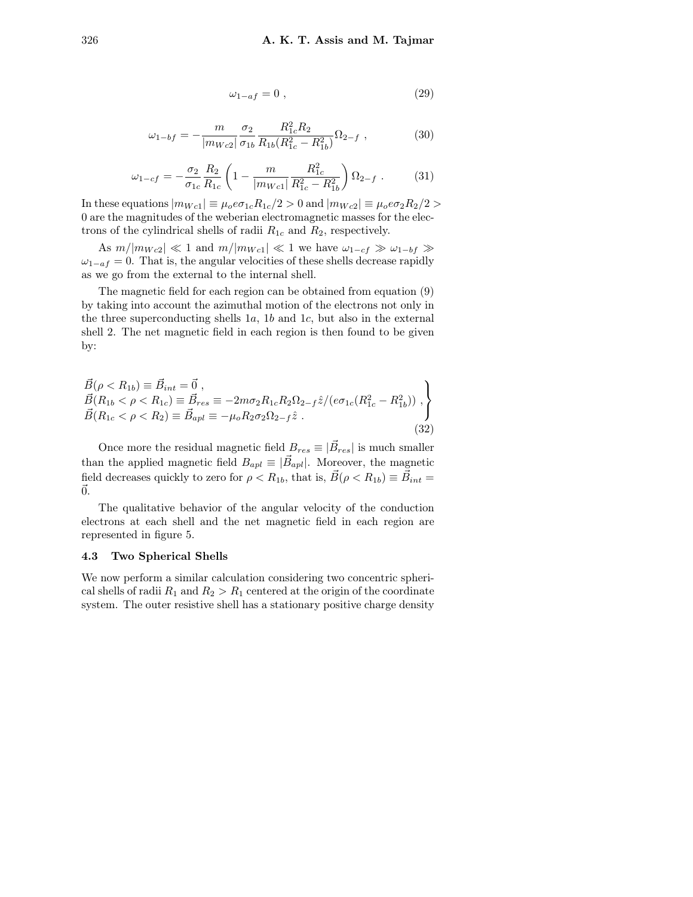$$\omega_{1-af} = 0 \ , \tag{29}$$

$$\omega_{1-bf} = -\frac{m}{|m_{Wc2}|}\frac{\sigma_2}{\sigma_{1b}}\frac{R_{1c}^2 R_2}{R_{1b}(R_{1c}^2 - R_{1b}^2)}\Omega_{2-f} \ , \tag{30}$$

$$\omega_{1-cf} = -\frac{\sigma_2}{\sigma_{1c}}\frac{R_2}{R_{1c}}\left(1 - \frac{m}{|m_{Wc1}|}\frac{R_{1c}^2}{R_{1c}^2 - R_{1b}^2}\right)\Omega_{2-f} \ . \tag{31}$$

In these equations $|m_{Wc1}| \equiv \mu_o e \sigma_{1c} R_{1c}/2 > 0$ and $|m_{Wc2}| \equiv \mu_o e \sigma_2 R_2/2 > 0$ are the magnitudes of the weberian electromagnetic masses for the electrons of the cylindrical shells of radii $R_{1c}$ and $R_2$, respectively.

As $m/|m_{Wc2}| \ll 1$ and $m/|m_{Wc1}| \ll 1$ we have $\omega_{1-cf} \gg \omega_{1-bf} \gg \omega_{1-af} = 0$. That is, the angular velocities of these shells decrease rapidly as we go from the external to the internal shell.

The magnetic field for each region can be obtained from equation (9) by taking into account the azimuthal motion of the electrons not only in the three superconducting shells $1a$, $1b$ and $1c$, but also in the external shell 2. The net magnetic field in each region is then found to be given by:

$$\left.\begin{array}{l}
\vec{B}(\rho < R_{1b}) \equiv \vec{B}_{int} = \vec{0} \ , \\
\vec{B}(R_{1b} < \rho < R_{1c}) \equiv \vec{B}_{res} \equiv -2m\sigma_2 R_{1c} R_2 \Omega_{2-f}\hat{z}/(e\sigma_{1c}(R_{1c}^2 - R_{1b}^2)) \ , \\
\vec{B}(R_{1c} < \rho < R_2) \equiv \vec{B}_{apl} \equiv -\mu_o R_2 \sigma_2 \Omega_{2-f}\hat{z} \ .
\end{array}\right\} \tag{32}$$

Once more the residual magnetic field $B_{res} \equiv |\vec{B}_{res}|$ is much smaller than the applied magnetic field $B_{apl} \equiv |\vec{B}_{apl}|$. Moreover, the magnetic field decreases quickly to zero for $\rho < R_{1b}$, that is, $\vec{B}(\rho < R_{1b}) \equiv \vec{B}_{int} = \vec{0}$.

The qualitative behavior of the angular velocity of the conduction electrons at each shell and the net magnetic field in each region are represented in figure 5.

### 4.3 Two Spherical Shells

We now perform a similar calculation considering two concentric spherical shells of radii $R_1$ and $R_2 > R_1$ centered at the origin of the coordinate system. The outer resistive shell has a stationary positive charge density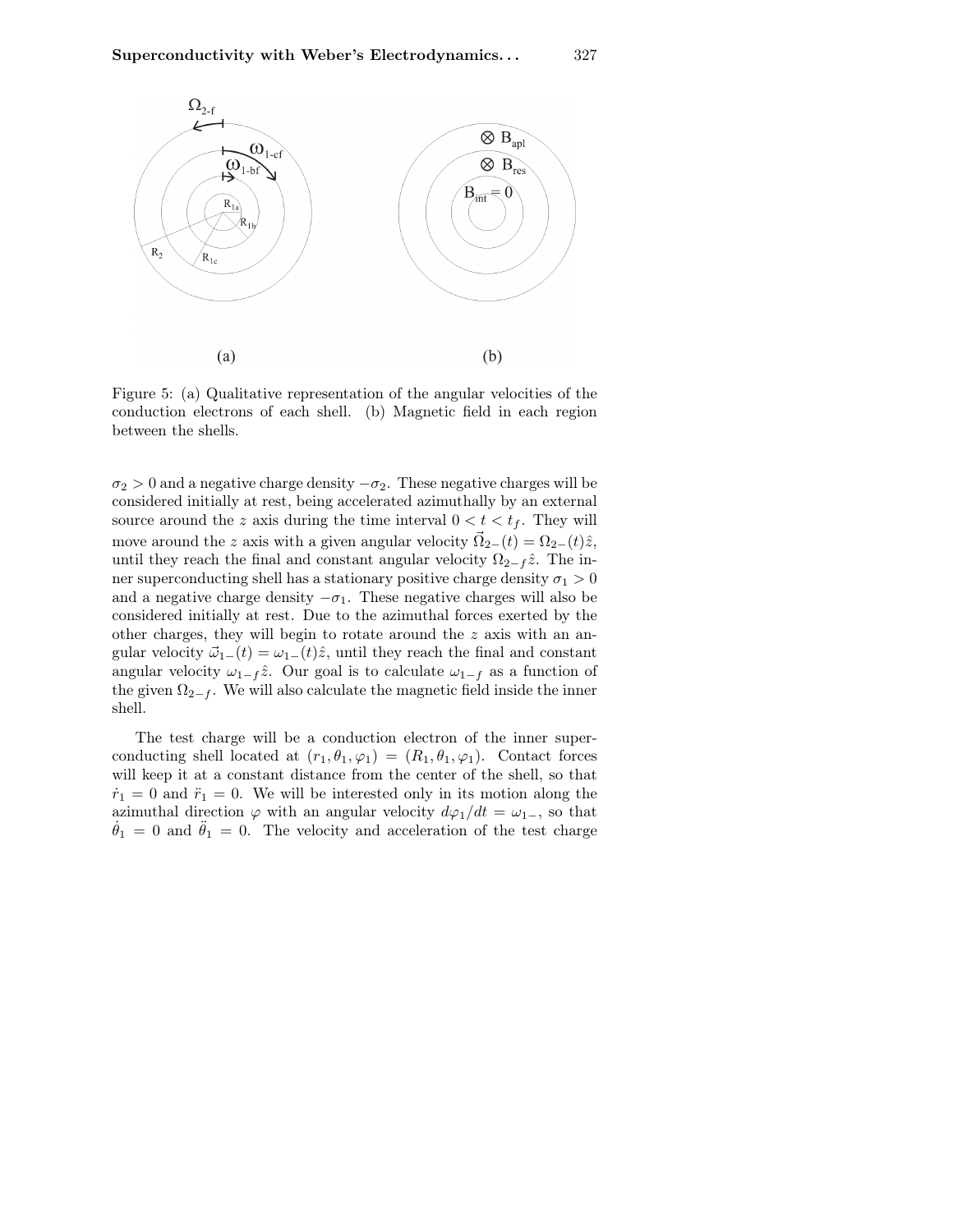Figure 5: (a) Qualitative representation of the angular velocities of the conduction electrons of each shell. (b) Magnetic field in each region between the shells.

$\sigma_2 > 0$ and a negative charge density $-\sigma_2$. These negative charges will be considered initially at rest, being accelerated azimuthally by an external source around the $z$ axis during the time interval $0 < t < t_f$. They will move around the $z$ axis with a given angular velocity $\vec{\Omega}_{2-}(t) = \Omega_{2-}(t)\hat{z}$, until they reach the final and constant angular velocity $\Omega_{2-f}\hat{z}$. The inner superconducting shell has a stationary positive charge density $\sigma_1 > 0$ and a negative charge density $-\sigma_1$. These negative charges will also be considered initially at rest. Due to the azimuthal forces exerted by the other charges, they will begin to rotate around the $z$ axis with an angular velocity $\vec{\omega}_{1-}(t) = \omega_{1-}(t)\hat{z}$, until they reach the final and constant angular velocity $\omega_{1-f}\hat{z}$. Our goal is to calculate $\omega_{1-f}$ as a function of the given $\Omega_{2-f}$. We will also calculate the magnetic field inside the inner shell.

The test charge will be a conduction electron of the inner superconducting shell located at $(r_1, \theta_1, \varphi_1) = (R_1, \theta_1, \varphi_1)$. Contact forces will keep it at a constant distance from the center of the shell, so that $\dot{r}_1 = 0$ and $\ddot{r}_1 = 0$. We will be interested only in its motion along the azimuthal direction $\varphi$ with an angular velocity $d\varphi_1/dt = \omega_{1-}$, so that $\dot{\theta}_1 = 0$ and $\ddot{\theta}_1 = 0$. The velocity and acceleration of the test charge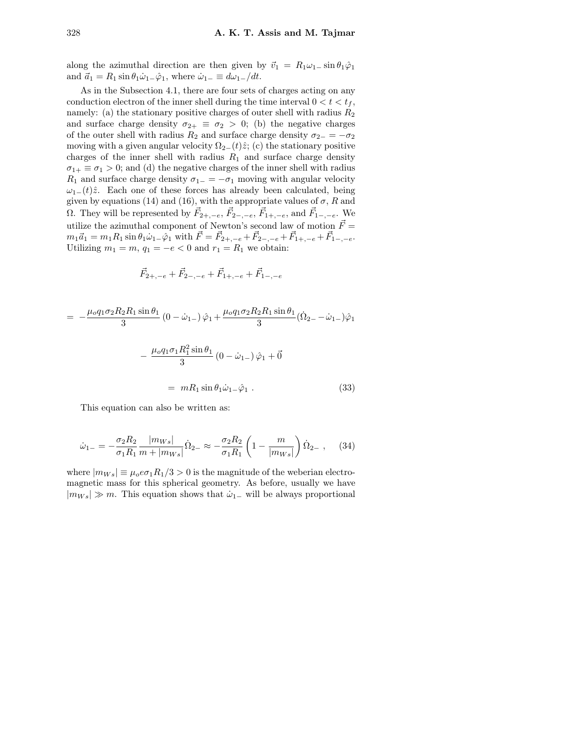along the azimuthal direction are then given by $\vec{v}_1 = R_1\omega_{1-}\sin\theta_1\hat{\varphi}_1$ and $\vec{a}_1 = R_1\sin\theta_1\dot{\omega}_{1-}\hat{\varphi}_1$, where $\dot{\omega}_{1-} \equiv d\omega_{1-}/dt$.

As in the Subsection 4.1, there are four sets of charges acting on any conduction electron of the inner shell during the time interval $0 < t < t_f$, namely: (a) the stationary positive charges of outer shell with radius $R_2$ and surface charge density $\sigma_{2+} \equiv \sigma_2 > 0$; (b) the negative charges of the outer shell with radius $R_2$ and surface charge density $\sigma_{2-} = -\sigma_2$ moving with a given angular velocity $\Omega_{2-}(t)\hat{z}$; (c) the stationary positive charges of the inner shell with radius $R_1$ and surface charge density $\sigma_{1+} \equiv \sigma_1 > 0$; and (d) the negative charges of the inner shell with radius $R_1$ and surface charge density $\sigma_{1-} = -\sigma_1$ moving with angular velocity $\omega_{1-}(t)\hat{z}$. Each one of these forces has already been calculated, being given by equations (14) and (16), with the appropriate values of $\sigma$, $R$ and $\Omega$. They will be represented by $\vec{F}_{2+,-e}$, $\vec{F}_{2-,-e}$, $\vec{F}_{1+,-e}$, and $\vec{F}_{1-,-e}$. We utilize the azimuthal component of Newton's second law of motion $\vec{F} = m_1\vec{a}_1 = m_1R_1\sin\theta_1\dot{\omega}_{1-}\hat{\varphi}_1$ with $\vec{F} = \vec{F}_{2+,-e} + \vec{F}_{2-,-e} + \vec{F}_{1+,-e} + \vec{F}_{1-,-e}$. Utilizing $m_1 = m$, $q_1 = -e < 0$ and $r_1 = R_1$ we obtain:

$$\vec{F}_{2+,-e} + \vec{F}_{2-,-e} + \vec{F}_{1+,-e} + \vec{F}_{1-,-e}$$

$$= -\frac{\mu_o q_1 \sigma_2 R_2 R_1 \sin\theta_1}{3}\left(0 - \dot{\omega}_{1-}\right)\hat{\varphi}_1 + \frac{\mu_o q_1 \sigma_2 R_2 R_1 \sin\theta_1}{3}(\dot{\Omega}_{2-} - \dot{\omega}_{1-})\hat{\varphi}_1$$

$$- \frac{\mu_o q_1 \sigma_1 R_1^2 \sin\theta_1}{3}\left(0 - \dot{\omega}_{1-}\right)\hat{\varphi}_1 + \vec{0}$$

$$= mR_1\sin\theta_1\dot{\omega}_{1-}\hat{\varphi}_1 \ . \tag{33}$$

This equation can also be written as:

$$\dot{\omega}_{1-} = -\frac{\sigma_2 R_2}{\sigma_1 R_1}\frac{|m_{Ws}|}{m + |m_{Ws}|}\dot{\Omega}_{2-} \approx -\frac{\sigma_2 R_2}{\sigma_1 R_1}\left(1 - \frac{m}{|m_{Ws}|}\right)\dot{\Omega}_{2-} \ , \tag{34}$$

where $|m_{Ws}| \equiv \mu_o e \sigma_1 R_1/3 > 0$ is the magnitude of the weberian electromagnetic mass for this spherical geometry. As before, usually we have $|m_{Ws}| \gg m$. This equation shows that $\dot{\omega}_{1-}$ will be always proportional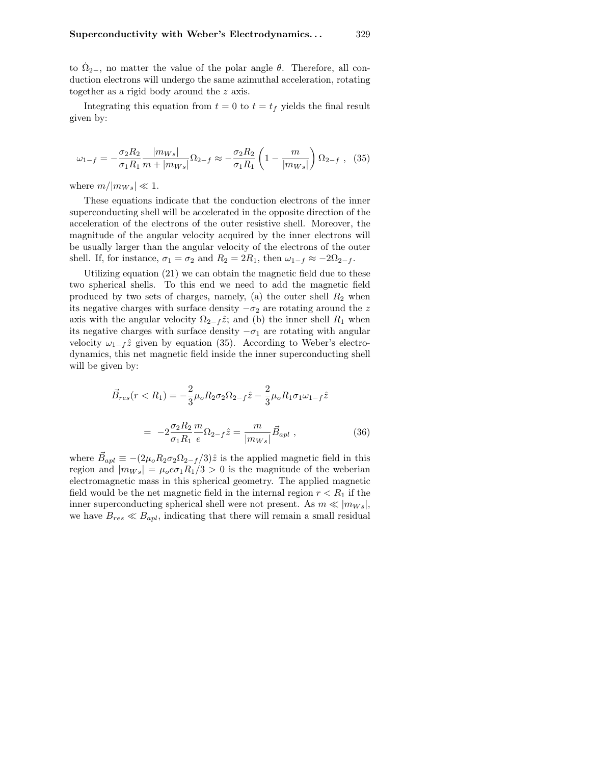to $\dot{\Omega}_{2-}$, no matter the value of the polar angle $\theta$. Therefore, all conduction electrons will undergo the same azimuthal acceleration, rotating together as a rigid body around the $z$ axis.

Integrating this equation from $t = 0$ to $t = t_f$ yields the final result given by:

$$\omega_{1-f} = -\frac{\sigma_2 R_2}{\sigma_1 R_1}\frac{|m_{Ws}|}{m + |m_{Ws}|}\Omega_{2-f} \approx -\frac{\sigma_2 R_2}{\sigma_1 R_1}\left(1 - \frac{m}{|m_{Ws}|}\right)\Omega_{2-f} \ , \quad (35)$$

where $m/|m_{Ws}| \ll 1$.

These equations indicate that the conduction electrons of the inner superconducting shell will be accelerated in the opposite direction of the acceleration of the electrons of the outer resistive shell. Moreover, the magnitude of the angular velocity acquired by the inner electrons will be usually larger than the angular velocity of the electrons of the outer shell. If, for instance, $\sigma_1 = \sigma_2$ and $R_2 = 2R_1$, then $\omega_{1-f} \approx -2\Omega_{2-f}$.

Utilizing equation (21) we can obtain the magnetic field due to these two spherical shells. To this end we need to add the magnetic field produced by two sets of charges, namely, (a) the outer shell $R_2$ when its negative charges with surface density $-\sigma_2$ are rotating around the $z$ axis with the angular velocity $\Omega_{2-f}\hat{z}$; and (b) the inner shell $R_1$ when its negative charges with surface density $-\sigma_1$ are rotating with angular velocity $\omega_{1-f}\hat{z}$ given by equation (35). According to Weber's electrodynamics, this net magnetic field inside the inner superconducting shell will be given by:

$$\vec{B}_{res}(r < R_1) = -\frac{2}{3}\mu_o R_2 \sigma_2 \Omega_{2-f}\hat{z} - \frac{2}{3}\mu_o R_1 \sigma_1 \omega_{1-f}\hat{z}$$

$$= -2\frac{\sigma_2 R_2}{\sigma_1 R_1}\frac{m}{e}\Omega_{2-f}\hat{z} = \frac{m}{|m_{Ws}|}\vec{B}_{apl} \ , \quad (36)$$

where $\vec{B}_{apl} \equiv -(2\mu_o R_2 \sigma_2 \Omega_{2-f}/3)\hat{z}$ is the applied magnetic field in this region and $|m_{Ws}| = \mu_o e \sigma_1 R_1/3 > 0$ is the magnitude of the weberian electromagnetic mass in this spherical geometry. The applied magnetic field would be the net magnetic field in the internal region $r < R_1$ if the inner superconducting spherical shell were not present. As $m \ll |m_{Ws}|$, we have $B_{res} \ll B_{apl}$, indicating that there will remain a small residual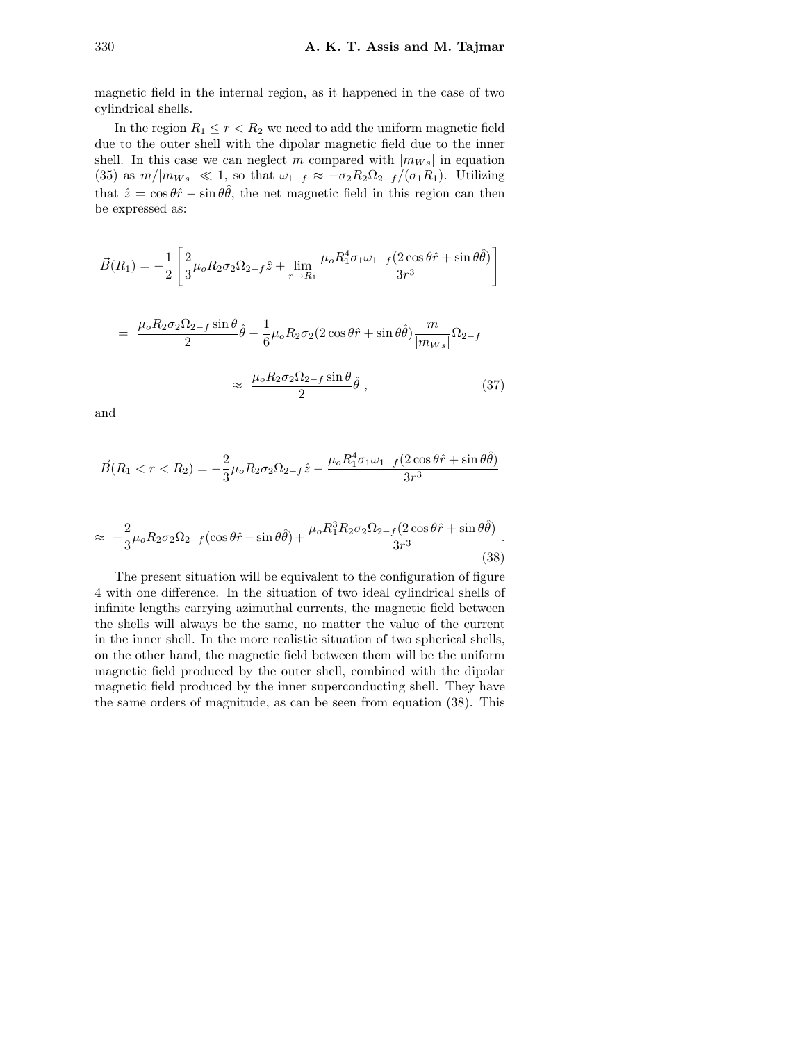magnetic field in the internal region, as it happened in the case of two cylindrical shells.

In the region $R_1 \leq r < R_2$ we need to add the uniform magnetic field due to the outer shell with the dipolar magnetic field due to the inner shell. In this case we can neglect $m$ compared with $|m_{Ws}|$ in equation (35) as $m/|m_{Ws}| \ll 1$, so that $\omega_{1-f} \approx -\sigma_2 R_2 \Omega_{2-f}/(\sigma_1 R_1)$. Utilizing that $\hat{z} = \cos\theta\hat{r} - \sin\theta\hat{\theta}$, the net magnetic field in this region can then be expressed as:

$$
\vec{B}(R_1) = -\frac{1}{2}\left[\frac{2}{3}\mu_o R_2 \sigma_2 \Omega_{2-f}\hat{z} + \lim_{r\to R_1} \frac{\mu_o R_1^4 \sigma_1 \omega_{1-f}(2\cos\theta\hat{r} + \sin\theta\hat{\theta})}{3r^3}\right]
$$

$$
= \frac{\mu_o R_2 \sigma_2 \Omega_{2-f}\sin\theta}{2}\hat{\theta} - \frac{1}{6}\mu_o R_2 \sigma_2 (2\cos\theta\hat{r} + \sin\theta\hat{\theta})\frac{m}{|m_{Ws}|}\Omega_{2-f}
$$

$$
\approx \frac{\mu_o R_2 \sigma_2 \Omega_{2-f}\sin\theta}{2}\hat{\theta} \ , \tag{37}
$$

and

$$
\vec{B}(R_1 < r < R_2) = -\frac{2}{3}\mu_o R_2 \sigma_2 \Omega_{2-f}\hat{z} - \frac{\mu_o R_1^4 \sigma_1 \omega_{1-f}(2\cos\theta\hat{r} + \sin\theta\hat{\theta})}{3r^3}
$$

$$
\approx -\frac{2}{3}\mu_o R_2 \sigma_2 \Omega_{2-f}(\cos\theta\hat{r} - \sin\theta\hat{\theta}) + \frac{\mu_o R_1^3 R_2 \sigma_2 \Omega_{2-f}(2\cos\theta\hat{r} + \sin\theta\hat{\theta})}{3r^3} \ . \tag{38}
$$

The present situation will be equivalent to the configuration of figure 4 with one difference. In the situation of two ideal cylindrical shells of infinite lengths carrying azimuthal currents, the magnetic field between the shells will always be the same, no matter the value of the current in the inner shell. In the more realistic situation of two spherical shells, on the other hand, the magnetic field between them will be the uniform magnetic field produced by the outer shell, combined with the dipolar magnetic field produced by the inner superconducting shell. They have the same orders of magnitude, as can be seen from equation (38). This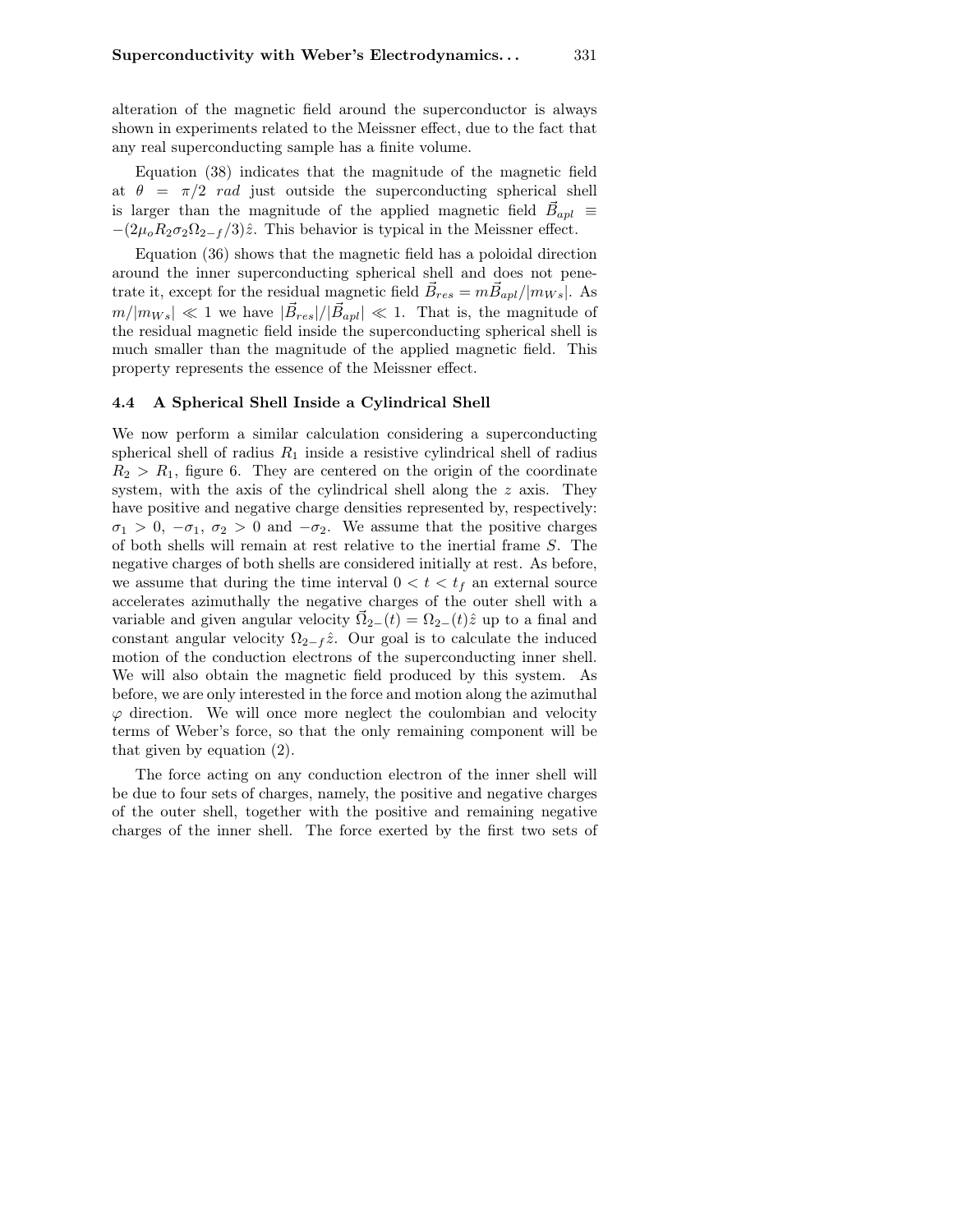alteration of the magnetic field around the superconductor is always shown in experiments related to the Meissner effect, due to the fact that any real superconducting sample has a finite volume.

Equation (38) indicates that the magnitude of the magnetic field at $\theta = \pi/2$ *rad* just outside the superconducting spherical shell is larger than the magnitude of the applied magnetic field $\vec{B}_{apl} \equiv -(2\mu_o R_2 \sigma_2 \Omega_{2-f}/3)\hat{z}$. This behavior is typical in the Meissner effect.

Equation (36) shows that the magnetic field has a poloidal direction around the inner superconducting spherical shell and does not penetrate it, except for the residual magnetic field $\vec{B}_{res} = m\vec{B}_{apl}/|m_{Ws}|$. As $m/|m_{Ws}| \ll 1$ we have $|\vec{B}_{res}|/|\vec{B}_{apl}| \ll 1$. That is, the magnitude of the residual magnetic field inside the superconducting spherical shell is much smaller than the magnitude of the applied magnetic field. This property represents the essence of the Meissner effect.

### 4.4 A Spherical Shell Inside a Cylindrical Shell

We now perform a similar calculation considering a superconducting spherical shell of radius $R_1$ inside a resistive cylindrical shell of radius $R_2 > R_1$, figure 6. They are centered on the origin of the coordinate system, with the axis of the cylindrical shell along the $z$ axis. They have positive and negative charge densities represented by, respectively: $\sigma_1 > 0$, $-\sigma_1$, $\sigma_2 > 0$ and $-\sigma_2$. We assume that the positive charges of both shells will remain at rest relative to the inertial frame $S$. The negative charges of both shells are considered initially at rest. As before, we assume that during the time interval $0 < t < t_f$ an external source accelerates azimuthally the negative charges of the outer shell with a variable and given angular velocity $\vec{\Omega}_{2-}(t) = \Omega_{2-}(t)\hat{z}$ up to a final and constant angular velocity $\Omega_{2-f}\hat{z}$. Our goal is to calculate the induced motion of the conduction electrons of the superconducting inner shell. We will also obtain the magnetic field produced by this system. As before, we are only interested in the force and motion along the azimuthal $\varphi$ direction. We will once more neglect the coulombian and velocity terms of Weber's force, so that the only remaining component will be that given by equation (2).

The force acting on any conduction electron of the inner shell will be due to four sets of charges, namely, the positive and negative charges of the outer shell, together with the positive and remaining negative charges of the inner shell. The force exerted by the first two sets of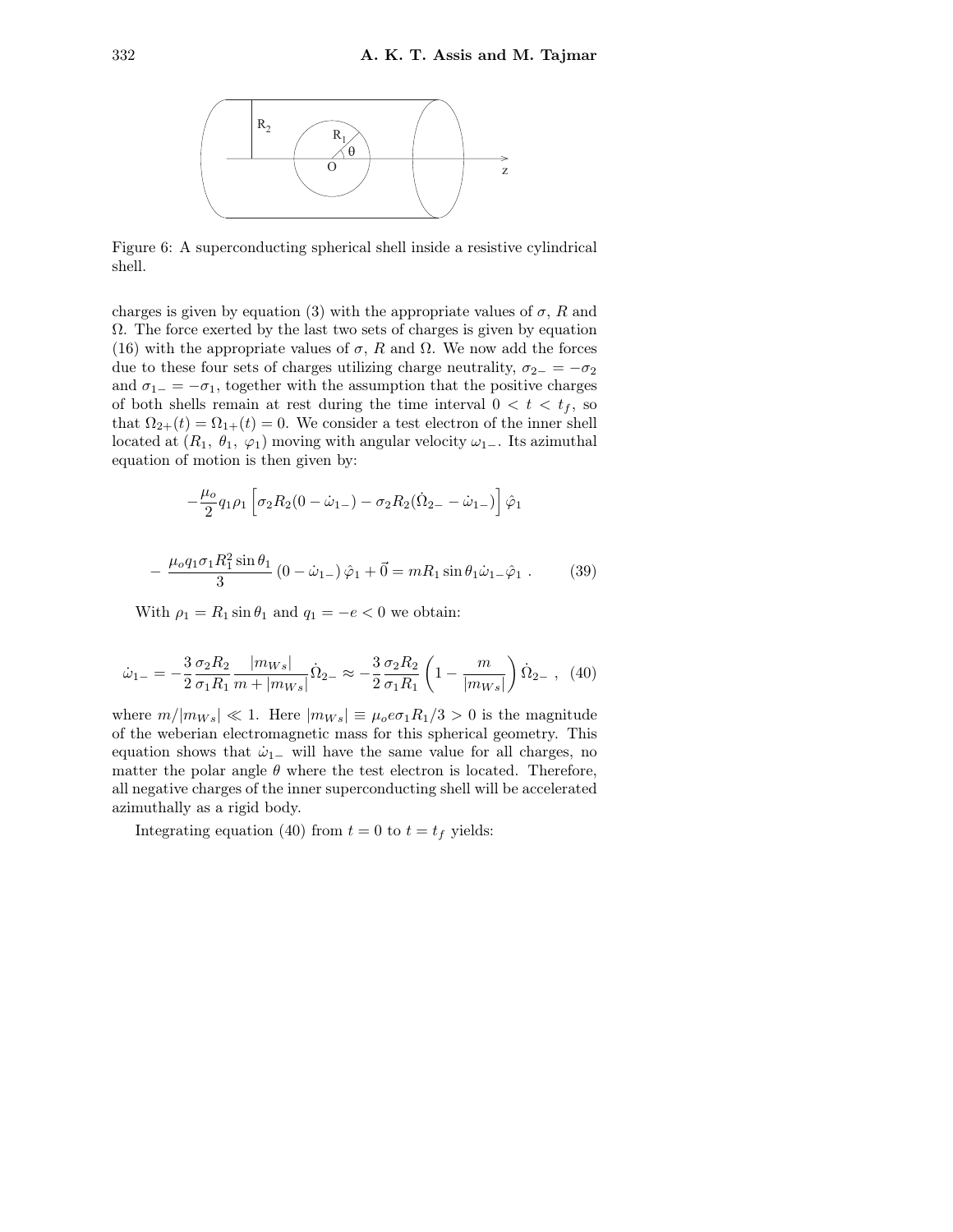Figure 6: A superconducting spherical shell inside a resistive cylindrical shell.

charges is given by equation (3) with the appropriate values of $\sigma$, $R$ and $\Omega$. The force exerted by the last two sets of charges is given by equation (16) with the appropriate values of $\sigma$, $R$ and $\Omega$. We now add the forces due to these four sets of charges utilizing charge neutrality, $\sigma_{2-} = -\sigma_2$ and $\sigma_{1-} = -\sigma_1$, together with the assumption that the positive charges of both shells remain at rest during the time interval $0 < t < t_f$, so that $\Omega_{2+}(t) = \Omega_{1+}(t) = 0$. We consider a test electron of the inner shell located at $(R_1,\ \theta_1,\ \varphi_1)$ moving with angular velocity $\omega_{1-}$. Its azimuthal equation of motion is then given by:

$$-\frac{\mu_o}{2} q_1 \rho_1 \left[ \sigma_2 R_2 (0 - \dot{\omega}_{1-}) - \sigma_2 R_2 (\dot{\Omega}_{2-} - \dot{\omega}_{1-}) \right] \hat{\varphi}_1$$

$$- \frac{\mu_o q_1 \sigma_1 R_1^2 \sin\theta_1}{3} (0 - \dot{\omega}_{1-}) \hat{\varphi}_1 + \vec{0} = m R_1 \sin\theta_1 \dot{\omega}_{1-} \hat{\varphi}_1 \ . \qquad (39)$$

With $\rho_1 = R_1 \sin\theta_1$ and $q_1 = -e < 0$ we obtain:

$$\dot{\omega}_{1-} = -\frac{3}{2} \frac{\sigma_2 R_2}{\sigma_1 R_1} \frac{|m_{Ws}|}{m + |m_{Ws}|} \dot{\Omega}_{2-} \approx -\frac{3}{2} \frac{\sigma_2 R_2}{\sigma_1 R_1} \left( 1 - \frac{m}{|m_{Ws}|} \right) \dot{\Omega}_{2-} \ , \quad (40)$$

where $m/|m_{Ws}| \ll 1$. Here $|m_{Ws}| \equiv \mu_o e \sigma_1 R_1 / 3 > 0$ is the magnitude of the weberian electromagnetic mass for this spherical geometry. This equation shows that $\dot{\omega}_{1-}$ will have the same value for all charges, no matter the polar angle $\theta$ where the test electron is located. Therefore, all negative charges of the inner superconducting shell will be accelerated azimuthally as a rigid body.

Integrating equation (40) from $t = 0$ to $t = t_f$ yields: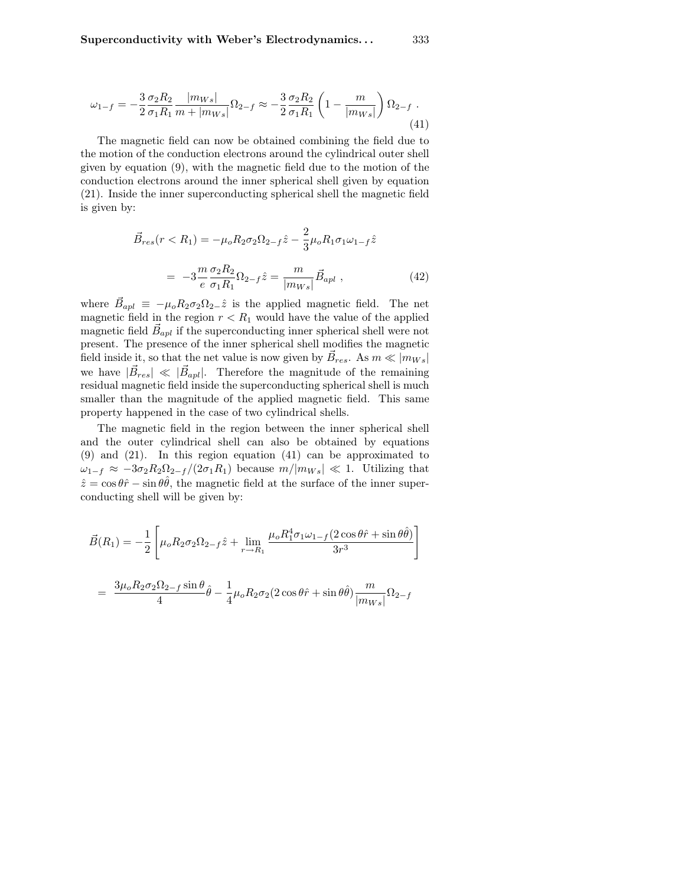$$\omega_{1-f} = -\frac{3}{2}\frac{\sigma_2 R_2}{\sigma_1 R_1}\frac{|m_{Ws}|}{m+|m_{Ws}|}\Omega_{2-f} \approx -\frac{3}{2}\frac{\sigma_2 R_2}{\sigma_1 R_1}\left(1-\frac{m}{|m_{Ws}|}\right)\Omega_{2-f} \; . \tag{41}$$

The magnetic field can now be obtained combining the field due to the motion of the conduction electrons around the cylindrical outer shell given by equation (9), with the magnetic field due to the motion of the conduction electrons around the inner spherical shell given by equation (21). Inside the inner superconducting spherical shell the magnetic field is given by:

$$\vec{B}_{res}(r<R_1) = -\mu_o R_2 \sigma_2 \Omega_{2-f}\hat{z} - \frac{2}{3}\mu_o R_1 \sigma_1 \omega_{1-f}\hat{z}$$

$$= -3\frac{m}{e}\frac{\sigma_2 R_2}{\sigma_1 R_1}\Omega_{2-f}\hat{z} = \frac{m}{|m_{Ws}|}\vec{B}_{apl} \; , \tag{42}$$

where $\vec{B}_{apl} \equiv -\mu_o R_2 \sigma_2 \Omega_{2-}\hat{z}$ is the applied magnetic field. The net magnetic field in the region $r<R_1$ would have the value of the applied magnetic field $\vec{B}_{apl}$ if the superconducting inner spherical shell were not present. The presence of the inner spherical shell modifies the magnetic field inside it, so that the net value is now given by $\vec{B}_{res}$. As $m \ll |m_{Ws}|$ we have $|\vec{B}_{res}| \ll |\vec{B}_{apl}|$. Therefore the magnitude of the remaining residual magnetic field inside the superconducting spherical shell is much smaller than the magnitude of the applied magnetic field. This same property happened in the case of two cylindrical shells.

The magnetic field in the region between the inner spherical shell and the outer cylindrical shell can also be obtained by equations (9) and (21). In this region equation (41) can be approximated to $\omega_{1-f} \approx -3\sigma_2 R_2 \Omega_{2-f}/(2\sigma_1 R_1)$ because $m/|m_{Ws}| \ll 1$. Utilizing that $\hat{z} = \cos\theta\hat{r} - \sin\theta\hat{\theta}$, the magnetic field at the surface of the inner superconducting shell will be given by:

$$\vec{B}(R_1) = -\frac{1}{2}\left[\mu_o R_2 \sigma_2 \Omega_{2-f}\hat{z} + \lim_{r\to R_1}\frac{\mu_o R_1^4 \sigma_1 \omega_{1-f}(2\cos\theta\hat{r}+\sin\theta\hat{\theta})}{3r^3}\right]$$

$$= \frac{3\mu_o R_2 \sigma_2 \Omega_{2-f}\sin\theta}{4}\hat{\theta} - \frac{1}{4}\mu_o R_2 \sigma_2 (2\cos\theta\hat{r}+\sin\theta\hat{\theta})\frac{m}{|m_{Ws}|}\Omega_{2-f}$$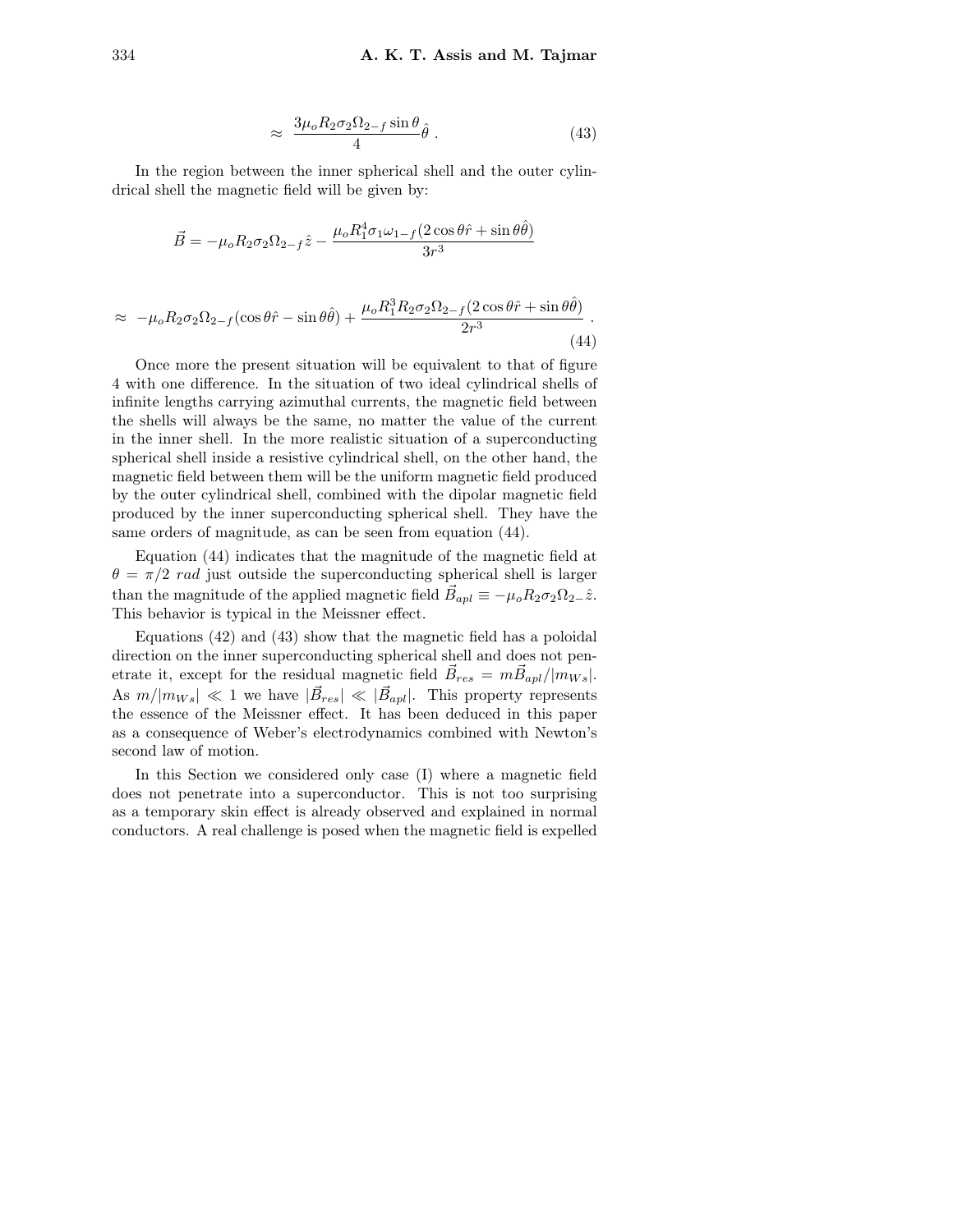$$\approx \frac{3\mu_o R_2 \sigma_2 \Omega_{2-f} \sin\theta}{4} \hat{\theta} \ . \tag{43}$$

In the region between the inner spherical shell and the outer cylindrical shell the magnetic field will be given by:

$$\vec{B} = -\mu_o R_2 \sigma_2 \Omega_{2-f} \hat{z} - \frac{\mu_o R_1^4 \sigma_1 \omega_{1-f} (2\cos\theta \hat{r} + \sin\theta \hat{\theta})}{3r^3}$$

$$\approx -\mu_o R_2 \sigma_2 \Omega_{2-f} (\cos\theta \hat{r} - \sin\theta \hat{\theta}) + \frac{\mu_o R_1^3 R_2 \sigma_2 \Omega_{2-f} (2\cos\theta \hat{r} + \sin\theta \hat{\theta})}{2r^3} \ . \tag{44}$$

Once more the present situation will be equivalent to that of figure 4 with one difference. In the situation of two ideal cylindrical shells of infinite lengths carrying azimuthal currents, the magnetic field between the shells will always be the same, no matter the value of the current in the inner shell. In the more realistic situation of a superconducting spherical shell inside a resistive cylindrical shell, on the other hand, the magnetic field between them will be the uniform magnetic field produced by the outer cylindrical shell, combined with the dipolar magnetic field produced by the inner superconducting spherical shell. They have the same orders of magnitude, as can be seen from equation (44).

Equation (44) indicates that the magnitude of the magnetic field at $\theta = \pi/2$ *rad* just outside the superconducting spherical shell is larger than the magnitude of the applied magnetic field $\vec{B}_{apl} \equiv -\mu_o R_2 \sigma_2 \Omega_{2-} \hat{z}$. This behavior is typical in the Meissner effect.

Equations (42) and (43) show that the magnetic field has a poloidal direction on the inner superconducting spherical shell and does not penetrate it, except for the residual magnetic field $\vec{B}_{res} = m\vec{B}_{apl}/|m_{Ws}|$. As $m/|m_{Ws}| \ll 1$ we have $|\vec{B}_{res}| \ll |\vec{B}_{apl}|$. This property represents the essence of the Meissner effect. It has been deduced in this paper as a consequence of Weber's electrodynamics combined with Newton's second law of motion.

In this Section we considered only case (I) where a magnetic field does not penetrate into a superconductor. This is not too surprising as a temporary skin effect is already observed and explained in normal conductors. A real challenge is posed when the magnetic field is expelled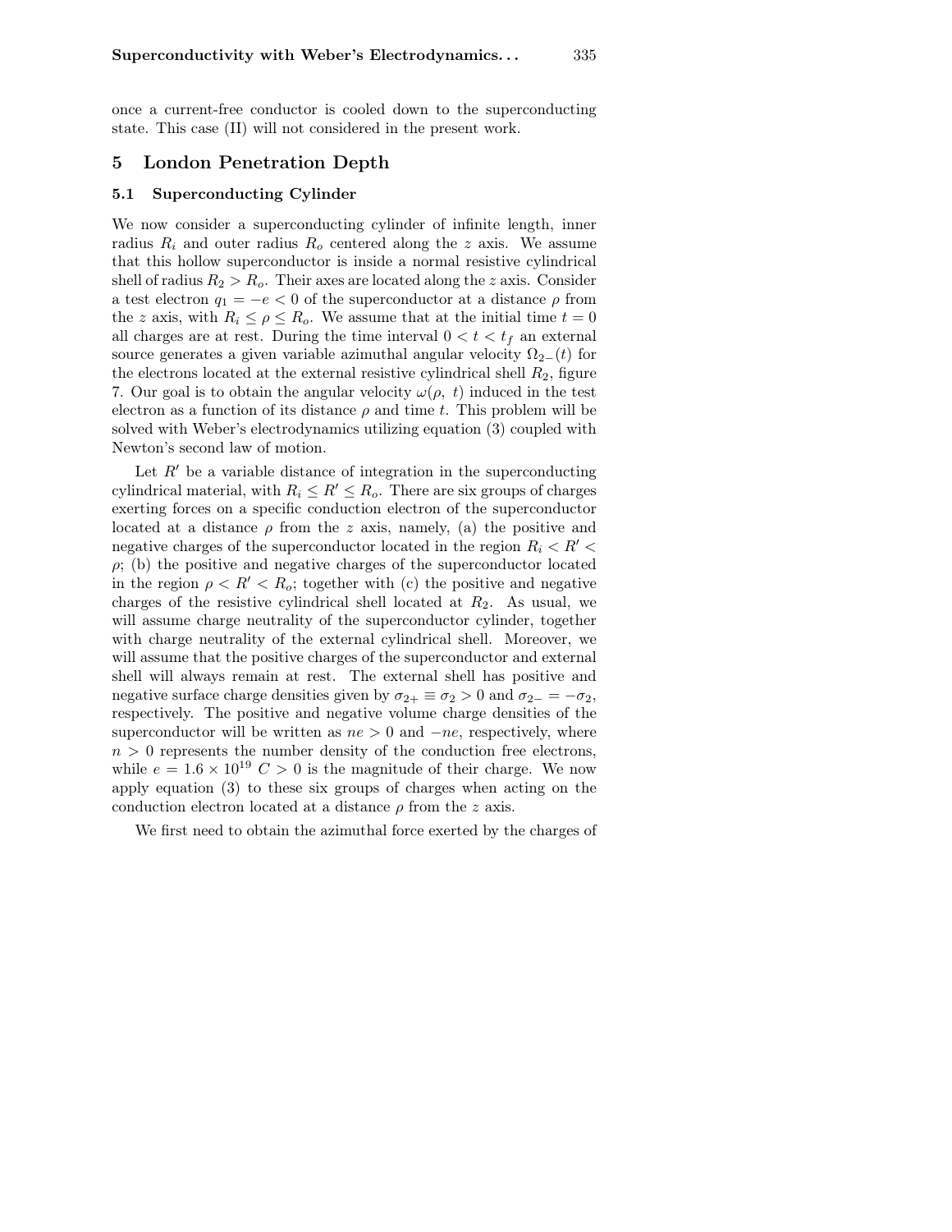once a current-free conductor is cooled down to the superconducting state. This case (II) will not considered in the present work.

# 5 London Penetration Depth

## 5.1 Superconducting Cylinder

We now consider a superconducting cylinder of infinite length, inner radius $R_i$ and outer radius $R_o$ centered along the $z$ axis. We assume that this hollow superconductor is inside a normal resistive cylindrical shell of radius $R_2 > R_o$. Their axes are located along the $z$ axis. Consider a test electron $q_1 = -e < 0$ of the superconductor at a distance $\rho$ from the $z$ axis, with $R_i \leq \rho \leq R_o$. We assume that at the initial time $t = 0$ all charges are at rest. During the time interval $0 < t < t_f$ an external source generates a given variable azimuthal angular velocity $\Omega_{2-}(t)$ for the electrons located at the external resistive cylindrical shell $R_2$, figure 7. Our goal is to obtain the angular velocity $\omega(\rho,\ t)$ induced in the test electron as a function of its distance $\rho$ and time $t$. This problem will be solved with Weber's electrodynamics utilizing equation (3) coupled with Newton's second law of motion.

Let $R'$ be a variable distance of integration in the superconducting cylindrical material, with $R_i \leq R' \leq R_o$. There are six groups of charges exerting forces on a specific conduction electron of the superconductor located at a distance $\rho$ from the $z$ axis, namely, (a) the positive and negative charges of the superconductor located in the region $R_i < R' < \rho$; (b) the positive and negative charges of the superconductor located in the region $\rho < R' < R_o$; together with (c) the positive and negative charges of the resistive cylindrical shell located at $R_2$. As usual, we will assume charge neutrality of the superconductor cylinder, together with charge neutrality of the external cylindrical shell. Moreover, we will assume that the positive charges of the superconductor and external shell will always remain at rest. The external shell has positive and negative surface charge densities given by $\sigma_{2+} \equiv \sigma_2 > 0$ and $\sigma_{2-} = -\sigma_2$, respectively. The positive and negative volume charge densities of the superconductor will be written as $ne > 0$ and $-ne$, respectively, where $n > 0$ represents the number density of the conduction free electrons, while $e = 1.6 \times 10^{19}\ C > 0$ is the magnitude of their charge. We now apply equation (3) to these six groups of charges when acting on the conduction electron located at a distance $\rho$ from the $z$ axis.

We first need to obtain the azimuthal force exerted by the charges of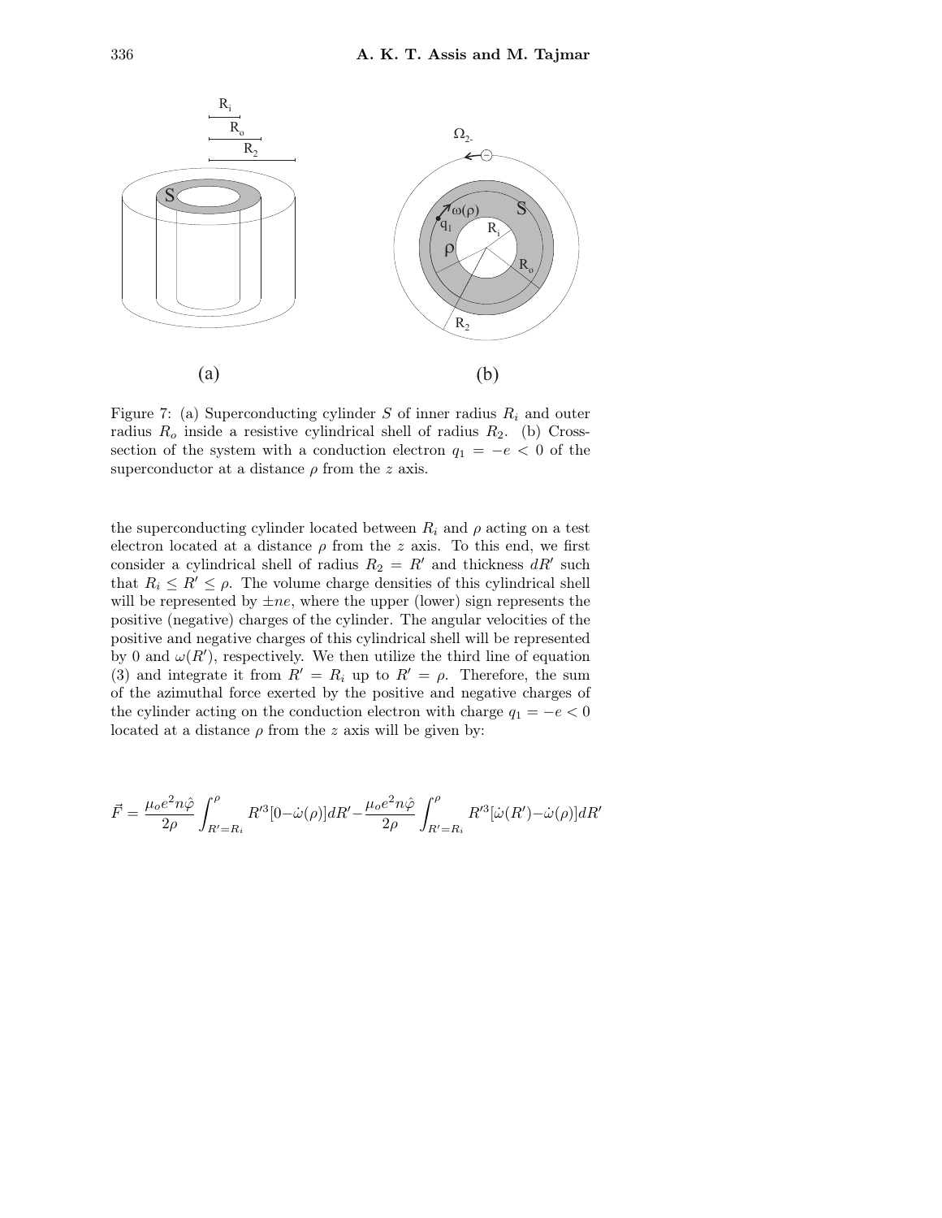Figure 7: (a) Superconducting cylinder $S$ of inner radius $R_i$ and outer radius $R_o$ inside a resistive cylindrical shell of radius $R_2$. (b) Cross-section of the system with a conduction electron $q_1 = -e < 0$ of the superconductor at a distance $\rho$ from the $z$ axis.

the superconducting cylinder located between $R_i$ and $\rho$ acting on a test electron located at a distance $\rho$ from the $z$ axis. To this end, we first consider a cylindrical shell of radius $R_2 = R'$ and thickness $dR'$ such that $R_i \leq R' \leq \rho$. The volume charge densities of this cylindrical shell will be represented by $\pm ne$, where the upper (lower) sign represents the positive (negative) charges of the cylinder. The angular velocities of the positive and negative charges of this cylindrical shell will be represented by 0 and $\omega(R')$, respectively. We then utilize the third line of equation (3) and integrate it from $R' = R_i$ up to $R' = \rho$. Therefore, the sum of the azimuthal force exerted by the positive and negative charges of the cylinder acting on the conduction electron with charge $q_1 = -e < 0$ located at a distance $\rho$ from the $z$ axis will be given by:

$$\vec{F} = \frac{\mu_o e^2 n \hat{\varphi}}{2\rho} \int_{R'=R_i}^{\rho} R'^3 [0 - \dot{\omega}(\rho)] dR' - \frac{\mu_o e^2 n \hat{\varphi}}{2\rho} \int_{R'=R_i}^{\rho} R'^3 [\dot{\omega}(R') - \dot{\omega}(\rho)] dR'$$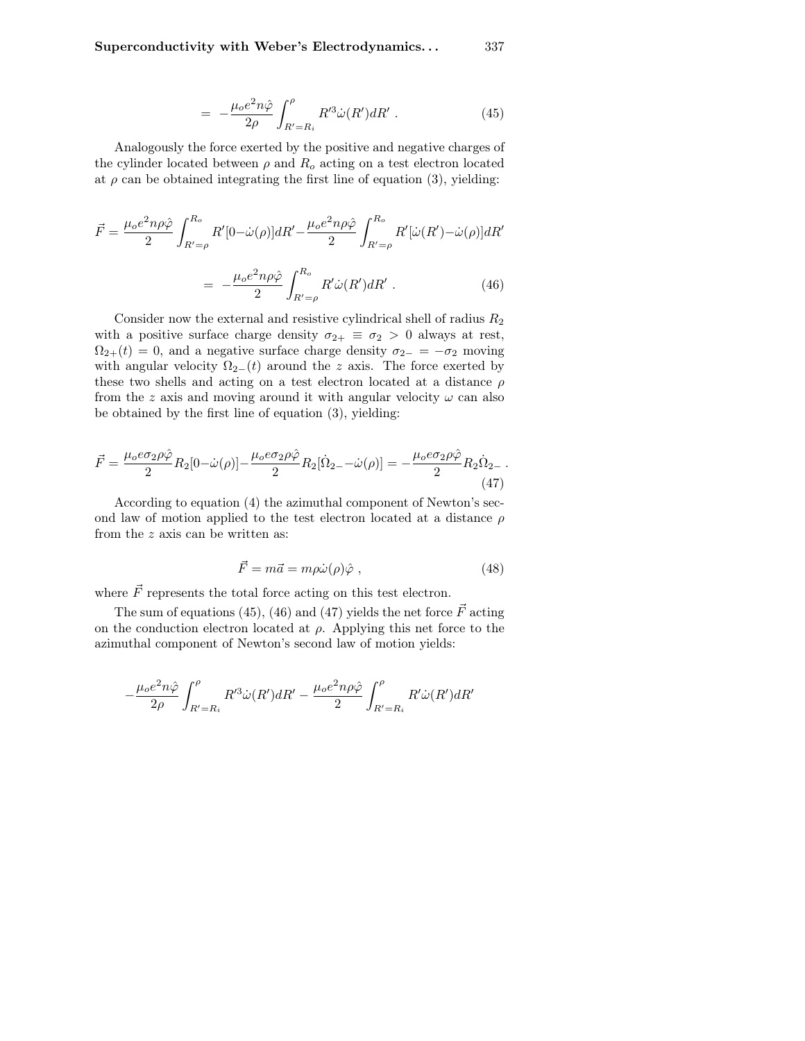$$= -\frac{\mu_o e^2 n \hat{\varphi}}{2\rho} \int_{R'=R_i}^{\rho} R'^3 \dot{\omega}(R') dR' \ . \tag{45}$$

Analogously the force exerted by the positive and negative charges of the cylinder located between $\rho$ and $R_o$ acting on a test electron located at $\rho$ can be obtained integrating the first line of equation (3), yielding:

$$\vec{F} = \frac{\mu_o e^2 n \rho \hat{\varphi}}{2} \int_{R'=\rho}^{R_o} R'[0 - \dot{\omega}(\rho)] dR' - \frac{\mu_o e^2 n \rho \hat{\varphi}}{2} \int_{R'=\rho}^{R_o} R'[\dot{\omega}(R') - \dot{\omega}(\rho)] dR'$$

$$= -\frac{\mu_o e^2 n \rho \hat{\varphi}}{2} \int_{R'=\rho}^{R_o} R' \dot{\omega}(R') dR' \ . \tag{46}$$

Consider now the external and resistive cylindrical shell of radius $R_2$ with a positive surface charge density $\sigma_{2+} \equiv \sigma_2 > 0$ always at rest, $\Omega_{2+}(t) = 0$, and a negative surface charge density $\sigma_{2-} = -\sigma_2$ moving with angular velocity $\Omega_{2-}(t)$ around the $z$ axis. The force exerted by these two shells and acting on a test electron located at a distance $\rho$ from the $z$ axis and moving around it with angular velocity $\omega$ can also be obtained by the first line of equation (3), yielding:

$$\vec{F} = \frac{\mu_o e \sigma_2 \rho \hat{\varphi}}{2} R_2 [0 - \dot{\omega}(\rho)] - \frac{\mu_o e \sigma_2 \rho \hat{\varphi}}{2} R_2 [\dot{\Omega}_{2-} - \dot{\omega}(\rho)] = -\frac{\mu_o e \sigma_2 \rho \hat{\varphi}}{2} R_2 \dot{\Omega}_{2-} \ . \tag{47}$$

According to equation (4) the azimuthal component of Newton's second law of motion applied to the test electron located at a distance $\rho$ from the $z$ axis can be written as:

$$\vec{F} = m\vec{a} = m\rho\dot{\omega}(\rho)\hat{\varphi} \ , \tag{48}$$

where $\vec{F}$ represents the total force acting on this test electron.

The sum of equations (45), (46) and (47) yields the net force $\vec{F}$ acting on the conduction electron located at $\rho$. Applying this net force to the azimuthal component of Newton's second law of motion yields:

$$-\frac{\mu_o e^2 n \hat{\varphi}}{2\rho} \int_{R'=R_i}^{\rho} R'^3 \dot{\omega}(R') dR' - \frac{\mu_o e^2 n \rho \hat{\varphi}}{2} \int_{R'=R_i}^{\rho} R' \dot{\omega}(R') dR'$$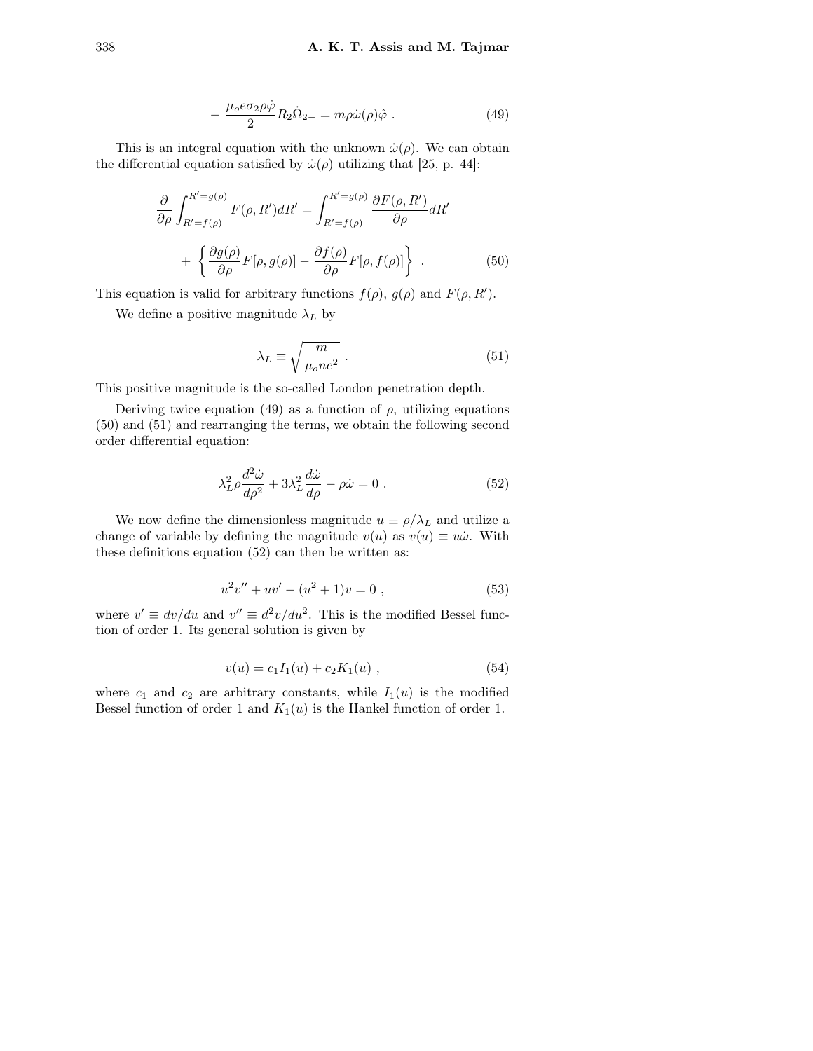$$- \frac{\mu_o e \sigma_2 \rho \hat{\varphi}}{2} R_2 \dot{\Omega}_{2-} = m \rho \dot{\omega}(\rho) \hat{\varphi} \ . \tag{49}$$

This is an integral equation with the unknown $\dot{\omega}(\rho)$. We can obtain the differential equation satisfied by $\dot{\omega}(\rho)$ utilizing that [25, p. 44]:

$$\frac{\partial}{\partial \rho} \int_{R'=f(\rho)}^{R'=g(\rho)} F(\rho, R') dR' = \int_{R'=f(\rho)}^{R'=g(\rho)} \frac{\partial F(\rho, R')}{\partial \rho} dR'$$

$$+ \left\{ \frac{\partial g(\rho)}{\partial \rho} F[\rho, g(\rho)] - \frac{\partial f(\rho)}{\partial \rho} F[\rho, f(\rho)] \right\} \ . \tag{50}$$

This equation is valid for arbitrary functions $f(\rho)$, $g(\rho)$ and $F(\rho, R')$.

We define a positive magnitude $\lambda_L$ by

$$\lambda_L \equiv \sqrt{\frac{m}{\mu_o n e^2}} \ . \tag{51}$$

This positive magnitude is the so-called London penetration depth.

Deriving twice equation (49) as a function of $\rho$, utilizing equations (50) and (51) and rearranging the terms, we obtain the following second order differential equation:

$$\lambda_L^2 \rho \frac{d^2 \dot{\omega}}{d\rho^2} + 3\lambda_L^2 \frac{d\dot{\omega}}{d\rho} - \rho \dot{\omega} = 0 \ . \tag{52}$$

We now define the dimensionless magnitude $u \equiv \rho/\lambda_L$ and utilize a change of variable by defining the magnitude $v(u)$ as $v(u) \equiv u\dot{\omega}$. With these definitions equation (52) can then be written as:

$$u^2 v'' + u v' - (u^2 + 1) v = 0 \ , \tag{53}$$

where $v' \equiv dv/du$ and $v'' \equiv d^2v/du^2$. This is the modified Bessel function of order 1. Its general solution is given by

$$v(u) = c_1 I_1(u) + c_2 K_1(u) \ , \tag{54}$$

where $c_1$ and $c_2$ are arbitrary constants, while $I_1(u)$ is the modified Bessel function of order 1 and $K_1(u)$ is the Hankel function of order 1.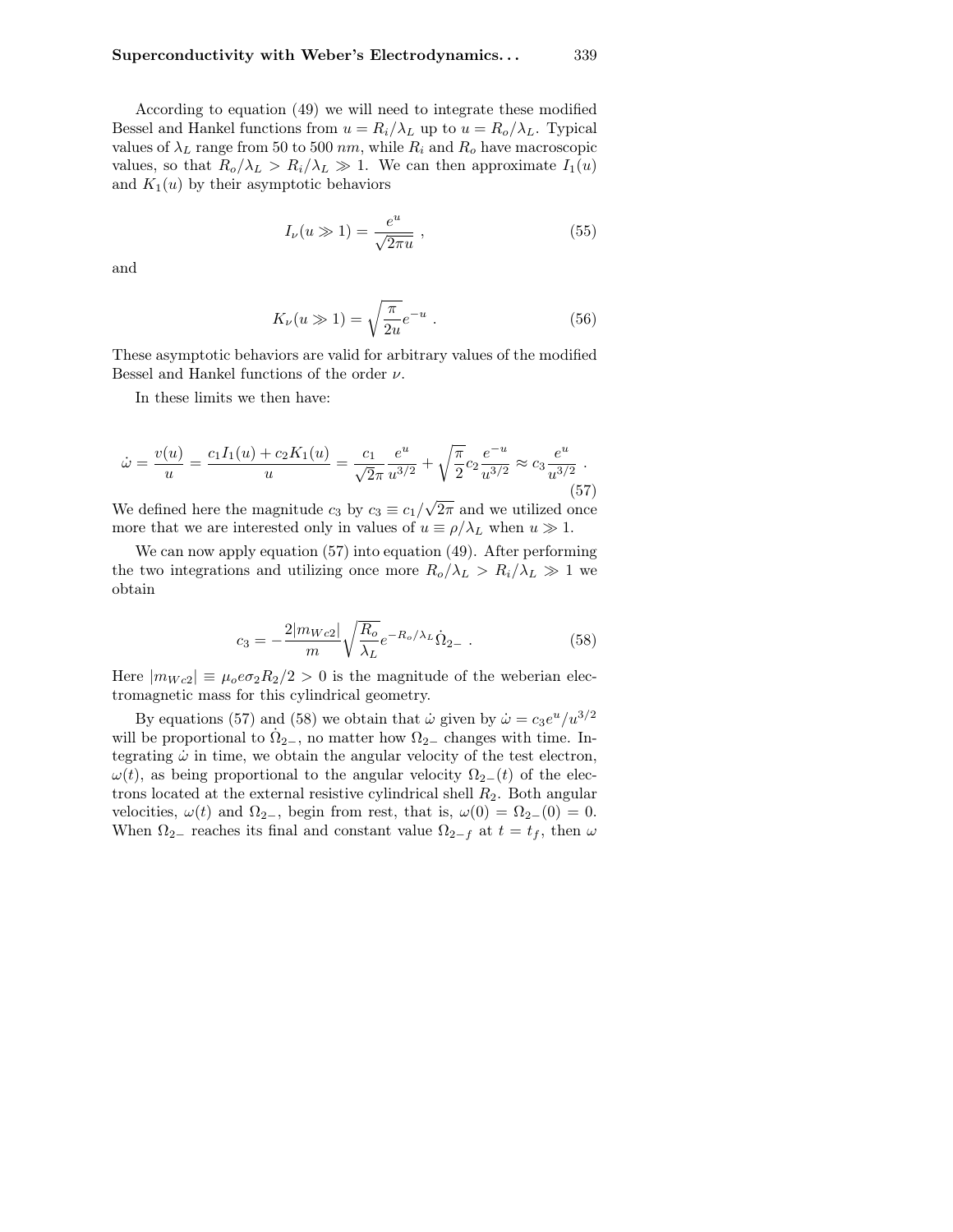According to equation (49) we will need to integrate these modified Bessel and Hankel functions from $u = R_i/\lambda_L$ up to $u = R_o/\lambda_L$. Typical values of $\lambda_L$ range from 50 to 500 $nm$, while $R_i$ and $R_o$ have macroscopic values, so that $R_o/\lambda_L > R_i/\lambda_L \gg 1$. We can then approximate $I_1(u)$ and $K_1(u)$ by their asymptotic behaviors

$$I_\nu(u \gg 1) = \frac{e^u}{\sqrt{2\pi u}} \ , \tag{55}$$

and

$$K_\nu(u \gg 1) = \sqrt{\frac{\pi}{2u}} e^{-u} \ . \tag{56}$$

These asymptotic behaviors are valid for arbitrary values of the modified Bessel and Hankel functions of the order $\nu$.

In these limits we then have:

$$\dot{\omega} = \frac{v(u)}{u} = \frac{c_1 I_1(u) + c_2 K_1(u)}{u} = \frac{c_1}{\sqrt{2\pi}} \frac{e^u}{u^{3/2}} + \sqrt{\frac{\pi}{2}} c_2 \frac{e^{-u}}{u^{3/2}} \approx c_3 \frac{e^u}{u^{3/2}} \ . \tag{57}$$

We defined here the magnitude $c_3$ by $c_3 \equiv c_1/\sqrt{2\pi}$ and we utilized once more that we are interested only in values of $u \equiv \rho/\lambda_L$ when $u \gg 1$.

We can now apply equation (57) into equation (49). After performing the two integrations and utilizing once more $R_o/\lambda_L > R_i/\lambda_L \gg 1$ we obtain

$$c_3 = -\frac{2|m_{Wc2}|}{m} \sqrt{\frac{R_o}{\lambda_L}} e^{-R_o/\lambda_L} \dot{\Omega}_{2-} \ . \tag{58}$$

Here $|m_{Wc2}| \equiv \mu_o e \sigma_2 R_2/2 > 0$ is the magnitude of the weberian electromagnetic mass for this cylindrical geometry.

By equations (57) and (58) we obtain that $\dot{\omega}$ given by $\dot{\omega} = c_3 e^u/u^{3/2}$ will be proportional to $\dot{\Omega}_{2-}$, no matter how $\Omega_{2-}$ changes with time. Integrating $\dot{\omega}$ in time, we obtain the angular velocity of the test electron, $\omega(t)$, as being proportional to the angular velocity $\Omega_{2-}(t)$ of the electrons located at the external resistive cylindrical shell $R_2$. Both angular velocities, $\omega(t)$ and $\Omega_{2-}$, begin from rest, that is, $\omega(0) = \Omega_{2-}(0) = 0$. When $\Omega_{2-}$ reaches its final and constant value $\Omega_{2-f}$ at $t = t_f$, then $\omega$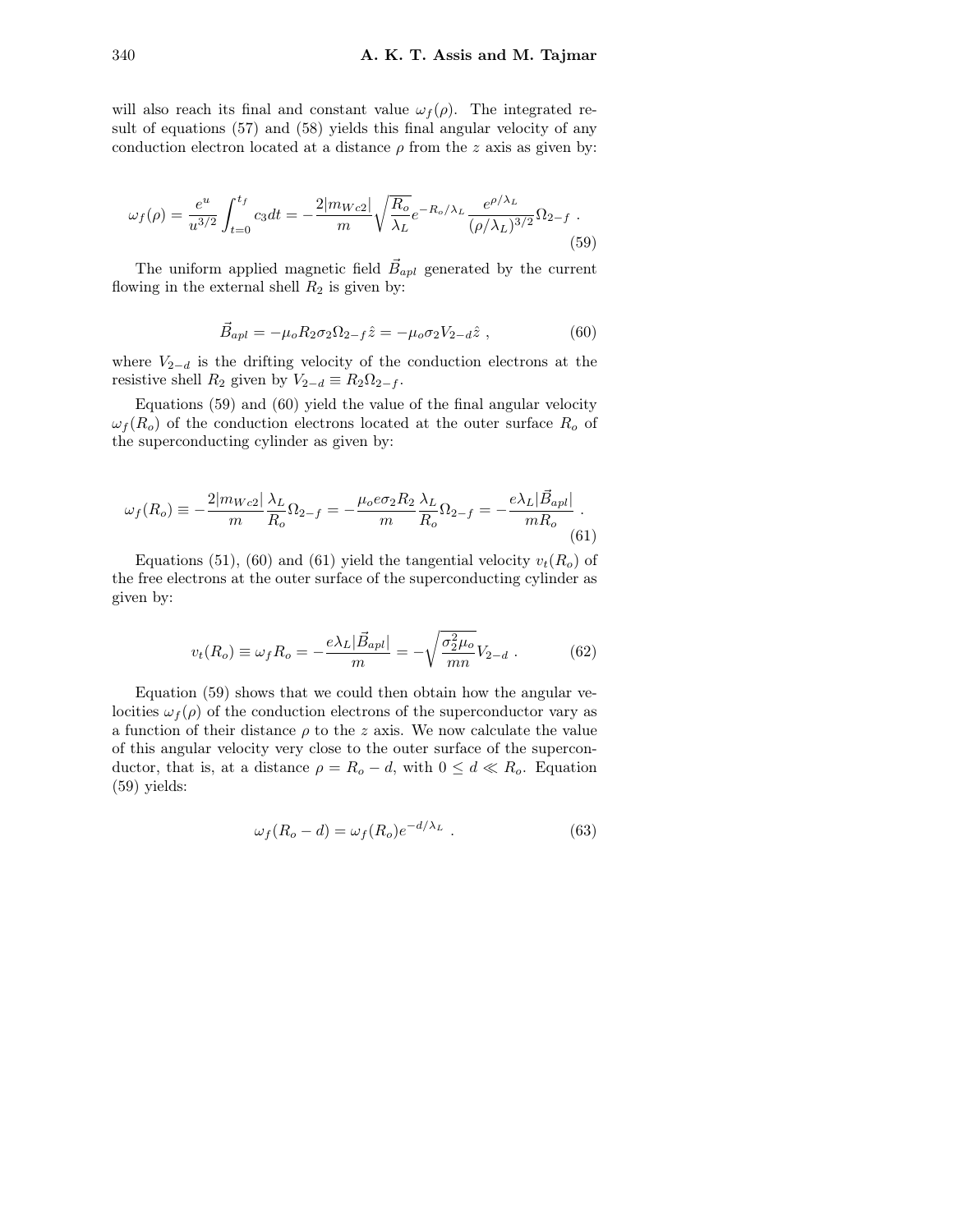will also reach its final and constant value $\omega_f(\rho)$. The integrated result of equations (57) and (58) yields this final angular velocity of any conduction electron located at a distance $\rho$ from the $z$ axis as given by:

$$
\omega_f(\rho) = \frac{e^u}{u^{3/2}} \int_{t=0}^{t_f} c_3 dt = -\frac{2|m_{Wc2}|}{m} \sqrt{\frac{R_o}{\lambda_L}} e^{-R_o/\lambda_L} \frac{e^{\rho/\lambda_L}}{(\rho/\lambda_L)^{3/2}} \Omega_{2-f} \ . \tag{59}
$$

The uniform applied magnetic field $\vec{B}_{apl}$ generated by the current flowing in the external shell $R_2$ is given by:

$$
\vec{B}_{apl} = -\mu_o R_2 \sigma_2 \Omega_{2-f} \hat{z} = -\mu_o \sigma_2 V_{2-d} \hat{z} \ , \tag{60}
$$

where $V_{2-d}$ is the drifting velocity of the conduction electrons at the resistive shell $R_2$ given by $V_{2-d} \equiv R_2 \Omega_{2-f}$.

Equations (59) and (60) yield the value of the final angular velocity $\omega_f(R_o)$ of the conduction electrons located at the outer surface $R_o$ of the superconducting cylinder as given by:

$$
\omega_f(R_o) \equiv -\frac{2|m_{Wc2}|}{m} \frac{\lambda_L}{R_o} \Omega_{2-f} = -\frac{\mu_o e \sigma_2 R_2}{m} \frac{\lambda_L}{R_o} \Omega_{2-f} = -\frac{e \lambda_L |\vec{B}_{apl}|}{m R_o} \ . \tag{61}
$$

Equations (51), (60) and (61) yield the tangential velocity $v_t(R_o)$ of the free electrons at the outer surface of the superconducting cylinder as given by:

$$
v_t(R_o) \equiv \omega_f R_o = -\frac{e \lambda_L |\vec{B}_{apl}|}{m} = -\sqrt{\frac{\sigma_2^2 \mu_o}{mn}} V_{2-d} \ . \tag{62}
$$

Equation (59) shows that we could then obtain how the angular velocities $\omega_f(\rho)$ of the conduction electrons of the superconductor vary as a function of their distance $\rho$ to the $z$ axis. We now calculate the value of this angular velocity very close to the outer surface of the superconductor, that is, at a distance $\rho = R_o - d$, with $0 \leq d \ll R_o$. Equation (59) yields:

$$
\omega_f(R_o - d) = \omega_f(R_o) e^{-d/\lambda_L} \ . \tag{63}
$$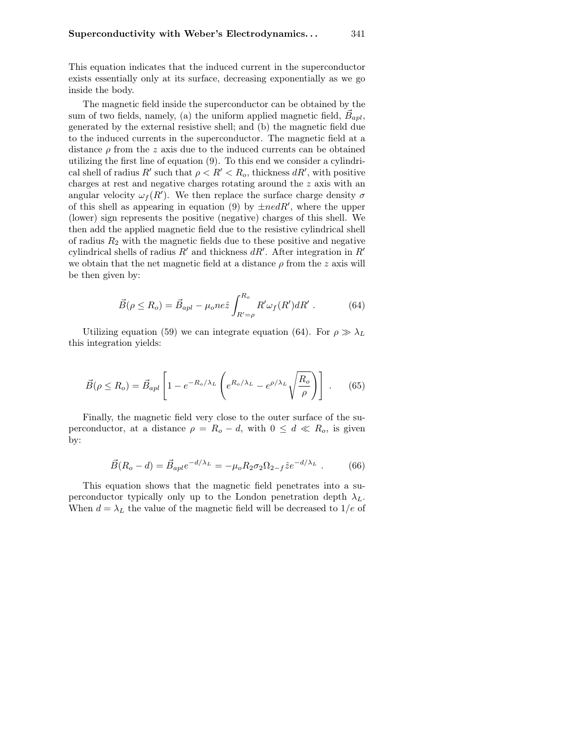This equation indicates that the induced current in the superconductor exists essentially only at its surface, decreasing exponentially as we go inside the body.

The magnetic field inside the superconductor can be obtained by the sum of two fields, namely, (a) the uniform applied magnetic field, $\vec{B}_{apl}$, generated by the external resistive shell; and (b) the magnetic field due to the induced currents in the superconductor. The magnetic field at a distance $\rho$ from the $z$ axis due to the induced currents can be obtained utilizing the first line of equation (9). To this end we consider a cylindrical shell of radius $R'$ such that $\rho < R' < R_o$, thickness $dR'$, with positive charges at rest and negative charges rotating around the $z$ axis with an angular velocity $\omega_f(R')$. We then replace the surface charge density $\sigma$ of this shell as appearing in equation (9) by $\pm ned R'$, where the upper (lower) sign represents the positive (negative) charges of this shell. We then add the applied magnetic field due to the resistive cylindrical shell of radius $R_2$ with the magnetic fields due to these positive and negative cylindrical shells of radius $R'$ and thickness $dR'$. After integration in $R'$ we obtain that the net magnetic field at a distance $\rho$ from the $z$ axis will be then given by:

$$\vec{B}(\rho \leq R_o) = \vec{B}_{apl} - \mu_o ne\hat{z} \int_{R'=\rho}^{R_o} R' \omega_f(R') dR' \ . \tag{64}$$

Utilizing equation (59) we can integrate equation (64). For $\rho \gg \lambda_L$ this integration yields:

$$\vec{B}(\rho \leq R_o) = \vec{B}_{apl} \left[ 1 - e^{-R_o/\lambda_L} \left( e^{R_o/\lambda_L} - e^{\rho/\lambda_L} \sqrt{\frac{R_o}{\rho}} \right) \right] \ . \tag{65}$$

Finally, the magnetic field very close to the outer surface of the superconductor, at a distance $\rho = R_o - d$, with $0 \leq d \ll R_o$, is given by:

$$\vec{B}(R_o - d) = \vec{B}_{apl} e^{-d/\lambda_L} = -\mu_o R_2 \sigma_2 \Omega_{2-f} \hat{z} e^{-d/\lambda_L} \ . \tag{66}$$

This equation shows that the magnetic field penetrates into a superconductor typically only up to the London penetration depth $\lambda_L$. When $d = \lambda_L$ the value of the magnetic field will be decreased to $1/e$ of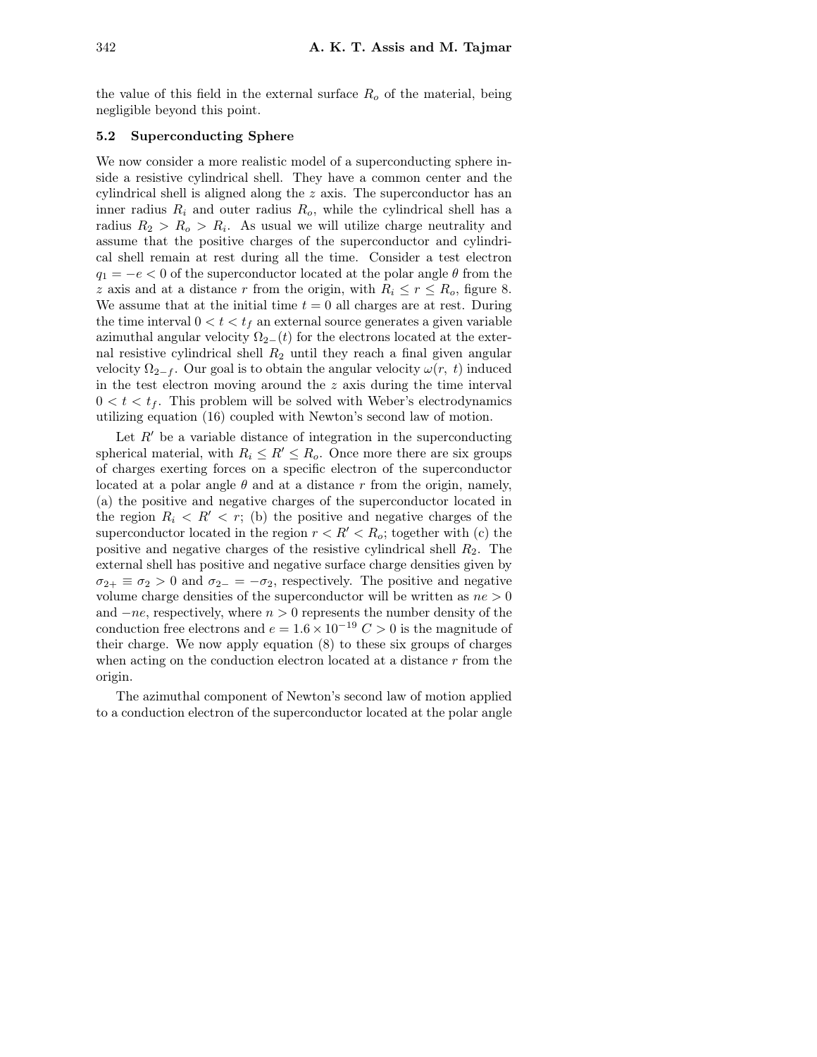the value of this field in the external surface $R_o$ of the material, being negligible beyond this point.

### 5.2 Superconducting Sphere

We now consider a more realistic model of a superconducting sphere inside a resistive cylindrical shell. They have a common center and the cylindrical shell is aligned along the $z$ axis. The superconductor has an inner radius $R_i$ and outer radius $R_o$, while the cylindrical shell has a radius $R_2 > R_o > R_i$. As usual we will utilize charge neutrality and assume that the positive charges of the superconductor and cylindrical shell remain at rest during all the time. Consider a test electron $q_1 = -e < 0$ of the superconductor located at the polar angle $\theta$ from the $z$ axis and at a distance $r$ from the origin, with $R_i \leq r \leq R_o$, figure 8. We assume that at the initial time $t = 0$ all charges are at rest. During the time interval $0 < t < t_f$ an external source generates a given variable azimuthal angular velocity $\Omega_{2-}(t)$ for the electrons located at the external resistive cylindrical shell $R_2$ until they reach a final given angular velocity $\Omega_{2-f}$. Our goal is to obtain the angular velocity $\omega(r,\ t)$ induced in the test electron moving around the $z$ axis during the time interval $0 < t < t_f$. This problem will be solved with Weber's electrodynamics utilizing equation (16) coupled with Newton's second law of motion.

Let $R'$ be a variable distance of integration in the superconducting spherical material, with $R_i \leq R' \leq R_o$. Once more there are six groups of charges exerting forces on a specific electron of the superconductor located at a polar angle $\theta$ and at a distance $r$ from the origin, namely, (a) the positive and negative charges of the superconductor located in the region $R_i < R' < r$; (b) the positive and negative charges of the superconductor located in the region $r < R' < R_o$; together with (c) the positive and negative charges of the resistive cylindrical shell $R_2$. The external shell has positive and negative surface charge densities given by $\sigma_{2+} \equiv \sigma_2 > 0$ and $\sigma_{2-} = -\sigma_2$, respectively. The positive and negative volume charge densities of the superconductor will be written as $ne > 0$ and $-ne$, respectively, where $n > 0$ represents the number density of the conduction free electrons and $e = 1.6 \times 10^{-19}\ C > 0$ is the magnitude of their charge. We now apply equation (8) to these six groups of charges when acting on the conduction electron located at a distance $r$ from the origin.

The azimuthal component of Newton's second law of motion applied to a conduction electron of the superconductor located at the polar angle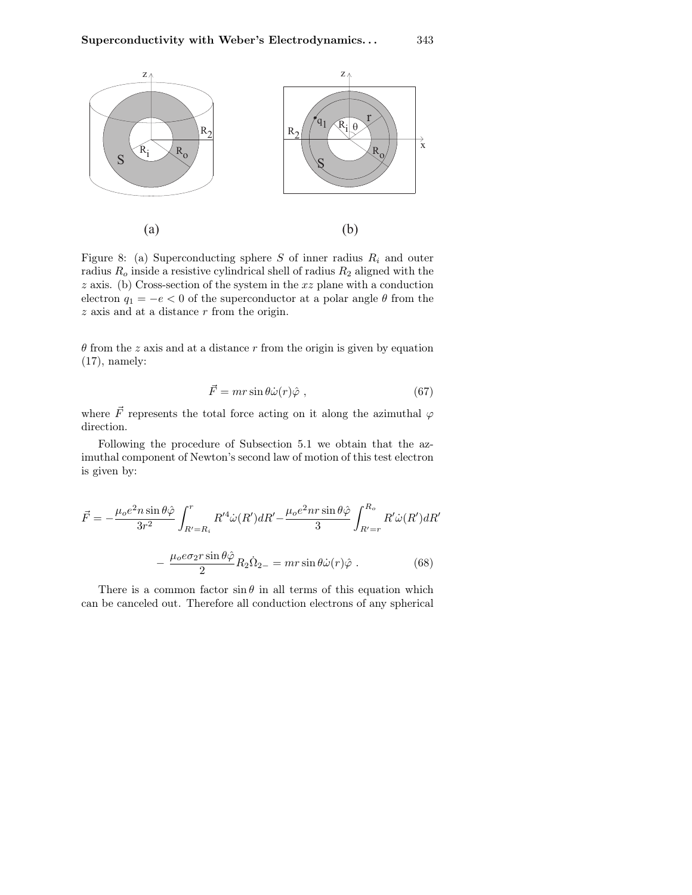Figure 8: (a) Superconducting sphere $S$ of inner radius $R_i$ and outer radius $R_o$ inside a resistive cylindrical shell of radius $R_2$ aligned with the $z$ axis. (b) Cross-section of the system in the $xz$ plane with a conduction electron $q_1 = -e < 0$ of the superconductor at a polar angle $\theta$ from the $z$ axis and at a distance $r$ from the origin.

$\theta$ from the $z$ axis and at a distance $r$ from the origin is given by equation (17), namely:

$$\vec{F} = mr \sin\theta \dot{\omega}(r) \hat{\varphi} , \tag{67}$$

where $\vec{F}$ represents the total force acting on it along the azimuthal $\varphi$ direction.

Following the procedure of Subsection 5.1 we obtain that the azimuthal component of Newton's second law of motion of this test electron is given by:

$$\vec{F} = -\frac{\mu_o e^2 n \sin\theta \hat{\varphi}}{3r^2} \int_{R'=R_i}^{r} R'^4 \dot{\omega}(R') dR' - \frac{\mu_o e^2 n r \sin\theta \hat{\varphi}}{3} \int_{R'=r}^{R_o} R' \dot{\omega}(R') dR'$$

$$- \frac{\mu_o e \sigma_2 r \sin\theta \hat{\varphi}}{2} R_2 \dot{\Omega}_{2-} = mr \sin\theta \dot{\omega}(r) \hat{\varphi} . \tag{68}$$

There is a common factor $\sin\theta$ in all terms of this equation which can be canceled out. Therefore all conduction electrons of any spherical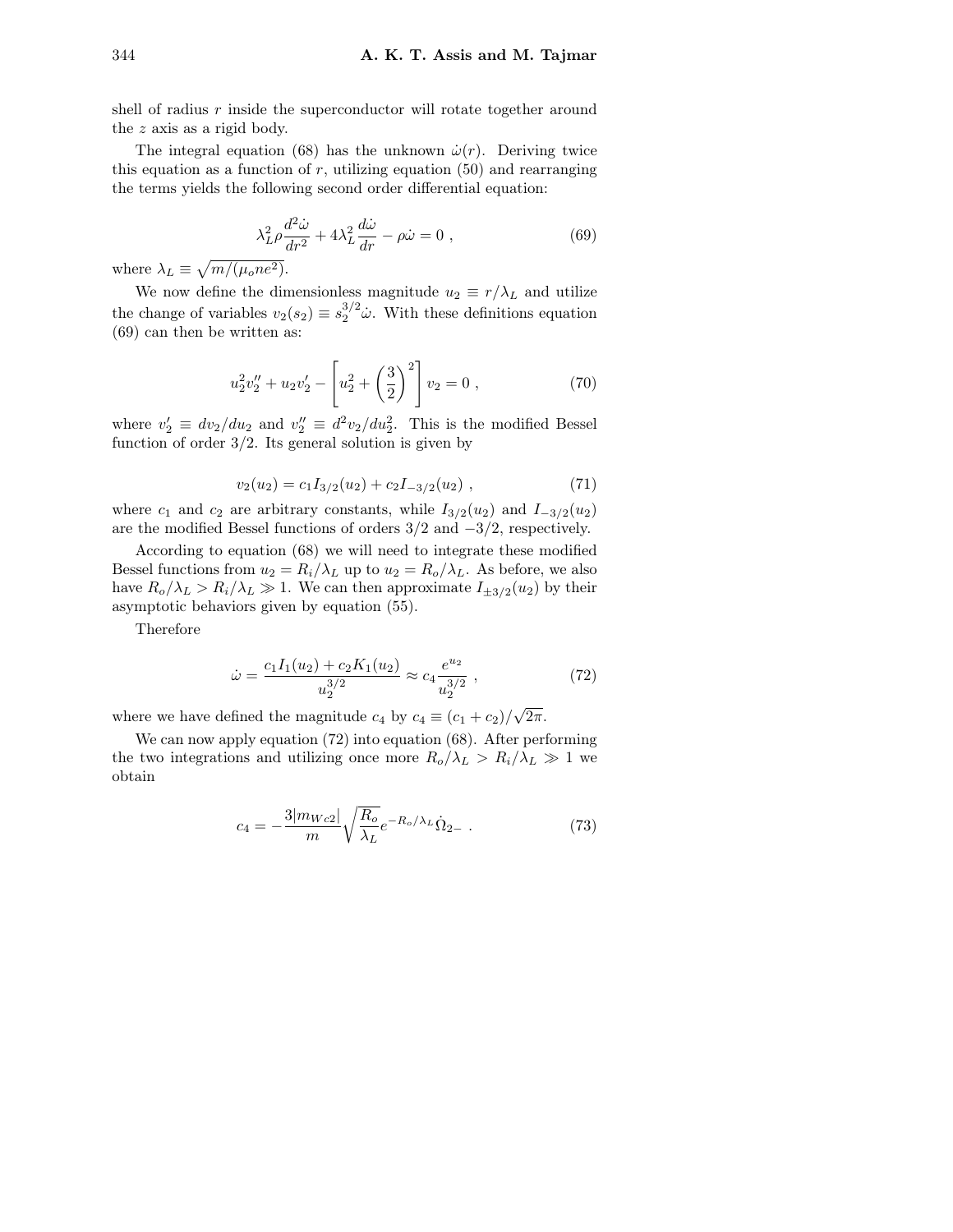shell of radius $r$ inside the superconductor will rotate together around the $z$ axis as a rigid body.

The integral equation (68) has the unknown $\dot{\omega}(r)$. Deriving twice this equation as a function of $r$, utilizing equation (50) and rearranging the terms yields the following second order differential equation:

$$\lambda_L^2 \rho \frac{d^2\dot{\omega}}{dr^2} + 4\lambda_L^2 \frac{d\dot{\omega}}{dr} - \rho\dot{\omega} = 0 \ , \tag{69}$$

where $\lambda_L \equiv \sqrt{m/(\mu_o n e^2)}$.

We now define the dimensionless magnitude $u_2 \equiv r/\lambda_L$ and utilize the change of variables $v_2(s_2) \equiv s_2^{3/2}\dot{\omega}$. With these definitions equation (69) can then be written as:

$$u_2^2 v_2'' + u_2 v_2' - \left[u_2^2 + \left(\frac{3}{2}\right)^2\right] v_2 = 0 \ , \tag{70}$$

where $v_2' \equiv dv_2/du_2$ and $v_2'' \equiv d^2v_2/du_2^2$. This is the modified Bessel function of order 3/2. Its general solution is given by

$$v_2(u_2) = c_1 I_{3/2}(u_2) + c_2 I_{-3/2}(u_2) \ , \tag{71}$$

where $c_1$ and $c_2$ are arbitrary constants, while $I_{3/2}(u_2)$ and $I_{-3/2}(u_2)$ are the modified Bessel functions of orders 3/2 and $-3/2$, respectively.

According to equation (68) we will need to integrate these modified Bessel functions from $u_2 = R_i/\lambda_L$ up to $u_2 = R_o/\lambda_L$. As before, we also have $R_o/\lambda_L > R_i/\lambda_L \gg 1$. We can then approximate $I_{\pm 3/2}(u_2)$ by their asymptotic behaviors given by equation (55).

Therefore

$$\dot{\omega} = \frac{c_1 I_1(u_2) + c_2 K_1(u_2)}{u_2^{3/2}} \approx c_4 \frac{e^{u_2}}{u_2^{3/2}} \ , \tag{72}$$

where we have defined the magnitude $c_4$ by $c_4 \equiv (c_1 + c_2)/\sqrt{2\pi}$.

We can now apply equation (72) into equation (68). After performing the two integrations and utilizing once more $R_o/\lambda_L > R_i/\lambda_L \gg 1$ we obtain

$$c_4 = -\frac{3|m_{Wc2}|}{m}\sqrt{\frac{R_o}{\lambda_L}} e^{-R_o/\lambda_L} \dot{\Omega}_{2-} \ . \tag{73}$$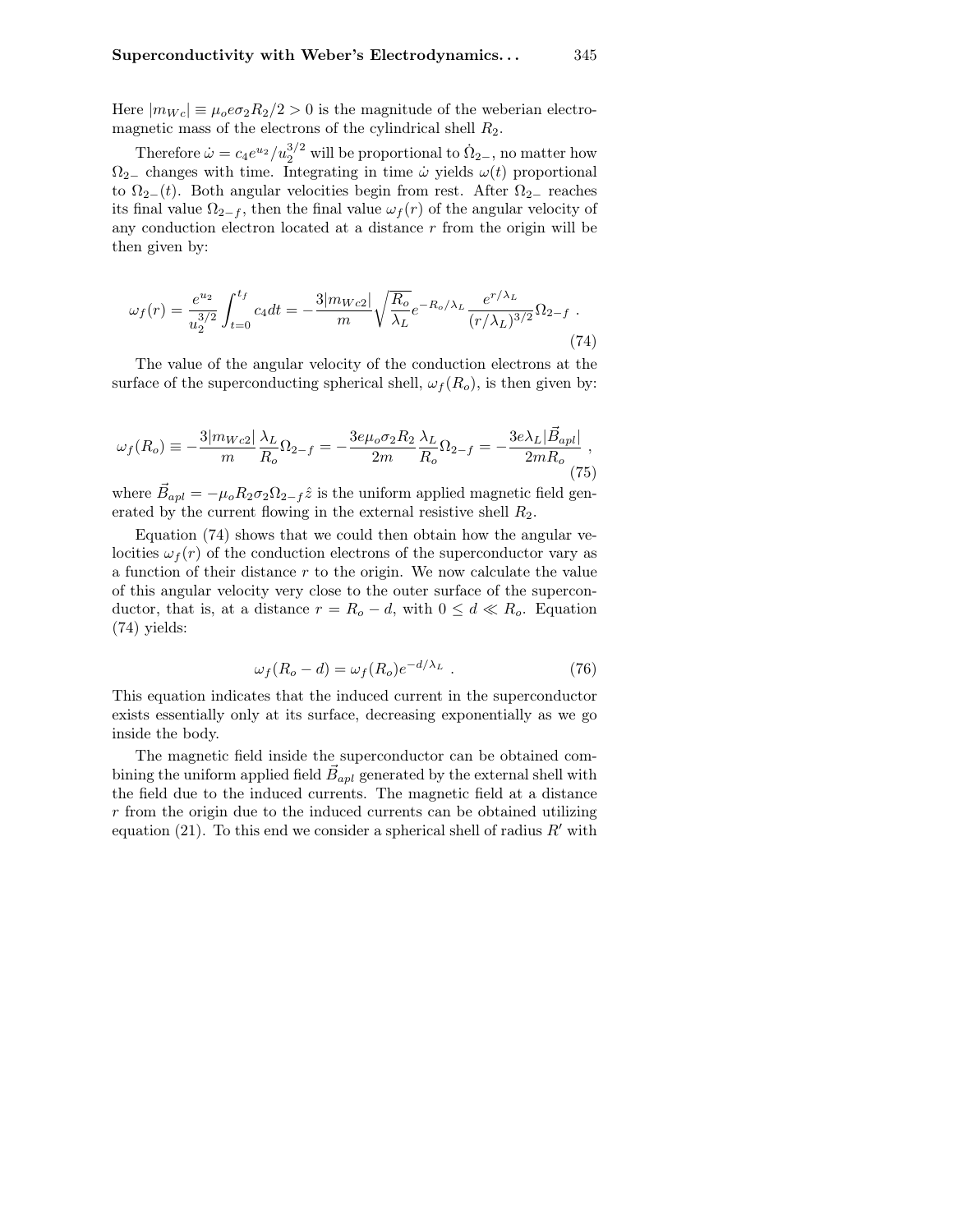Here $|m_{Wc}| \equiv \mu_o e \sigma_2 R_2/2 > 0$ is the magnitude of the weberian electromagnetic mass of the electrons of the cylindrical shell $R_2$.

Therefore $\dot{\omega} = c_4 e^{u_2}/u_2^{3/2}$ will be proportional to $\dot{\Omega}_{2-}$, no matter how $\Omega_{2-}$ changes with time. Integrating in time $\dot{\omega}$ yields $\omega(t)$ proportional to $\Omega_{2-}(t)$. Both angular velocities begin from rest. After $\Omega_{2-}$ reaches its final value $\Omega_{2-f}$, then the final value $\omega_f(r)$ of the angular velocity of any conduction electron located at a distance $r$ from the origin will be then given by:

$$\omega_f(r) = \frac{e^{u_2}}{u_2^{3/2}} \int_{t=0}^{t_f} c_4 dt = -\frac{3|m_{Wc2}|}{m} \sqrt{\frac{R_o}{\lambda_L}} e^{-R_o/\lambda_L} \frac{e^{r/\lambda_L}}{(r/\lambda_L)^{3/2}} \Omega_{2-f} \ . \tag{74}$$

The value of the angular velocity of the conduction electrons at the surface of the superconducting spherical shell, $\omega_f(R_o)$, is then given by:

$$\omega_f(R_o) \equiv -\frac{3|m_{Wc2}|}{m} \frac{\lambda_L}{R_o} \Omega_{2-f} = -\frac{3e\mu_o \sigma_2 R_2}{2m} \frac{\lambda_L}{R_o} \Omega_{2-f} = -\frac{3e\lambda_L |\vec{B}_{apl}|}{2mR_o} \ , \tag{75}$$

where $\vec{B}_{apl} = -\mu_o R_2 \sigma_2 \Omega_{2-f} \hat{z}$ is the uniform applied magnetic field generated by the current flowing in the external resistive shell $R_2$.

Equation (74) shows that we could then obtain how the angular velocities $\omega_f(r)$ of the conduction electrons of the superconductor vary as a function of their distance $r$ to the origin. We now calculate the value of this angular velocity very close to the outer surface of the superconductor, that is, at a distance $r = R_o - d$, with $0 \leq d \ll R_o$. Equation (74) yields:

$$\omega_f(R_o - d) = \omega_f(R_o) e^{-d/\lambda_L} \ . \tag{76}$$

This equation indicates that the induced current in the superconductor exists essentially only at its surface, decreasing exponentially as we go inside the body.

The magnetic field inside the superconductor can be obtained combining the uniform applied field $\vec{B}_{apl}$ generated by the external shell with the field due to the induced currents. The magnetic field at a distance $r$ from the origin due to the induced currents can be obtained utilizing equation (21). To this end we consider a spherical shell of radius $R'$ with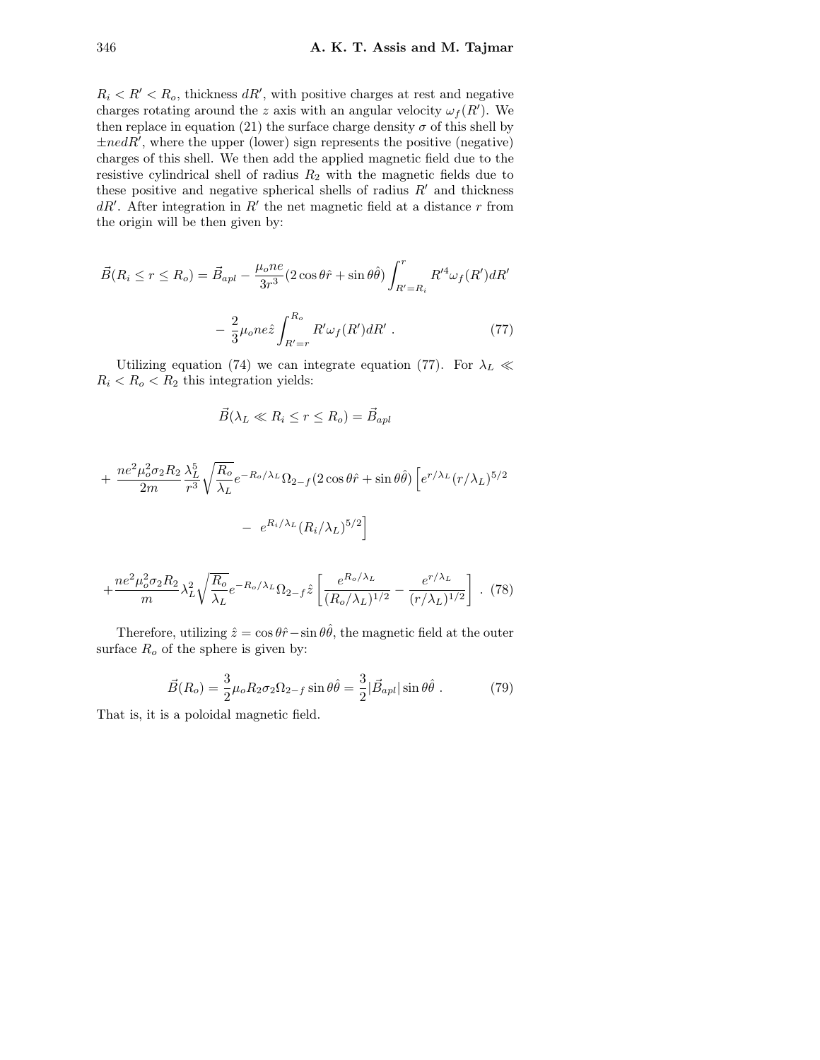$R_i < R' < R_o$, thickness $dR'$, with positive charges at rest and negative charges rotating around the $z$ axis with an angular velocity $\omega_f(R')$. We then replace in equation (21) the surface charge density $\sigma$ of this shell by $\pm ne dR'$, where the upper (lower) sign represents the positive (negative) charges of this shell. We then add the applied magnetic field due to the resistive cylindrical shell of radius $R_2$ with the magnetic fields due to these positive and negative spherical shells of radius $R'$ and thickness $dR'$. After integration in $R'$ the net magnetic field at a distance $r$ from the origin will be then given by:

$$\vec{B}(R_i \leq r \leq R_o) = \vec{B}_{apl} - \frac{\mu_o ne}{3r^3}(2\cos\theta\hat{r} + \sin\theta\hat{\theta})\int_{R'=R_i}^{r} R'^4 \omega_f(R')dR'$$

$$- \frac{2}{3}\mu_o ne\hat{z}\int_{R'=r}^{R_o} R'\omega_f(R')dR' \ . \tag{77}$$

Utilizing equation (74) we can integrate equation (77). For $\lambda_L \ll R_i < R_o < R_2$ this integration yields:

$$\vec{B}(\lambda_L \ll R_i \leq r \leq R_o) = \vec{B}_{apl}$$

$$+ \frac{ne^2\mu_o^2\sigma_2 R_2}{2m}\frac{\lambda_L^5}{r^3}\sqrt{\frac{R_o}{\lambda_L}}e^{-R_o/\lambda_L}\Omega_{2-f}(2\cos\theta\hat{r} + \sin\theta\hat{\theta})\left[e^{r/\lambda_L}(r/\lambda_L)^{5/2}\right.$$

$$\left. - \ e^{R_i/\lambda_L}(R_i/\lambda_L)^{5/2}\right]$$

$$+ \frac{ne^2\mu_o^2\sigma_2 R_2}{m}\lambda_L^2\sqrt{\frac{R_o}{\lambda_L}}e^{-R_o/\lambda_L}\Omega_{2-f}\hat{z}\left[\frac{e^{R_o/\lambda_L}}{(R_o/\lambda_L)^{1/2}} - \frac{e^{r/\lambda_L}}{(r/\lambda_L)^{1/2}}\right] \ . \tag{78}$$

Therefore, utilizing $\hat{z} = \cos\theta\hat{r} - \sin\theta\hat{\theta}$, the magnetic field at the outer surface $R_o$ of the sphere is given by:

$$\vec{B}(R_o) = \frac{3}{2}\mu_o R_2\sigma_2\Omega_{2-f}\sin\theta\hat{\theta} = \frac{3}{2}|\vec{B}_{apl}|\sin\theta\hat{\theta} \ . \tag{79}$$

That is, it is a poloidal magnetic field.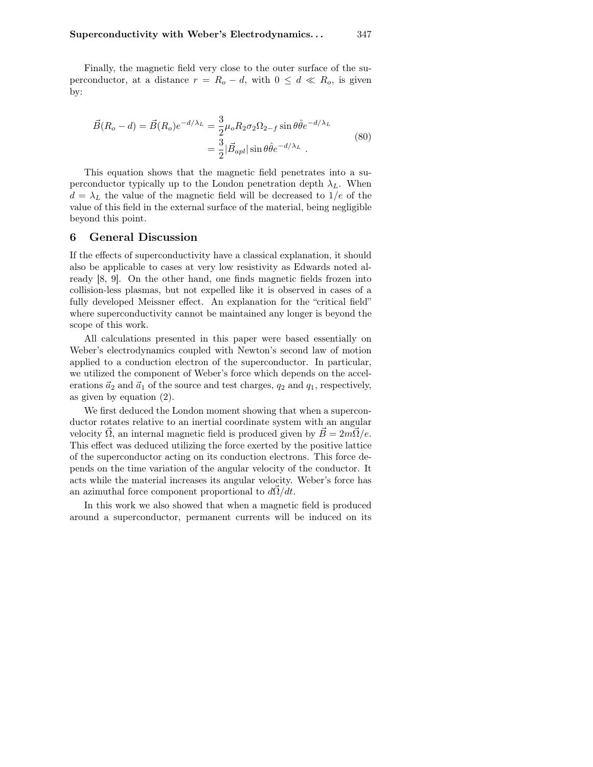Finally, the magnetic field very close to the outer surface of the superconductor, at a distance $r = R_o - d$, with $0 \leq d \ll R_o$, is given by:

$$\vec{B}(R_o - d) = \vec{B}(R_o)e^{-d/\lambda_L} = \frac{3}{2}\mu_o R_2 \sigma_2 \Omega_{2-f} \sin\theta\hat{\theta}e^{-d/\lambda_L}$$
$$= \frac{3}{2}|\vec{B}_{apl}|\sin\theta\hat{\theta}e^{-d/\lambda_L} \ . \tag{80}$$

This equation shows that the magnetic field penetrates into a superconductor typically up to the London penetration depth $\lambda_L$. When $d = \lambda_L$ the value of the magnetic field will be decreased to $1/e$ of the value of this field in the external surface of the material, being negligible beyond this point.

## 6 General Discussion

If the effects of superconductivity have a classical explanation, it should also be applicable to cases at very low resistivity as Edwards noted already [8, 9]. On the other hand, one finds magnetic fields frozen into collision-less plasmas, but not expelled like it is observed in cases of a fully developed Meissner effect. An explanation for the "critical field" where superconductivity cannot be maintained any longer is beyond the scope of this work.

All calculations presented in this paper were based essentially on Weber's electrodynamics coupled with Newton's second law of motion applied to a conduction electron of the superconductor. In particular, we utilized the component of Weber's force which depends on the accelerations $\vec{a}_2$ and $\vec{a}_1$ of the source and test charges, $q_2$ and $q_1$, respectively, as given by equation (2).

We first deduced the London moment showing that when a superconductor rotates relative to an inertial coordinate system with an angular velocity $\vec{\Omega}$, an internal magnetic field is produced given by $\vec{B} = 2m\vec{\Omega}/e$. This effect was deduced utilizing the force exerted by the positive lattice of the superconductor acting on its conduction electrons. This force depends on the time variation of the angular velocity of the conductor. It acts while the material increases its angular velocity. Weber's force has an azimuthal force component proportional to $d\vec{\Omega}/dt$.

In this work we also showed that when a magnetic field is produced around a superconductor, permanent currents will be induced on its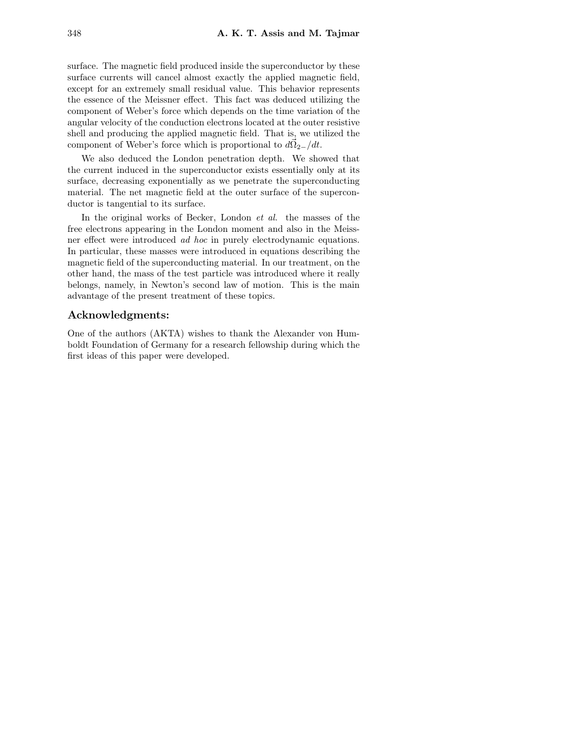surface. The magnetic field produced inside the superconductor by these surface currents will cancel almost exactly the applied magnetic field, except for an extremely small residual value. This behavior represents the essence of the Meissner effect. This fact was deduced utilizing the component of Weber's force which depends on the time variation of the angular velocity of the conduction electrons located at the outer resistive shell and producing the applied magnetic field. That is, we utilized the component of Weber's force which is proportional to $d\vec{\Omega}_{2-}/dt$.

We also deduced the London penetration depth. We showed that the current induced in the superconductor exists essentially only at its surface, decreasing exponentially as we penetrate the superconducting material. The net magnetic field at the outer surface of the superconductor is tangential to its surface.

In the original works of Becker, London *et al.* the masses of the free electrons appearing in the London moment and also in the Meissner effect were introduced *ad hoc* in purely electrodynamic equations. In particular, these masses were introduced in equations describing the magnetic field of the superconducting material. In our treatment, on the other hand, the mass of the test particle was introduced where it really belongs, namely, in Newton's second law of motion. This is the main advantage of the present treatment of these topics.

## Acknowledgments:

One of the authors (AKTA) wishes to thank the Alexander von Humboldt Foundation of Germany for a research fellowship during which the first ideas of this paper were developed.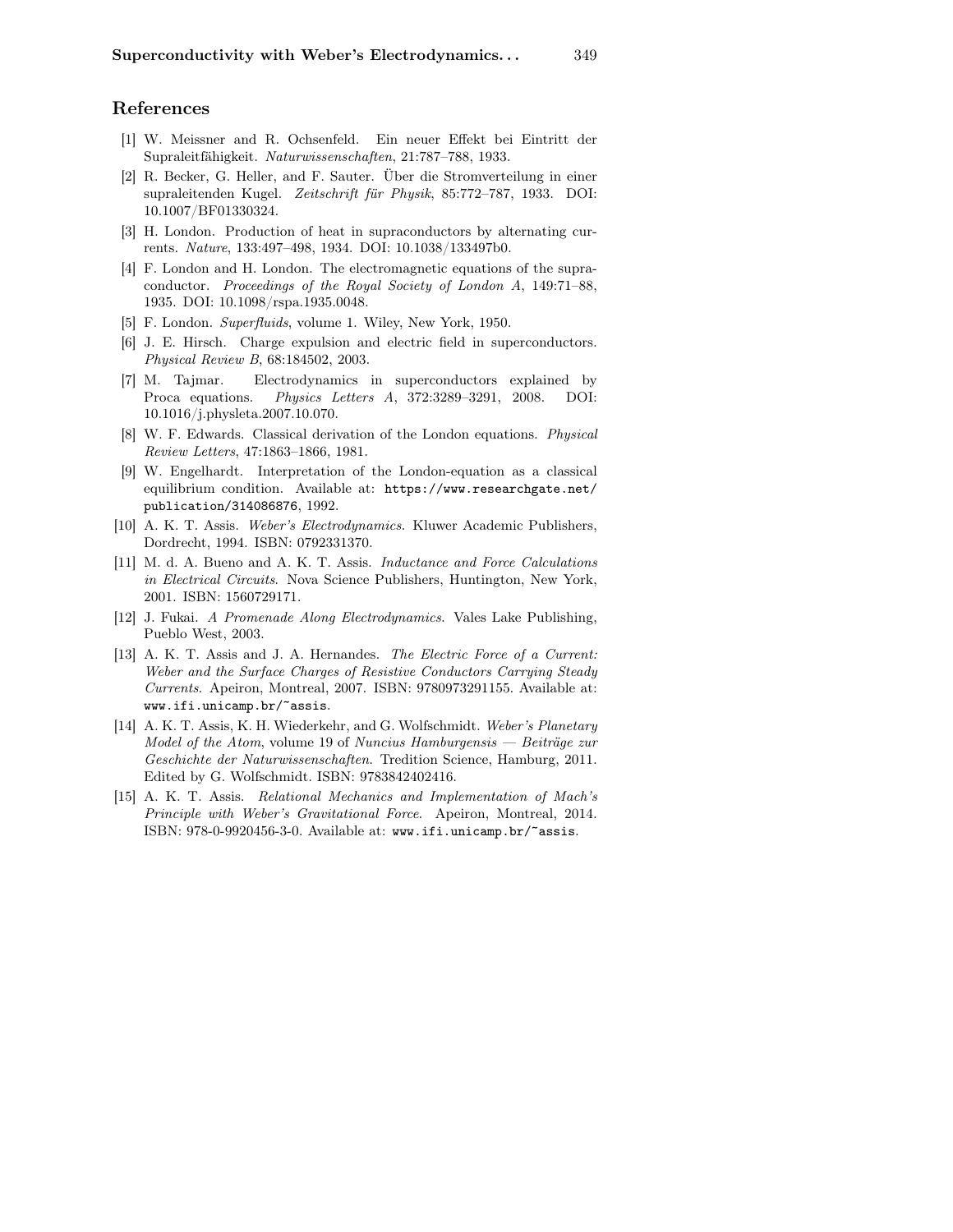## References

[1] W. Meissner and R. Ochsenfeld. Ein neuer Effekt bei Eintritt der Supraleitfähigkeit. *Naturwissenschaften*, 21:787–788, 1933.

[2] R. Becker, G. Heller, and F. Sauter. Über die Stromverteilung in einer supraleitenden Kugel. *Zeitschrift für Physik*, 85:772–787, 1933. DOI: 10.1007/BF01330324.

[3] H. London. Production of heat in supraconductors by alternating currents. *Nature*, 133:497–498, 1934. DOI: 10.1038/133497b0.

[4] F. London and H. London. The electromagnetic equations of the supraconductor. *Proceedings of the Royal Society of London A*, 149:71–88, 1935. DOI: 10.1098/rspa.1935.0048.

[5] F. London. *Superfluids*, volume 1. Wiley, New York, 1950.

[6] J. E. Hirsch. Charge expulsion and electric field in superconductors. *Physical Review B*, 68:184502, 2003.

[7] M. Tajmar. Electrodynamics in superconductors explained by Proca equations. *Physics Letters A*, 372:3289–3291, 2008. DOI: 10.1016/j.physleta.2007.10.070.

[8] W. F. Edwards. Classical derivation of the London equations. *Physical Review Letters*, 47:1863–1866, 1981.

[9] W. Engelhardt. Interpretation of the London-equation as a classical equilibrium condition. Available at: `https://www.researchgate.net/publication/314086876`, 1992.

[10] A. K. T. Assis. *Weber's Electrodynamics*. Kluwer Academic Publishers, Dordrecht, 1994. ISBN: 0792331370.

[11] M. d. A. Bueno and A. K. T. Assis. *Inductance and Force Calculations in Electrical Circuits*. Nova Science Publishers, Huntington, New York, 2001. ISBN: 1560729171.

[12] J. Fukai. *A Promenade Along Electrodynamics*. Vales Lake Publishing, Pueblo West, 2003.

[13] A. K. T. Assis and J. A. Hernandes. *The Electric Force of a Current: Weber and the Surface Charges of Resistive Conductors Carrying Steady Currents*. Apeiron, Montreal, 2007. ISBN: 9780973291155. Available at: `www.ifi.unicamp.br/~assis`.

[14] A. K. T. Assis, K. H. Wiederkehr, and G. Wolfschmidt. *Weber's Planetary Model of the Atom*, volume 19 of *Nuncius Hamburgensis — Beiträge zur Geschichte der Naturwissenschaften*. Tredition Science, Hamburg, 2011. Edited by G. Wolfschmidt. ISBN: 9783842402416.

[15] A. K. T. Assis. *Relational Mechanics and Implementation of Mach's Principle with Weber's Gravitational Force*. Apeiron, Montreal, 2014. ISBN: 978-0-9920456-3-0. Available at: `www.ifi.unicamp.br/~assis`.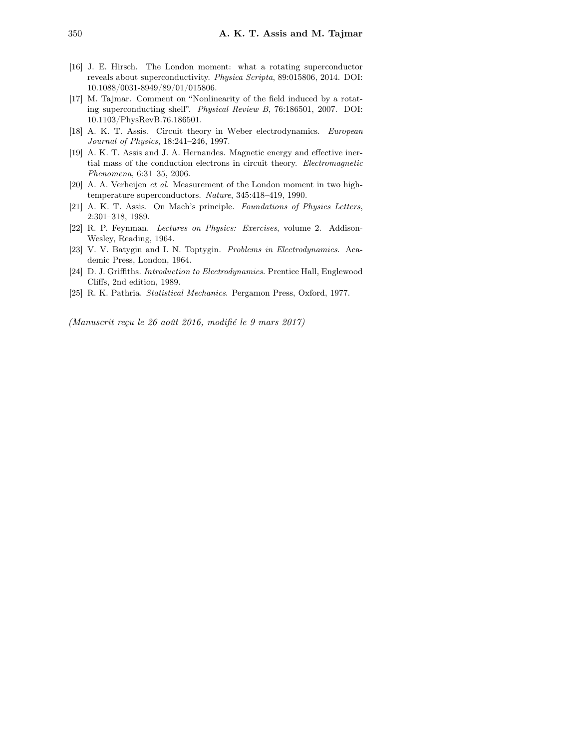[16] J. E. Hirsch. The London moment: what a rotating superconductor reveals about superconductivity. *Physica Scripta*, 89:015806, 2014. DOI: 10.1088/0031-8949/89/01/015806.

[17] M. Tajmar. Comment on "Nonlinearity of the field induced by a rotating superconducting shell". *Physical Review B*, 76:186501, 2007. DOI: 10.1103/PhysRevB.76.186501.

[18] A. K. T. Assis. Circuit theory in Weber electrodynamics. *European Journal of Physics*, 18:241–246, 1997.

[19] A. K. T. Assis and J. A. Hernandes. Magnetic energy and effective inertial mass of the conduction electrons in circuit theory. *Electromagnetic Phenomena*, 6:31–35, 2006.

[20] A. A. Verheijen *et al*. Measurement of the London moment in two high-temperature superconductors. *Nature*, 345:418–419, 1990.

[21] A. K. T. Assis. On Mach's principle. *Foundations of Physics Letters*, 2:301–318, 1989.

[22] R. P. Feynman. *Lectures on Physics: Exercises*, volume 2. Addison-Wesley, Reading, 1964.

[23] V. V. Batygin and I. N. Toptygin. *Problems in Electrodynamics*. Academic Press, London, 1964.

[24] D. J. Griffiths. *Introduction to Electrodynamics*. Prentice Hall, Englewood Cliffs, 2nd edition, 1989.

[25] R. K. Pathria. *Statistical Mechanics*. Pergamon Press, Oxford, 1977.

*(Manuscrit reçu le 26 août 2016, modifié le 9 mars 2017)*